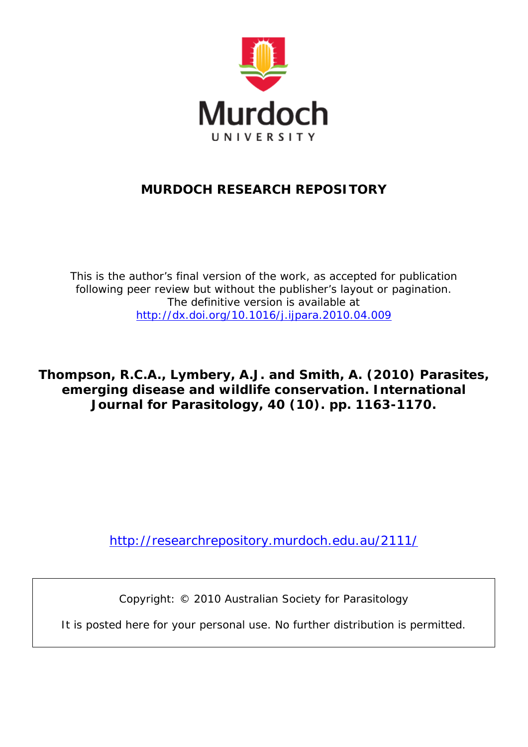# MURDOCH RESEARCH REPOSITORY

This is the author's final version of the work, as accepted for publication following peer review but without the publisher's layout or pagination. The definitive version is available at [http://dx.doi.org/10.1016/j.ijpara.2010.04.009](http://dx.doi.org/10.1016/j.ijpara.2010.04.009)

**Thompson, R.C.A., Lymbery, A.J. and Smith, A. (2010) Parasites, emerging disease and wildlife conservation. International Journal for Parasitology, 40 (10). pp. 1163-1170.**

[http://researchrepository.murdoch.edu.au/2111/](http://researchrepository.murdoch.edu.au/2111/)

Copyright: © 2010 Australian Society for Parasitology

It is posted here for your personal use. No further distribution is permitted.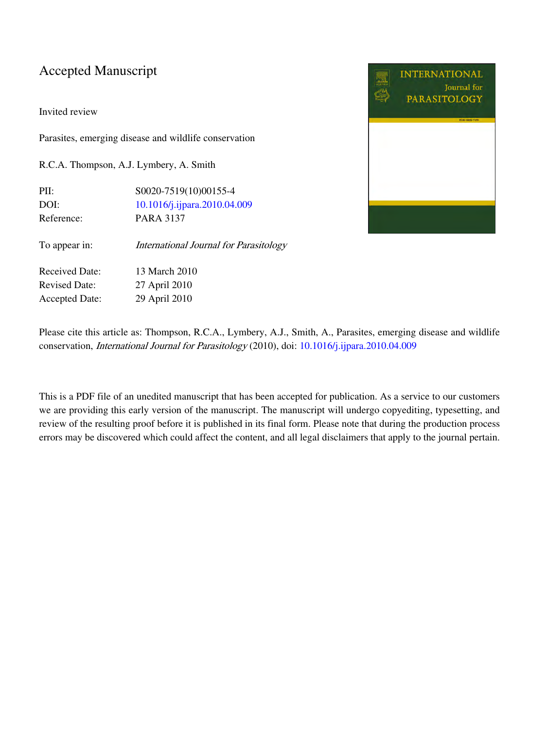# Accepted Manuscript

Invited review

Parasites, emerging disease and wildlife conservation

R.C.A. Thompson, A.J. Lymbery, A. Smith

| | |
|---|---|
| PII: | S0020-7519(10)00155-4 |
| DOI: | 10.1016/j.ijpara.2010.04.009 |
| Reference: | PARA 3137 |

| | |
|---|---|
| To appear in: | *International Journal for Parasitology* |

| | |
|---|---|
| Received Date: | 13 March 2010 |
| Revised Date: | 27 April 2010 |
| Accepted Date: | 29 April 2010 |

Please cite this article as: Thompson, R.C.A., Lymbery, A.J., Smith, A., Parasites, emerging disease and wildlife conservation, *International Journal for Parasitology* (2010), doi: 10.1016/j.ijpara.2010.04.009

This is a PDF file of an unedited manuscript that has been accepted for publication. As a service to our customers we are providing this early version of the manuscript. The manuscript will undergo copyediting, typesetting, and review of the resulting proof before it is published in its final form. Please note that during the production process errors may be discovered which could affect the content, and all legal disclaimers that apply to the journal pertain.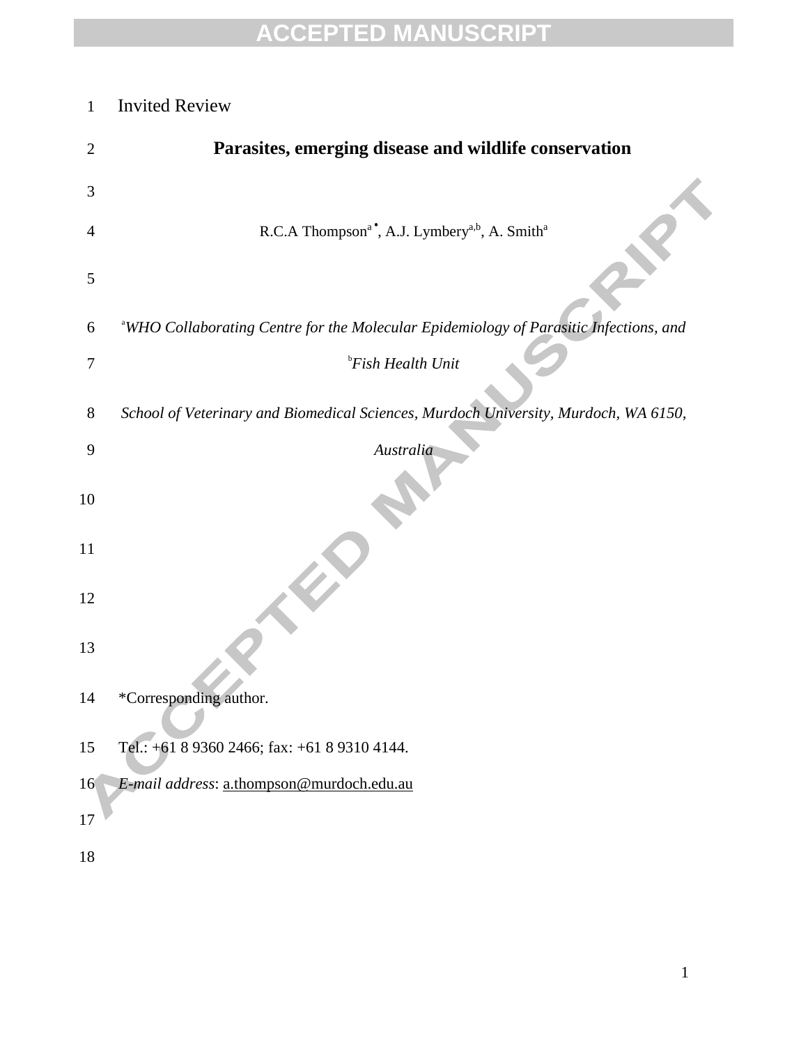Invited Review

# Parasites, emerging disease and wildlife conservation

R.C.A Thompson[a]*, A.J. Lymbery[a,b], A. Smith[a]

[a]*WHO Collaborating Centre for the Molecular Epidemiology of Parasitic Infections, and*

[b]*Fish Health Unit*

*School of Veterinary and Biomedical Sciences, Murdoch University, Murdoch, WA 6150, Australia*

*Corresponding author.

Tel.: +61 8 9360 2466; fax: +61 8 9310 4144.

*E-mail address*: a.thompson@murdoch.edu.au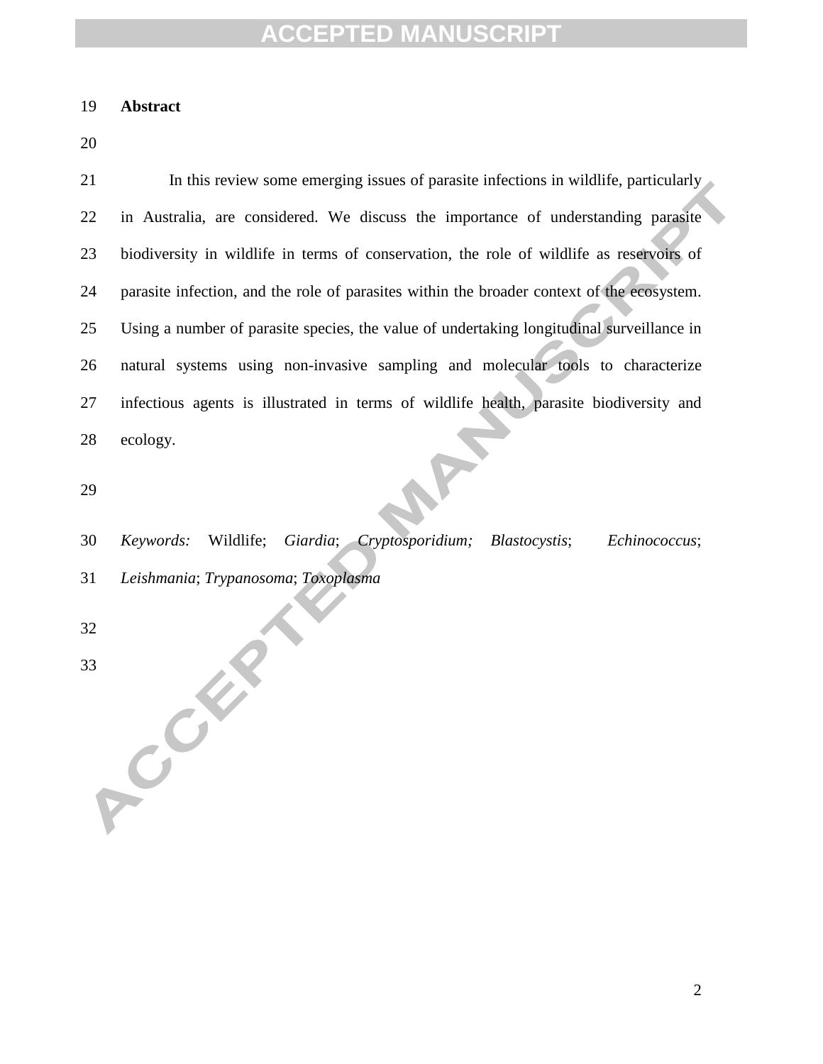## Abstract

In this review some emerging issues of parasite infections in wildlife, particularly in Australia, are considered. We discuss the importance of understanding parasite biodiversity in wildlife in terms of conservation, the role of wildlife as reservoirs of parasite infection, and the role of parasites within the broader context of the ecosystem. Using a number of parasite species, the value of undertaking longitudinal surveillance in natural systems using non-invasive sampling and molecular tools to characterize infectious agents is illustrated in terms of wildlife health, parasite biodiversity and ecology.

*Keywords:* Wildlife; *Giardia*; *Cryptosporidium; Blastocystis*; *Echinococcus*; *Leishmania*; *Trypanosoma*; *Toxoplasma*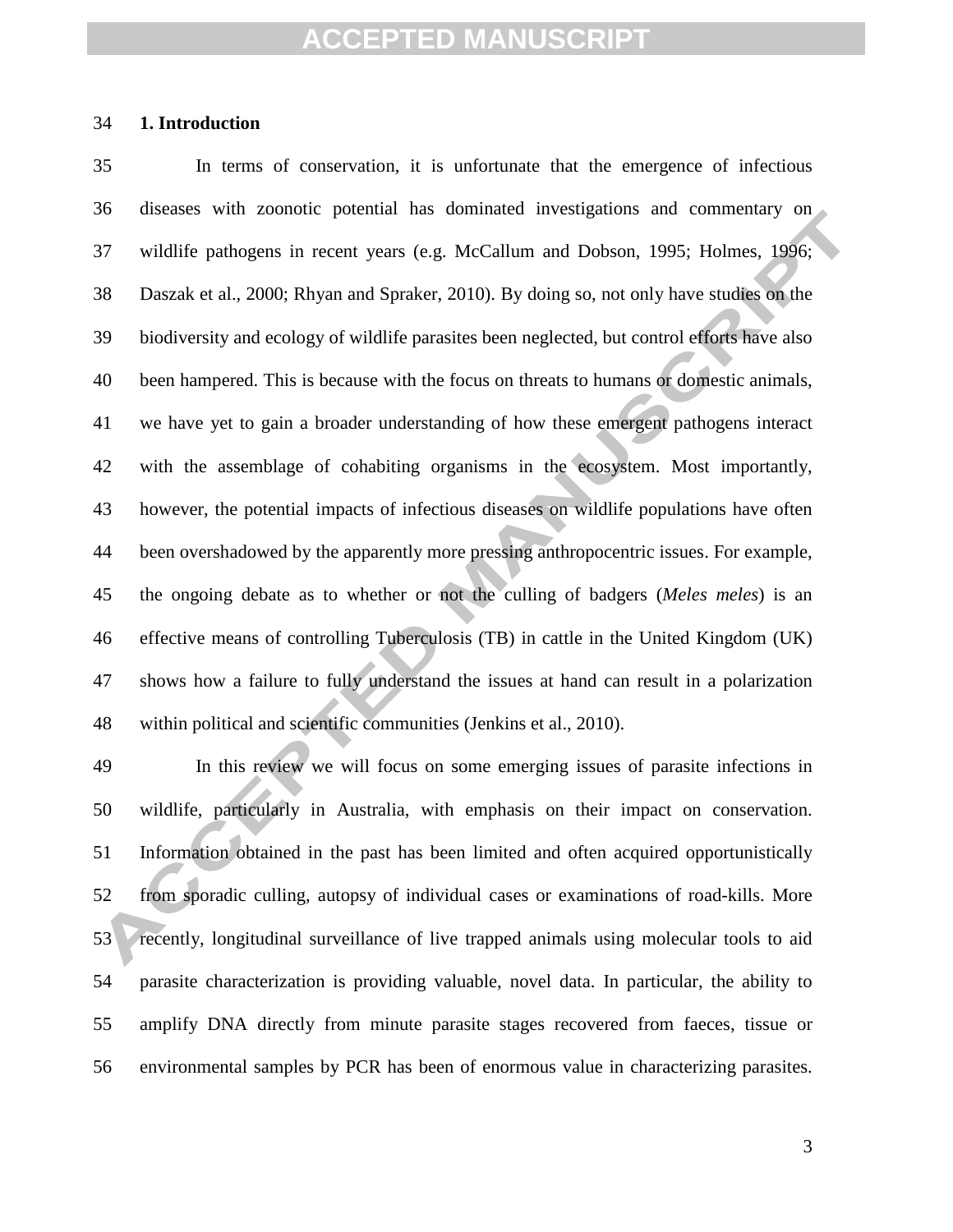## 1. Introduction

In terms of conservation, it is unfortunate that the emergence of infectious diseases with zoonotic potential has dominated investigations and commentary on wildlife pathogens in recent years (e.g. McCallum and Dobson, 1995; Holmes, 1996; Daszak et al., 2000; Rhyan and Spraker, 2010). By doing so, not only have studies on the biodiversity and ecology of wildlife parasites been neglected, but control efforts have also been hampered. This is because with the focus on threats to humans or domestic animals, we have yet to gain a broader understanding of how these emergent pathogens interact with the assemblage of cohabiting organisms in the ecosystem. Most importantly, however, the potential impacts of infectious diseases on wildlife populations have often been overshadowed by the apparently more pressing anthropocentric issues. For example, the ongoing debate as to whether or not the culling of badgers (*Meles meles*) is an effective means of controlling Tuberculosis (TB) in cattle in the United Kingdom (UK) shows how a failure to fully understand the issues at hand can result in a polarization within political and scientific communities (Jenkins et al., 2010).

In this review we will focus on some emerging issues of parasite infections in wildlife, particularly in Australia, with emphasis on their impact on conservation. Information obtained in the past has been limited and often acquired opportunistically from sporadic culling, autopsy of individual cases or examinations of road-kills. More recently, longitudinal surveillance of live trapped animals using molecular tools to aid parasite characterization is providing valuable, novel data. In particular, the ability to amplify DNA directly from minute parasite stages recovered from faeces, tissue or environmental samples by PCR has been of enormous value in characterizing parasites.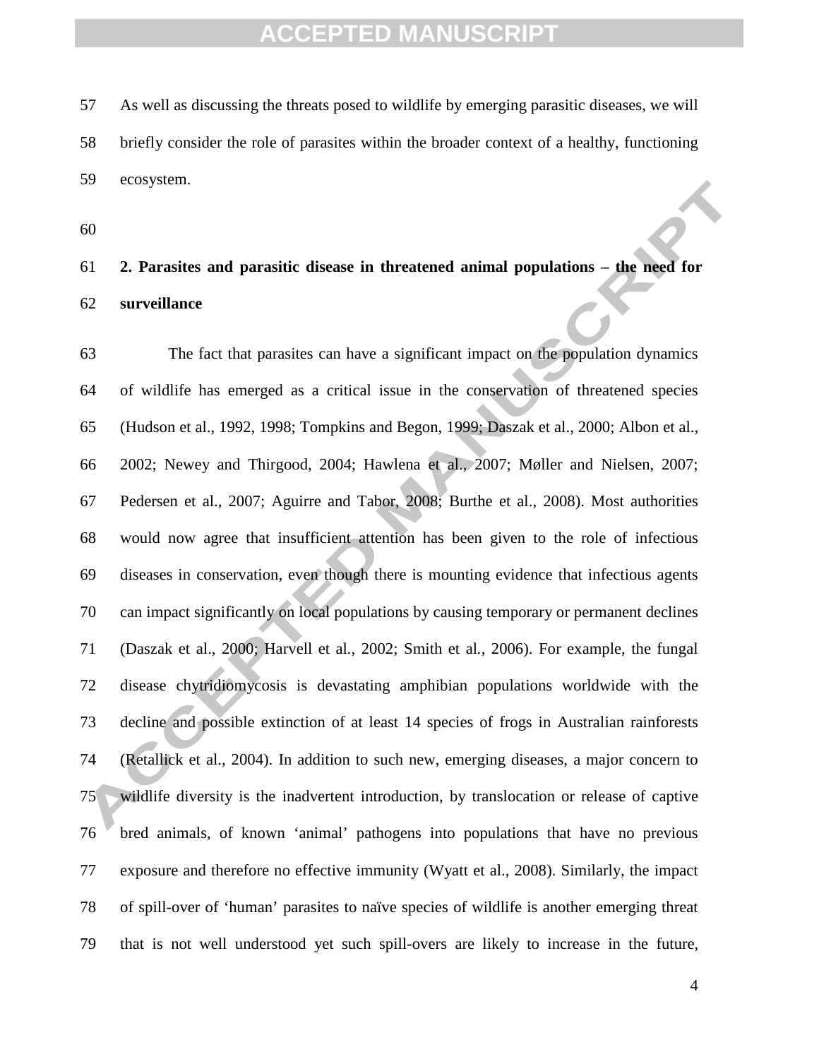As well as discussing the threats posed to wildlife by emerging parasitic diseases, we will briefly consider the role of parasites within the broader context of a healthy, functioning ecosystem.

## 2. Parasites and parasitic disease in threatened animal populations – the need for surveillance

The fact that parasites can have a significant impact on the population dynamics of wildlife has emerged as a critical issue in the conservation of threatened species (Hudson et al., 1992, 1998; Tompkins and Begon, 1999; Daszak et al., 2000; Albon et al., 2002; Newey and Thirgood, 2004; Hawlena et al., 2007; Møller and Nielsen, 2007; Pedersen et al., 2007; Aguirre and Tabor, 2008; Burthe et al., 2008). Most authorities would now agree that insufficient attention has been given to the role of infectious diseases in conservation, even though there is mounting evidence that infectious agents can impact significantly on local populations by causing temporary or permanent declines (Daszak et al., 2000; Harvell et al., 2002; Smith et al., 2006). For example, the fungal disease chytridiomycosis is devastating amphibian populations worldwide with the decline and possible extinction of at least 14 species of frogs in Australian rainforests (Retallick et al., 2004). In addition to such new, emerging diseases, a major concern to wildlife diversity is the inadvertent introduction, by translocation or release of captive bred animals, of known 'animal' pathogens into populations that have no previous exposure and therefore no effective immunity (Wyatt et al., 2008). Similarly, the impact of spill-over of 'human' parasites to naïve species of wildlife is another emerging threat that is not well understood yet such spill-overs are likely to increase in the future,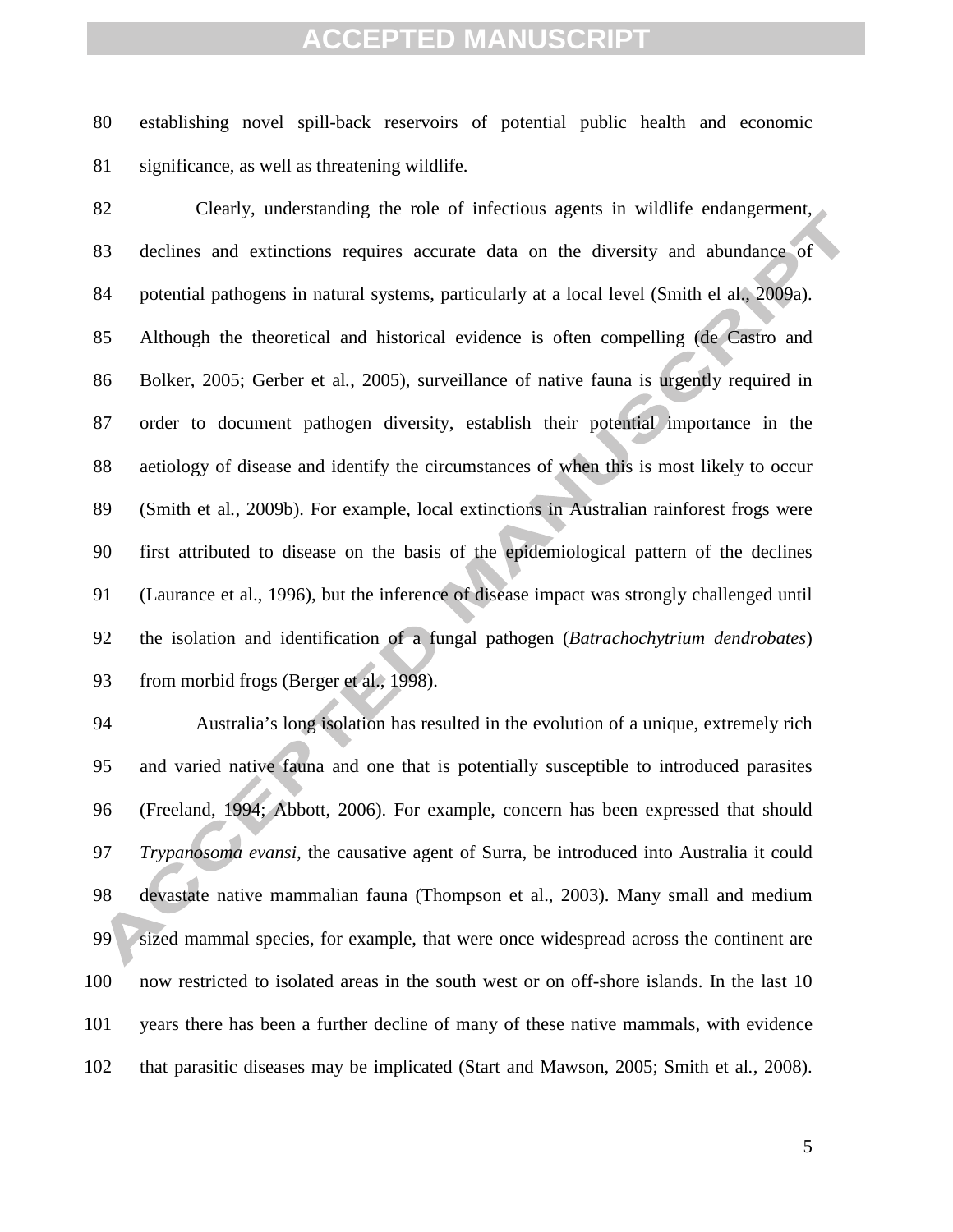establishing novel spill-back reservoirs of potential public health and economic significance, as well as threatening wildlife.

Clearly, understanding the role of infectious agents in wildlife endangerment, declines and extinctions requires accurate data on the diversity and abundance of potential pathogens in natural systems, particularly at a local level (Smith el al., 2009a). Although the theoretical and historical evidence is often compelling (de Castro and Bolker, 2005; Gerber et al., 2005), surveillance of native fauna is urgently required in order to document pathogen diversity, establish their potential importance in the aetiology of disease and identify the circumstances of when this is most likely to occur (Smith et al., 2009b). For example, local extinctions in Australian rainforest frogs were first attributed to disease on the basis of the epidemiological pattern of the declines (Laurance et al., 1996), but the inference of disease impact was strongly challenged until the isolation and identification of a fungal pathogen (*Batrachochytrium dendrobates*) from morbid frogs (Berger et al., 1998).

Australia's long isolation has resulted in the evolution of a unique, extremely rich and varied native fauna and one that is potentially susceptible to introduced parasites (Freeland, 1994; Abbott, 2006). For example, concern has been expressed that should *Trypanosoma evansi*, the causative agent of Surra, be introduced into Australia it could devastate native mammalian fauna (Thompson et al., 2003). Many small and medium sized mammal species, for example, that were once widespread across the continent are now restricted to isolated areas in the south west or on off-shore islands. In the last 10 years there has been a further decline of many of these native mammals, with evidence that parasitic diseases may be implicated (Start and Mawson, 2005; Smith et al., 2008).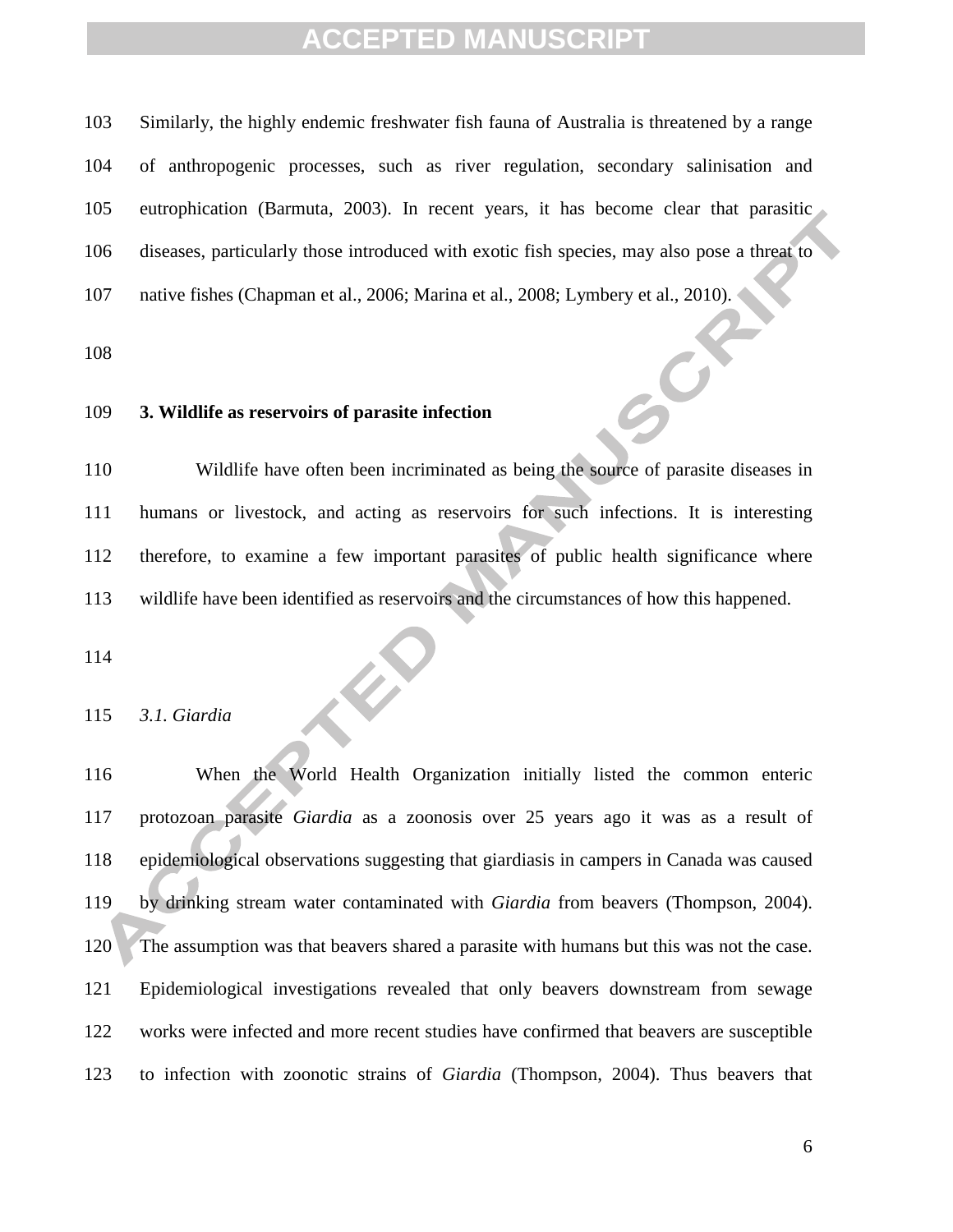Similarly, the highly endemic freshwater fish fauna of Australia is threatened by a range of anthropogenic processes, such as river regulation, secondary salinisation and eutrophication (Barmuta, 2003). In recent years, it has become clear that parasitic diseases, particularly those introduced with exotic fish species, may also pose a threat to native fishes (Chapman et al., 2006; Marina et al., 2008; Lymbery et al., 2010).

## 3. Wildlife as reservoirs of parasite infection

Wildlife have often been incriminated as being the source of parasite diseases in humans or livestock, and acting as reservoirs for such infections. It is interesting therefore, to examine a few important parasites of public health significance where wildlife have been identified as reservoirs and the circumstances of how this happened.

### *3.1. Giardia*

When the World Health Organization initially listed the common enteric protozoan parasite *Giardia* as a zoonosis over 25 years ago it was as a result of epidemiological observations suggesting that giardiasis in campers in Canada was caused by drinking stream water contaminated with *Giardia* from beavers (Thompson, 2004). The assumption was that beavers shared a parasite with humans but this was not the case. Epidemiological investigations revealed that only beavers downstream from sewage works were infected and more recent studies have confirmed that beavers are susceptible to infection with zoonotic strains of *Giardia* (Thompson, 2004). Thus beavers that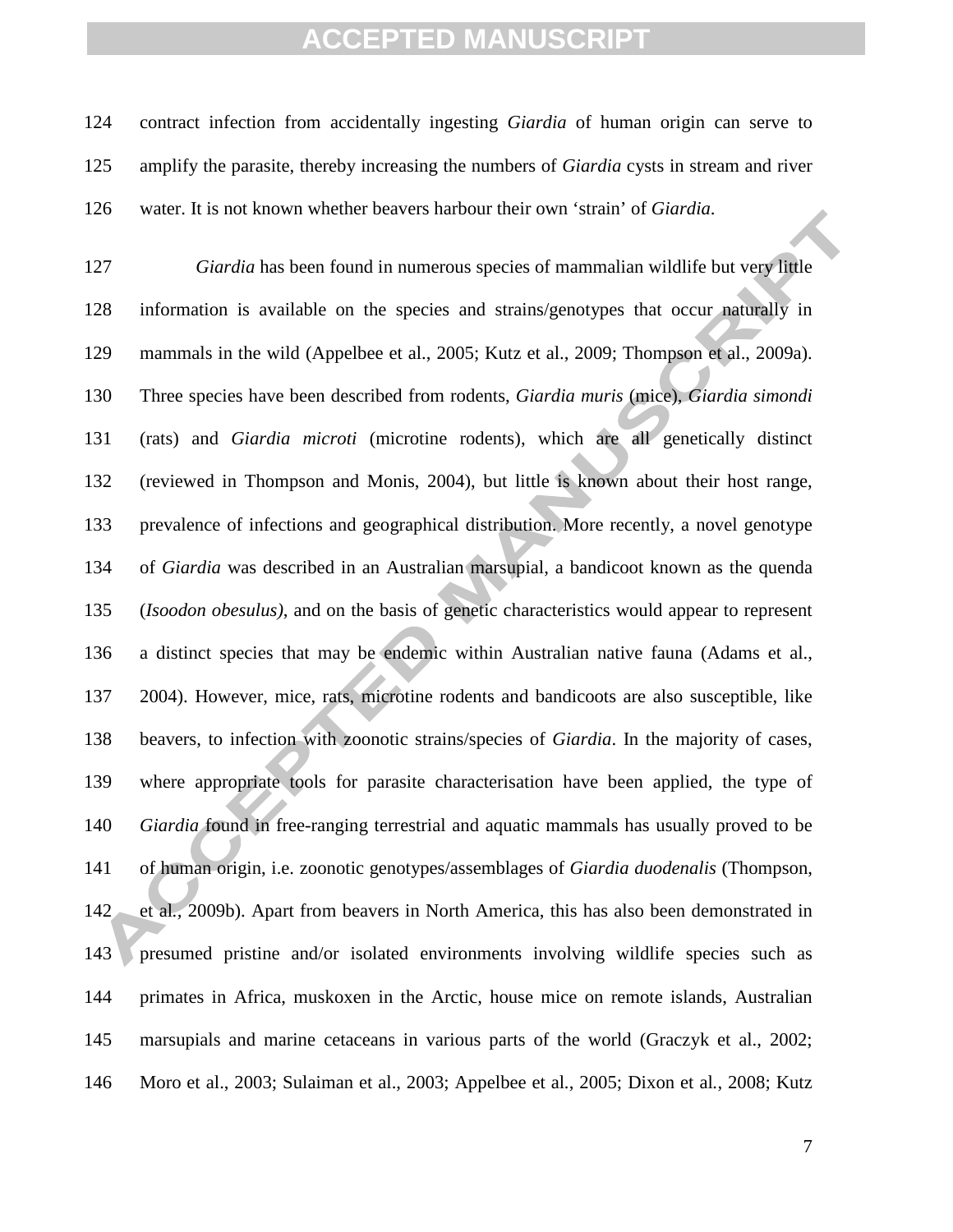contract infection from accidentally ingesting *Giardia* of human origin can serve to amplify the parasite, thereby increasing the numbers of *Giardia* cysts in stream and river water. It is not known whether beavers harbour their own 'strain' of *Giardia*.

*Giardia* has been found in numerous species of mammalian wildlife but very little information is available on the species and strains/genotypes that occur naturally in mammals in the wild (Appelbee et al., 2005; Kutz et al., 2009; Thompson et al., 2009a). Three species have been described from rodents, *Giardia muris* (mice), *Giardia simondi* (rats) and *Giardia microti* (microtine rodents), which are all genetically distinct (reviewed in Thompson and Monis, 2004), but little is known about their host range, prevalence of infections and geographical distribution. More recently, a novel genotype of *Giardia* was described in an Australian marsupial, a bandicoot known as the quenda (*Isoodon obesulus)*, and on the basis of genetic characteristics would appear to represent a distinct species that may be endemic within Australian native fauna (Adams et al., 2004). However, mice, rats, microtine rodents and bandicoots are also susceptible, like beavers, to infection with zoonotic strains/species of *Giardia*. In the majority of cases, where appropriate tools for parasite characterisation have been applied, the type of *Giardia* found in free-ranging terrestrial and aquatic mammals has usually proved to be of human origin, i.e. zoonotic genotypes/assemblages of *Giardia duodenalis* (Thompson, et al., 2009b). Apart from beavers in North America, this has also been demonstrated in presumed pristine and/or isolated environments involving wildlife species such as primates in Africa, muskoxen in the Arctic, house mice on remote islands, Australian marsupials and marine cetaceans in various parts of the world (Graczyk et al., 2002; Moro et al., 2003; Sulaiman et al., 2003; Appelbee et al., 2005; Dixon et al., 2008; Kutz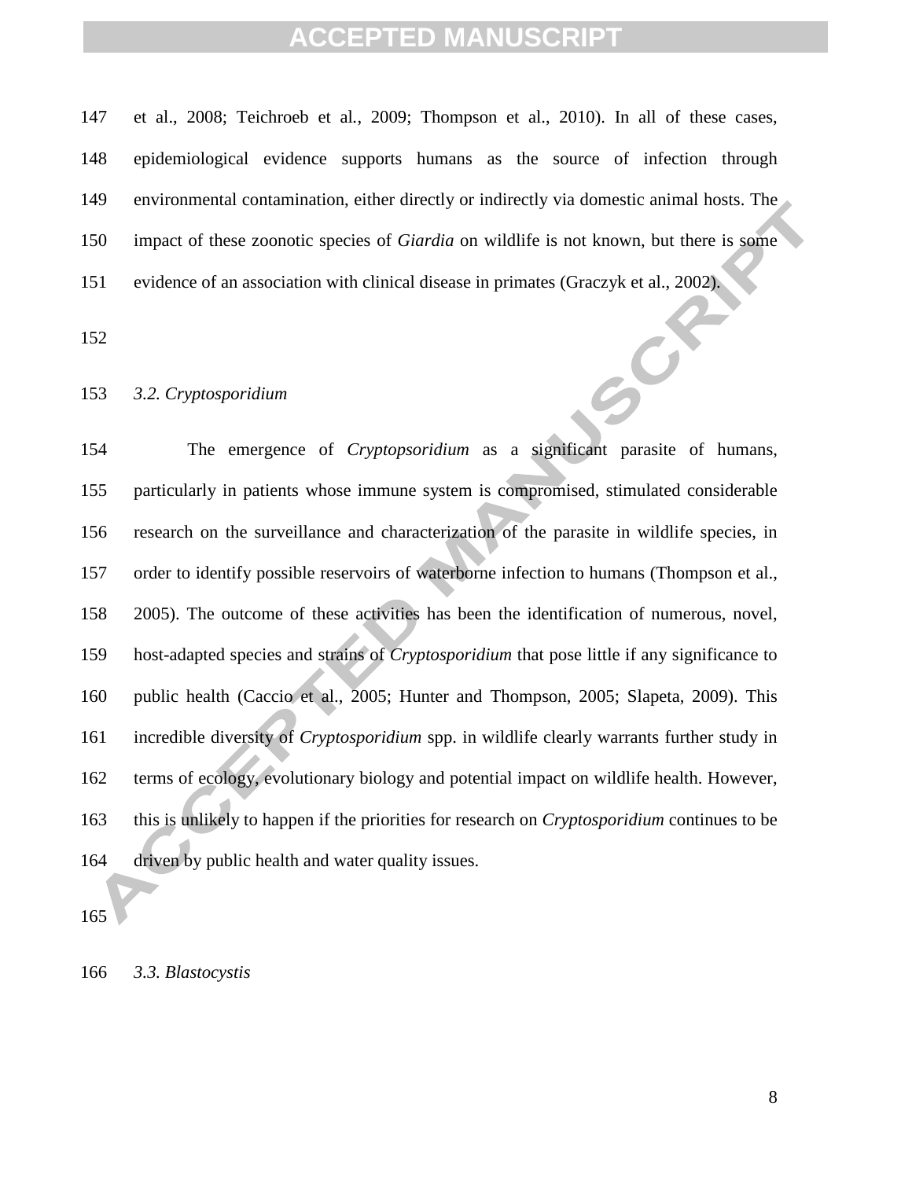et al., 2008; Teichroeb et al., 2009; Thompson et al., 2010). In all of these cases, epidemiological evidence supports humans as the source of infection through environmental contamination, either directly or indirectly via domestic animal hosts. The impact of these zoonotic species of *Giardia* on wildlife is not known, but there is some evidence of an association with clinical disease in primates (Graczyk et al., 2002).

### *3.2. Cryptosporidium*

The emergence of *Cryptopsoridium* as a significant parasite of humans, particularly in patients whose immune system is compromised, stimulated considerable research on the surveillance and characterization of the parasite in wildlife species, in order to identify possible reservoirs of waterborne infection to humans (Thompson et al., 2005). The outcome of these activities has been the identification of numerous, novel, host-adapted species and strains of *Cryptosporidium* that pose little if any significance to public health (Caccio et al., 2005; Hunter and Thompson, 2005; Slapeta, 2009). This incredible diversity of *Cryptosporidium* spp. in wildlife clearly warrants further study in terms of ecology, evolutionary biology and potential impact on wildlife health. However, this is unlikely to happen if the priorities for research on *Cryptosporidium* continues to be driven by public health and water quality issues.

### *3.3. Blastocystis*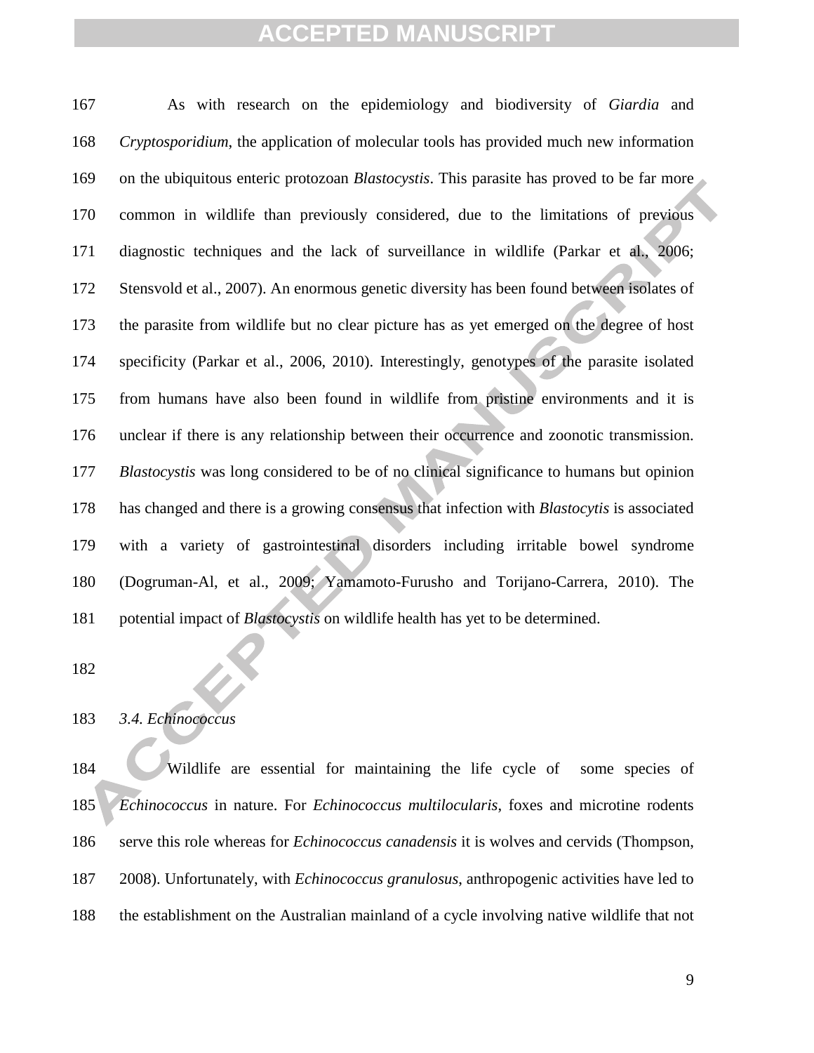As with research on the epidemiology and biodiversity of *Giardia* and *Cryptosporidium*, the application of molecular tools has provided much new information on the ubiquitous enteric protozoan *Blastocystis*. This parasite has proved to be far more common in wildlife than previously considered, due to the limitations of previous diagnostic techniques and the lack of surveillance in wildlife (Parkar et al., 2006; Stensvold et al., 2007). An enormous genetic diversity has been found between isolates of the parasite from wildlife but no clear picture has as yet emerged on the degree of host specificity (Parkar et al., 2006, 2010). Interestingly, genotypes of the parasite isolated from humans have also been found in wildlife from pristine environments and it is unclear if there is any relationship between their occurrence and zoonotic transmission. *Blastocystis* was long considered to be of no clinical significance to humans but opinion has changed and there is a growing consensus that infection with *Blastocytis* is associated with a variety of gastrointestinal disorders including irritable bowel syndrome (Dogruman-Al, et al., 2009; Yamamoto-Furusho and Torijano-Carrera, 2010). The potential impact of *Blastocystis* on wildlife health has yet to be determined.

### *3.4. Echinococcus*

Wildlife are essential for maintaining the life cycle of some species of *Echinococcus* in nature. For *Echinococcus multilocularis*, foxes and microtine rodents serve this role whereas for *Echinococcus canadensis* it is wolves and cervids (Thompson, 2008). Unfortunately, with *Echinococcus granulosus*, anthropogenic activities have led to the establishment on the Australian mainland of a cycle involving native wildlife that not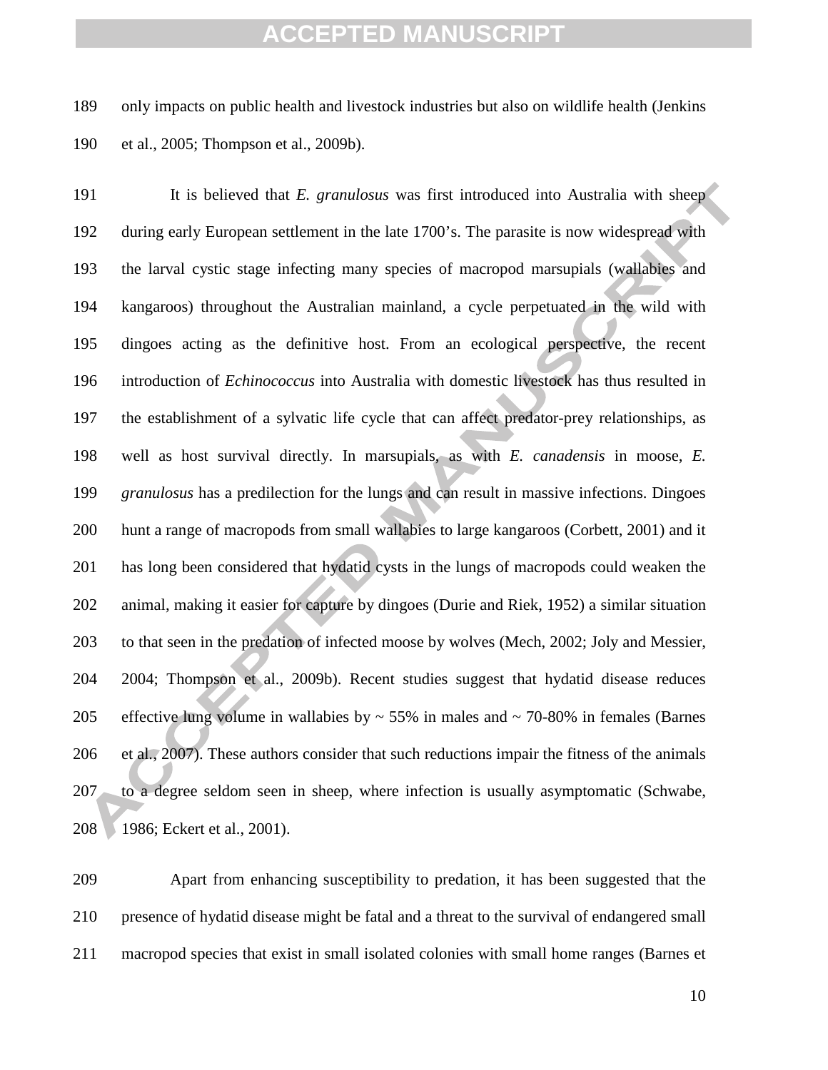only impacts on public health and livestock industries but also on wildlife health (Jenkins et al., 2005; Thompson et al., 2009b).

It is believed that *E. granulosus* was first introduced into Australia with sheep during early European settlement in the late 1700's. The parasite is now widespread with the larval cystic stage infecting many species of macropod marsupials (wallabies and kangaroos) throughout the Australian mainland, a cycle perpetuated in the wild with dingoes acting as the definitive host. From an ecological perspective, the recent introduction of *Echinococcus* into Australia with domestic livestock has thus resulted in the establishment of a sylvatic life cycle that can affect predator-prey relationships, as well as host survival directly. In marsupials, as with *E. canadensis* in moose, *E. granulosus* has a predilection for the lungs and can result in massive infections. Dingoes hunt a range of macropods from small wallabies to large kangaroos (Corbett, 2001) and it has long been considered that hydatid cysts in the lungs of macropods could weaken the animal, making it easier for capture by dingoes (Durie and Riek, 1952) a similar situation to that seen in the predation of infected moose by wolves (Mech, 2002; Joly and Messier, 2004; Thompson et al., 2009b). Recent studies suggest that hydatid disease reduces effective lung volume in wallabies by ~ 55% in males and ~ 70-80% in females (Barnes et al., 2007). These authors consider that such reductions impair the fitness of the animals to a degree seldom seen in sheep, where infection is usually asymptomatic (Schwabe, 1986; Eckert et al., 2001).

Apart from enhancing susceptibility to predation, it has been suggested that the presence of hydatid disease might be fatal and a threat to the survival of endangered small macropod species that exist in small isolated colonies with small home ranges (Barnes et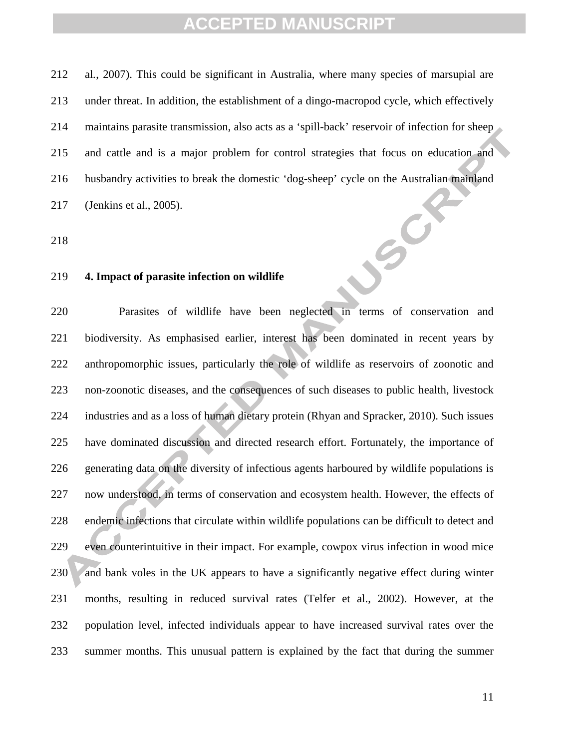al., 2007). This could be significant in Australia, where many species of marsupial are under threat. In addition, the establishment of a dingo-macropod cycle, which effectively maintains parasite transmission, also acts as a 'spill-back' reservoir of infection for sheep and cattle and is a major problem for control strategies that focus on education and husbandry activities to break the domestic 'dog-sheep' cycle on the Australian mainland (Jenkins et al., 2005).

## 4. Impact of parasite infection on wildlife

Parasites of wildlife have been neglected in terms of conservation and biodiversity. As emphasised earlier, interest has been dominated in recent years by anthropomorphic issues, particularly the role of wildlife as reservoirs of zoonotic and non-zoonotic diseases, and the consequences of such diseases to public health, livestock industries and as a loss of human dietary protein (Rhyan and Spracker, 2010). Such issues have dominated discussion and directed research effort. Fortunately, the importance of generating data on the diversity of infectious agents harboured by wildlife populations is now understood, in terms of conservation and ecosystem health. However, the effects of endemic infections that circulate within wildlife populations can be difficult to detect and even counterintuitive in their impact. For example, cowpox virus infection in wood mice and bank voles in the UK appears to have a significantly negative effect during winter months, resulting in reduced survival rates (Telfer et al., 2002). However, at the population level, infected individuals appear to have increased survival rates over the summer months. This unusual pattern is explained by the fact that during the summer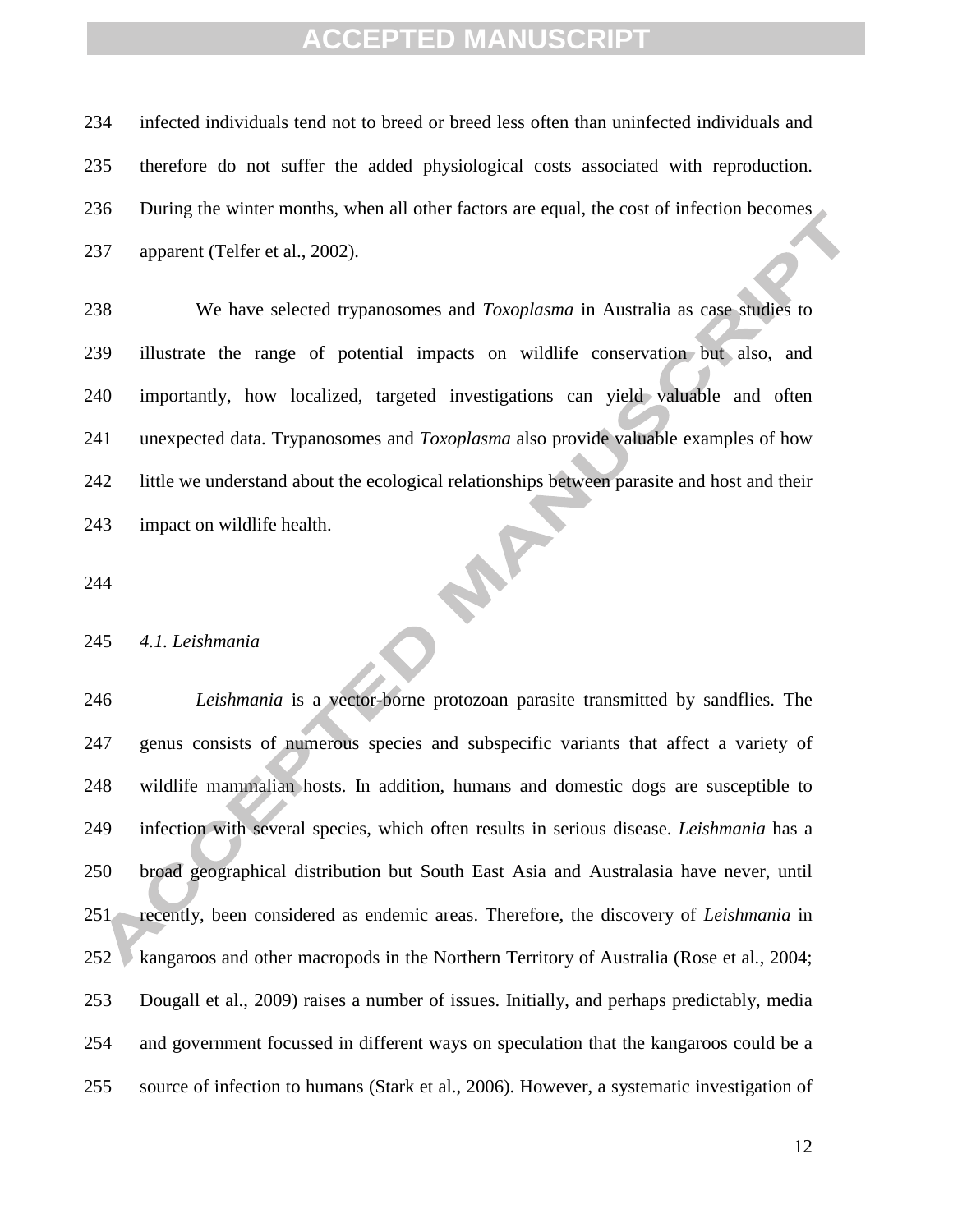infected individuals tend not to breed or breed less often than uninfected individuals and therefore do not suffer the added physiological costs associated with reproduction. During the winter months, when all other factors are equal, the cost of infection becomes apparent (Telfer et al., 2002).

We have selected trypanosomes and *Toxoplasma* in Australia as case studies to illustrate the range of potential impacts on wildlife conservation but also, and importantly, how localized, targeted investigations can yield valuable and often unexpected data. Trypanosomes and *Toxoplasma* also provide valuable examples of how little we understand about the ecological relationships between parasite and host and their impact on wildlife health.

### *4.1. Leishmania*

*Leishmania* is a vector-borne protozoan parasite transmitted by sandflies. The genus consists of numerous species and subspecific variants that affect a variety of wildlife mammalian hosts. In addition, humans and domestic dogs are susceptible to infection with several species, which often results in serious disease. *Leishmania* has a broad geographical distribution but South East Asia and Australasia have never, until recently, been considered as endemic areas. Therefore, the discovery of *Leishmania* in kangaroos and other macropods in the Northern Territory of Australia (Rose et al., 2004; Dougall et al., 2009) raises a number of issues. Initially, and perhaps predictably, media and government focussed in different ways on speculation that the kangaroos could be a source of infection to humans (Stark et al., 2006). However, a systematic investigation of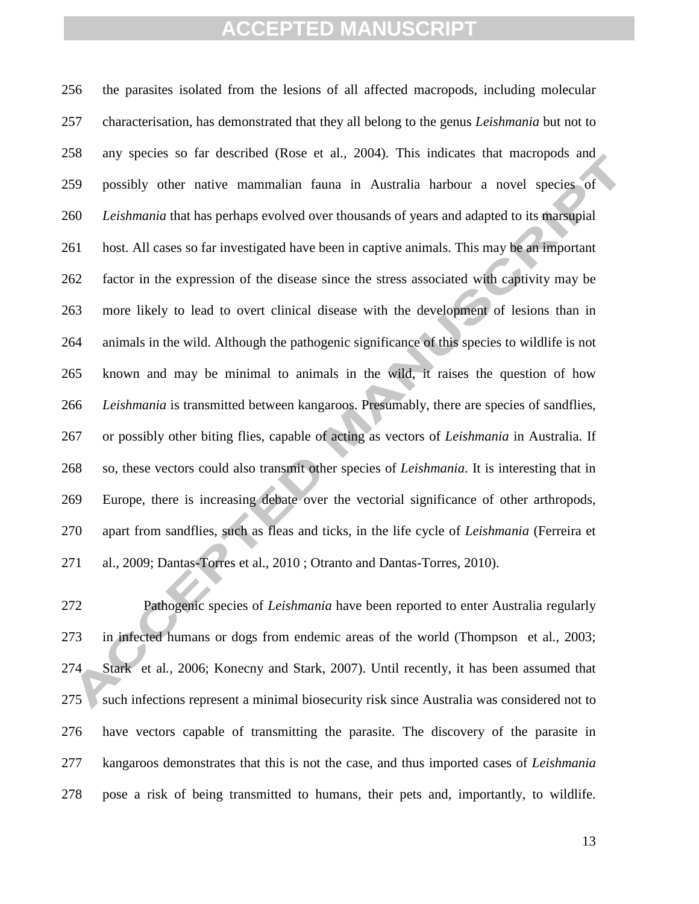the parasites isolated from the lesions of all affected macropods, including molecular characterisation, has demonstrated that they all belong to the genus *Leishmania* but not to any species so far described (Rose et al., 2004). This indicates that macropods and possibly other native mammalian fauna in Australia harbour a novel species of *Leishmania* that has perhaps evolved over thousands of years and adapted to its marsupial host. All cases so far investigated have been in captive animals. This may be an important factor in the expression of the disease since the stress associated with captivity may be more likely to lead to overt clinical disease with the development of lesions than in animals in the wild. Although the pathogenic significance of this species to wildlife is not known and may be minimal to animals in the wild, it raises the question of how *Leishmania* is transmitted between kangaroos. Presumably, there are species of sandflies, or possibly other biting flies, capable of acting as vectors of *Leishmania* in Australia. If so, these vectors could also transmit other species of *Leishmania*. It is interesting that in Europe, there is increasing debate over the vectorial significance of other arthropods, apart from sandflies, such as fleas and ticks, in the life cycle of *Leishmania* (Ferreira et al., 2009; Dantas-Torres et al., 2010 ; Otranto and Dantas-Torres, 2010).

Pathogenic species of *Leishmania* have been reported to enter Australia regularly in infected humans or dogs from endemic areas of the world (Thompson et al., 2003; Stark et al., 2006; Konecny and Stark, 2007). Until recently, it has been assumed that such infections represent a minimal biosecurity risk since Australia was considered not to have vectors capable of transmitting the parasite. The discovery of the parasite in kangaroos demonstrates that this is not the case, and thus imported cases of *Leishmania* pose a risk of being transmitted to humans, their pets and, importantly, to wildlife.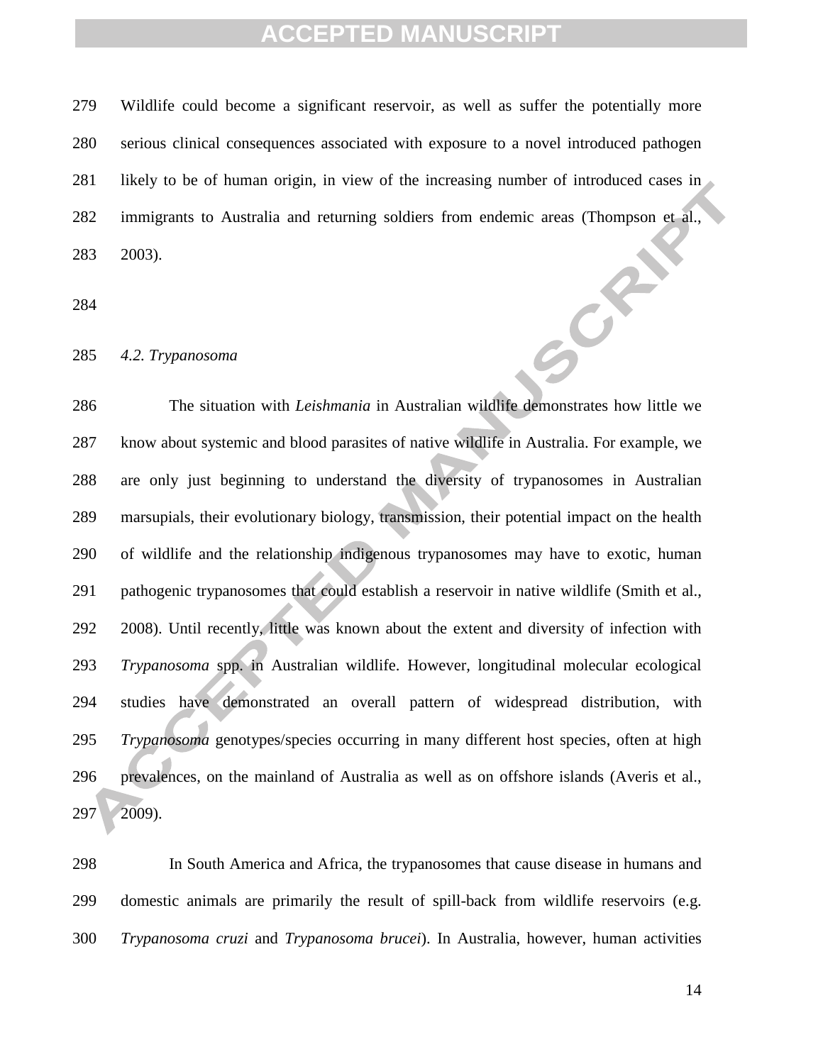Wildlife could become a significant reservoir, as well as suffer the potentially more serious clinical consequences associated with exposure to a novel introduced pathogen likely to be of human origin, in view of the increasing number of introduced cases in immigrants to Australia and returning soldiers from endemic areas (Thompson et al., 2003).

### *4.2. Trypanosoma*

The situation with *Leishmania* in Australian wildlife demonstrates how little we know about systemic and blood parasites of native wildlife in Australia. For example, we are only just beginning to understand the diversity of trypanosomes in Australian marsupials, their evolutionary biology, transmission, their potential impact on the health of wildlife and the relationship indigenous trypanosomes may have to exotic, human pathogenic trypanosomes that could establish a reservoir in native wildlife (Smith et al., 2008). Until recently, little was known about the extent and diversity of infection with *Trypanosoma* spp. in Australian wildlife. However, longitudinal molecular ecological studies have demonstrated an overall pattern of widespread distribution, with *Trypanosoma* genotypes/species occurring in many different host species, often at high prevalences, on the mainland of Australia as well as on offshore islands (Averis et al., 2009).

In South America and Africa, the trypanosomes that cause disease in humans and domestic animals are primarily the result of spill-back from wildlife reservoirs (e.g. *Trypanosoma cruzi* and *Trypanosoma brucei*). In Australia, however, human activities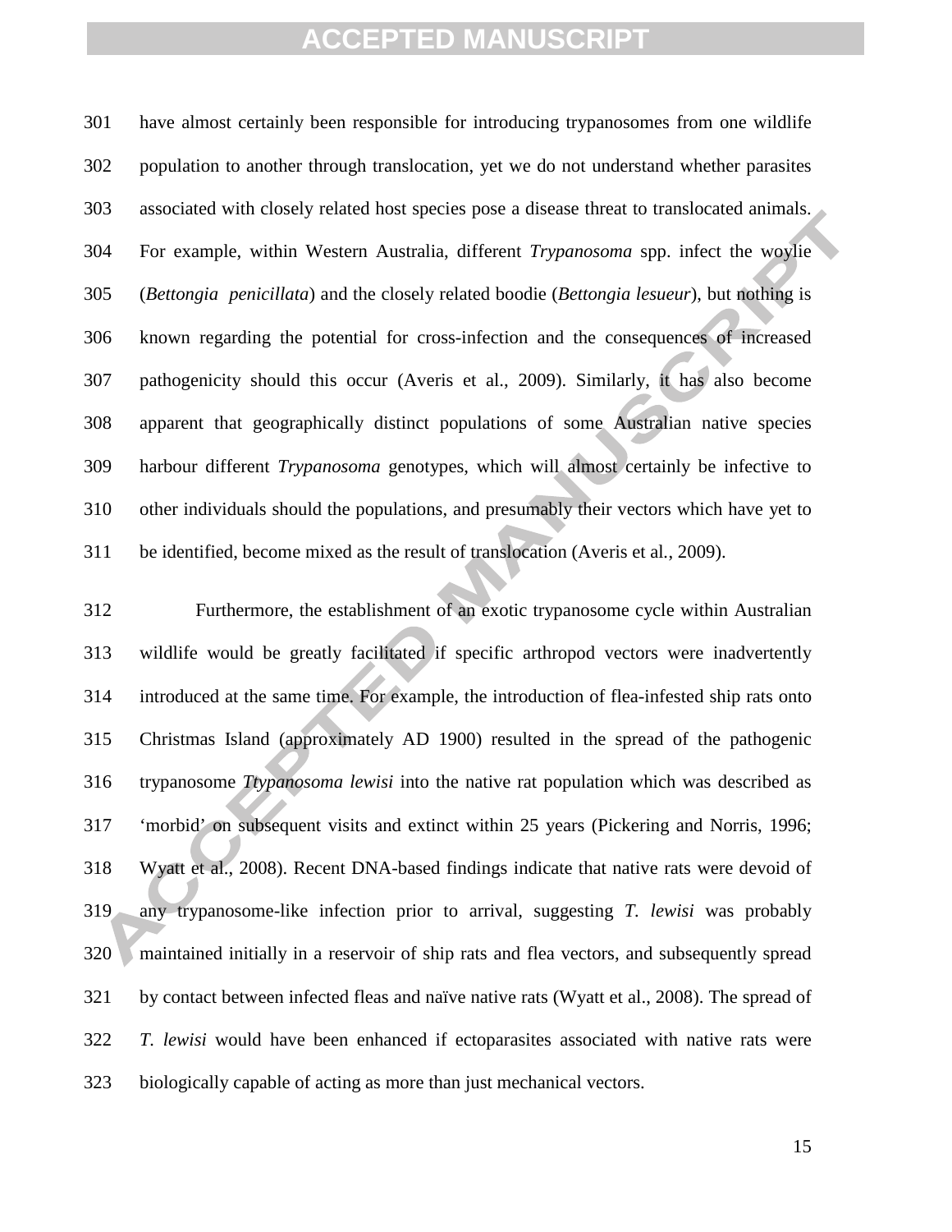have almost certainly been responsible for introducing trypanosomes from one wildlife population to another through translocation, yet we do not understand whether parasites associated with closely related host species pose a disease threat to translocated animals. For example, within Western Australia, different *Trypanosoma* spp. infect the woylie (*Bettongia penicillata*) and the closely related boodie (*Bettongia lesueur*), but nothing is known regarding the potential for cross-infection and the consequences of increased pathogenicity should this occur (Averis et al., 2009). Similarly, it has also become apparent that geographically distinct populations of some Australian native species harbour different *Trypanosoma* genotypes, which will almost certainly be infective to other individuals should the populations, and presumably their vectors which have yet to be identified, become mixed as the result of translocation (Averis et al., 2009).

Furthermore, the establishment of an exotic trypanosome cycle within Australian wildlife would be greatly facilitated if specific arthropod vectors were inadvertently introduced at the same time. For example, the introduction of flea-infested ship rats onto Christmas Island (approximately AD 1900) resulted in the spread of the pathogenic trypanosome *Ttypanosoma lewisi* into the native rat population which was described as 'morbid' on subsequent visits and extinct within 25 years (Pickering and Norris, 1996; Wyatt et al., 2008). Recent DNA-based findings indicate that native rats were devoid of any trypanosome-like infection prior to arrival, suggesting *T. lewisi* was probably maintained initially in a reservoir of ship rats and flea vectors, and subsequently spread by contact between infected fleas and naïve native rats (Wyatt et al., 2008). The spread of *T. lewisi* would have been enhanced if ectoparasites associated with native rats were biologically capable of acting as more than just mechanical vectors.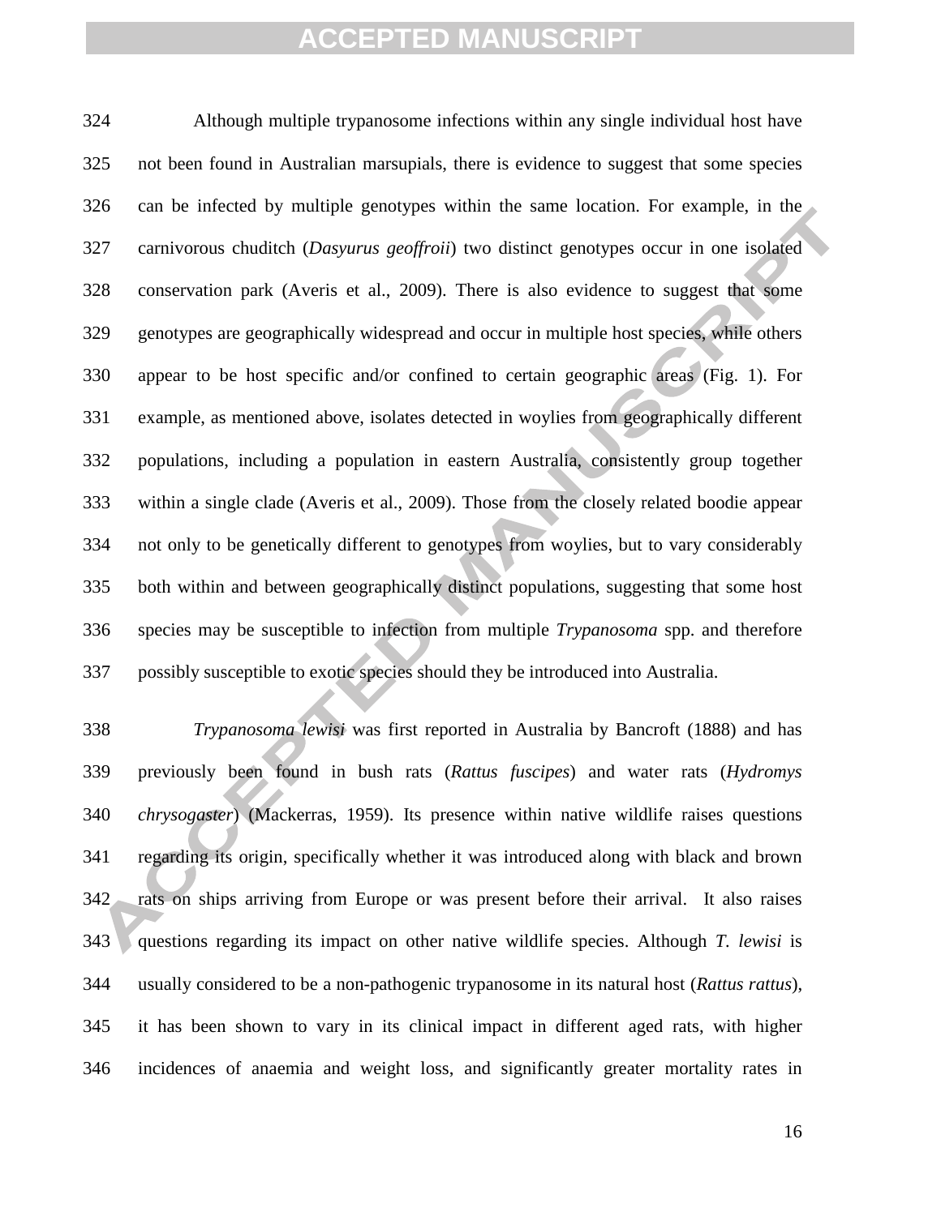Although multiple trypanosome infections within any single individual host have not been found in Australian marsupials, there is evidence to suggest that some species can be infected by multiple genotypes within the same location. For example, in the carnivorous chuditch (*Dasyurus geoffroii*) two distinct genotypes occur in one isolated conservation park (Averis et al., 2009). There is also evidence to suggest that some genotypes are geographically widespread and occur in multiple host species, while others appear to be host specific and/or confined to certain geographic areas (Fig. 1). For example, as mentioned above, isolates detected in woylies from geographically different populations, including a population in eastern Australia, consistently group together within a single clade (Averis et al., 2009). Those from the closely related boodie appear not only to be genetically different to genotypes from woylies, but to vary considerably both within and between geographically distinct populations, suggesting that some host species may be susceptible to infection from multiple *Trypanosoma* spp. and therefore possibly susceptible to exotic species should they be introduced into Australia.

*Trypanosoma lewisi* was first reported in Australia by Bancroft (1888) and has previously been found in bush rats (*Rattus fuscipes*) and water rats (*Hydromys chrysogaster*) (Mackerras, 1959). Its presence within native wildlife raises questions regarding its origin, specifically whether it was introduced along with black and brown rats on ships arriving from Europe or was present before their arrival. It also raises questions regarding its impact on other native wildlife species. Although *T. lewisi* is usually considered to be a non-pathogenic trypanosome in its natural host (*Rattus rattus*), it has been shown to vary in its clinical impact in different aged rats, with higher incidences of anaemia and weight loss, and significantly greater mortality rates in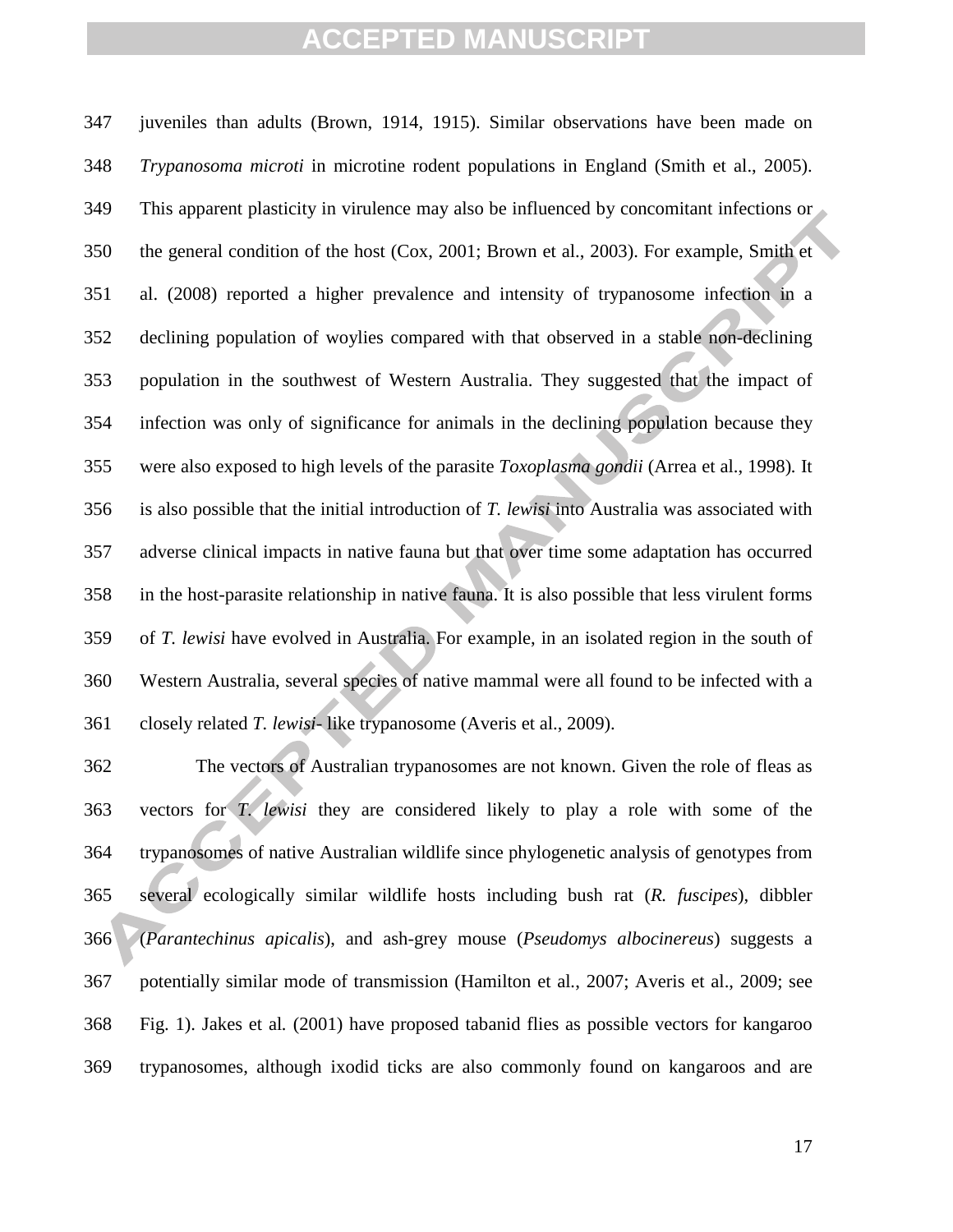juveniles than adults (Brown, 1914, 1915). Similar observations have been made on *Trypanosoma microti* in microtine rodent populations in England (Smith et al., 2005). This apparent plasticity in virulence may also be influenced by concomitant infections or the general condition of the host (Cox, 2001; Brown et al., 2003). For example, Smith et al. (2008) reported a higher prevalence and intensity of trypanosome infection in a declining population of woylies compared with that observed in a stable non-declining population in the southwest of Western Australia. They suggested that the impact of infection was only of significance for animals in the declining population because they were also exposed to high levels of the parasite *Toxoplasma gondii* (Arrea et al., 1998). It is also possible that the initial introduction of *T. lewisi* into Australia was associated with adverse clinical impacts in native fauna but that over time some adaptation has occurred in the host-parasite relationship in native fauna. It is also possible that less virulent forms of *T. lewisi* have evolved in Australia. For example, in an isolated region in the south of Western Australia, several species of native mammal were all found to be infected with a closely related *T. lewisi*- like trypanosome (Averis et al., 2009).

The vectors of Australian trypanosomes are not known. Given the role of fleas as vectors for *T. lewisi* they are considered likely to play a role with some of the trypanosomes of native Australian wildlife since phylogenetic analysis of genotypes from several ecologically similar wildlife hosts including bush rat (*R. fuscipes*), dibbler (*Parantechinus apicalis*), and ash-grey mouse (*Pseudomys albocinereus*) suggests a potentially similar mode of transmission (Hamilton et al., 2007; Averis et al., 2009; see Fig. 1). Jakes et al. (2001) have proposed tabanid flies as possible vectors for kangaroo trypanosomes, although ixodid ticks are also commonly found on kangaroos and are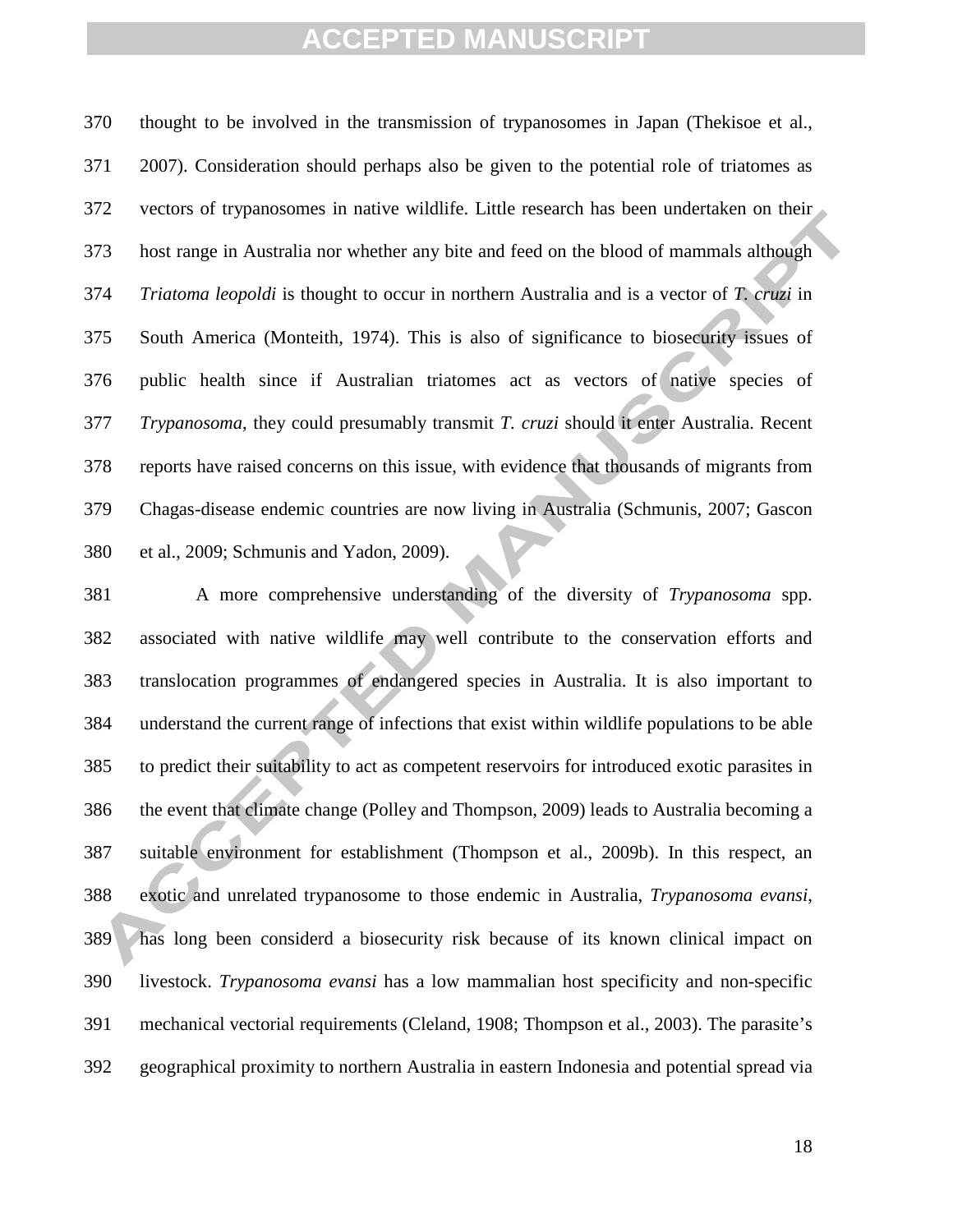thought to be involved in the transmission of trypanosomes in Japan (Thekisoe et al., 2007). Consideration should perhaps also be given to the potential role of triatomes as vectors of trypanosomes in native wildlife. Little research has been undertaken on their host range in Australia nor whether any bite and feed on the blood of mammals although *Triatoma leopoldi* is thought to occur in northern Australia and is a vector of *T. cruzi* in South America (Monteith, 1974). This is also of significance to biosecurity issues of public health since if Australian triatomes act as vectors of native species of *Trypanosoma*, they could presumably transmit *T. cruzi* should it enter Australia. Recent reports have raised concerns on this issue, with evidence that thousands of migrants from Chagas-disease endemic countries are now living in Australia (Schmunis, 2007; Gascon et al., 2009; Schmunis and Yadon, 2009).

A more comprehensive understanding of the diversity of *Trypanosoma* spp. associated with native wildlife may well contribute to the conservation efforts and translocation programmes of endangered species in Australia. It is also important to understand the current range of infections that exist within wildlife populations to be able to predict their suitability to act as competent reservoirs for introduced exotic parasites in the event that climate change (Polley and Thompson, 2009) leads to Australia becoming a suitable environment for establishment (Thompson et al., 2009b). In this respect, an exotic and unrelated trypanosome to those endemic in Australia, *Trypanosoma evansi*, has long been considerd a biosecurity risk because of its known clinical impact on livestock. *Trypanosoma evansi* has a low mammalian host specificity and non-specific mechanical vectorial requirements (Cleland, 1908; Thompson et al., 2003). The parasite's geographical proximity to northern Australia in eastern Indonesia and potential spread via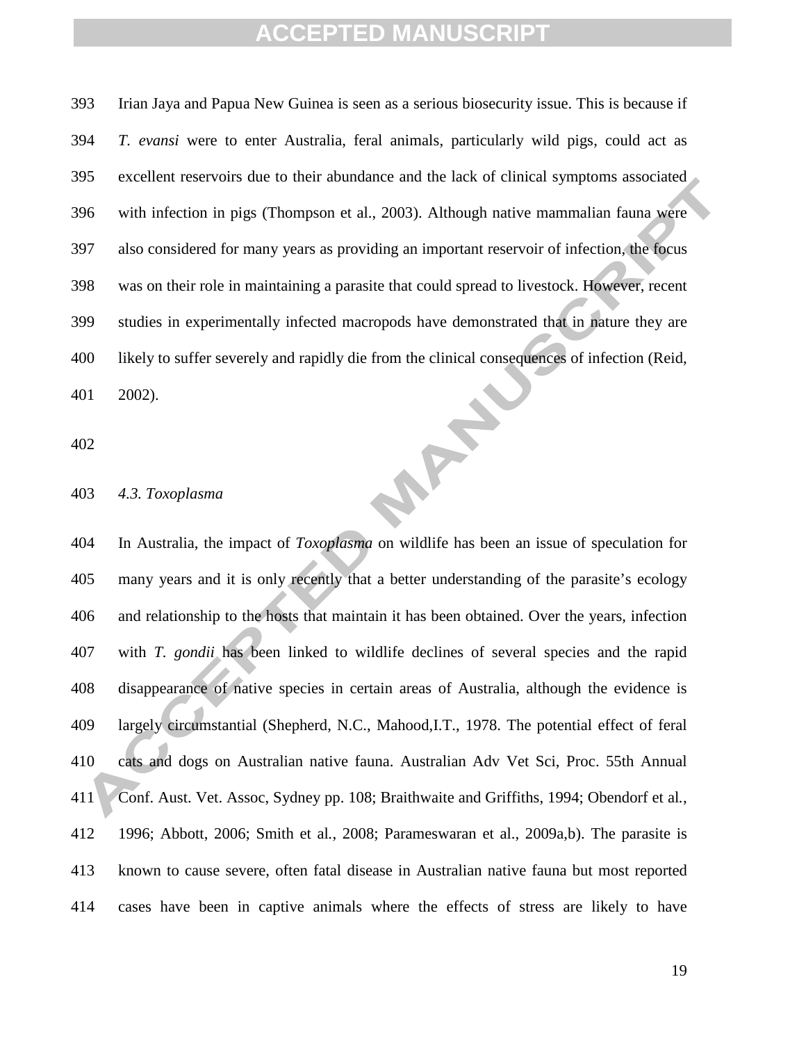Irian Jaya and Papua New Guinea is seen as a serious biosecurity issue. This is because if *T. evansi* were to enter Australia, feral animals, particularly wild pigs, could act as excellent reservoirs due to their abundance and the lack of clinical symptoms associated with infection in pigs (Thompson et al., 2003). Although native mammalian fauna were also considered for many years as providing an important reservoir of infection, the focus was on their role in maintaining a parasite that could spread to livestock. However, recent studies in experimentally infected macropods have demonstrated that in nature they are likely to suffer severely and rapidly die from the clinical consequences of infection (Reid, 2002).

*4.3. Toxoplasma*

In Australia, the impact of *Toxoplasma* on wildlife has been an issue of speculation for many years and it is only recently that a better understanding of the parasite's ecology and relationship to the hosts that maintain it has been obtained. Over the years, infection with *T. gondii* has been linked to wildlife declines of several species and the rapid disappearance of native species in certain areas of Australia, although the evidence is largely circumstantial (Shepherd, N.C., Mahood,I.T., 1978. The potential effect of feral cats and dogs on Australian native fauna. Australian Adv Vet Sci, Proc. 55th Annual Conf. Aust. Vet. Assoc, Sydney pp. 108; Braithwaite and Griffiths, 1994; Obendorf et al., 1996; Abbott, 2006; Smith et al., 2008; Parameswaran et al., 2009a,b). The parasite is known to cause severe, often fatal disease in Australian native fauna but most reported cases have been in captive animals where the effects of stress are likely to have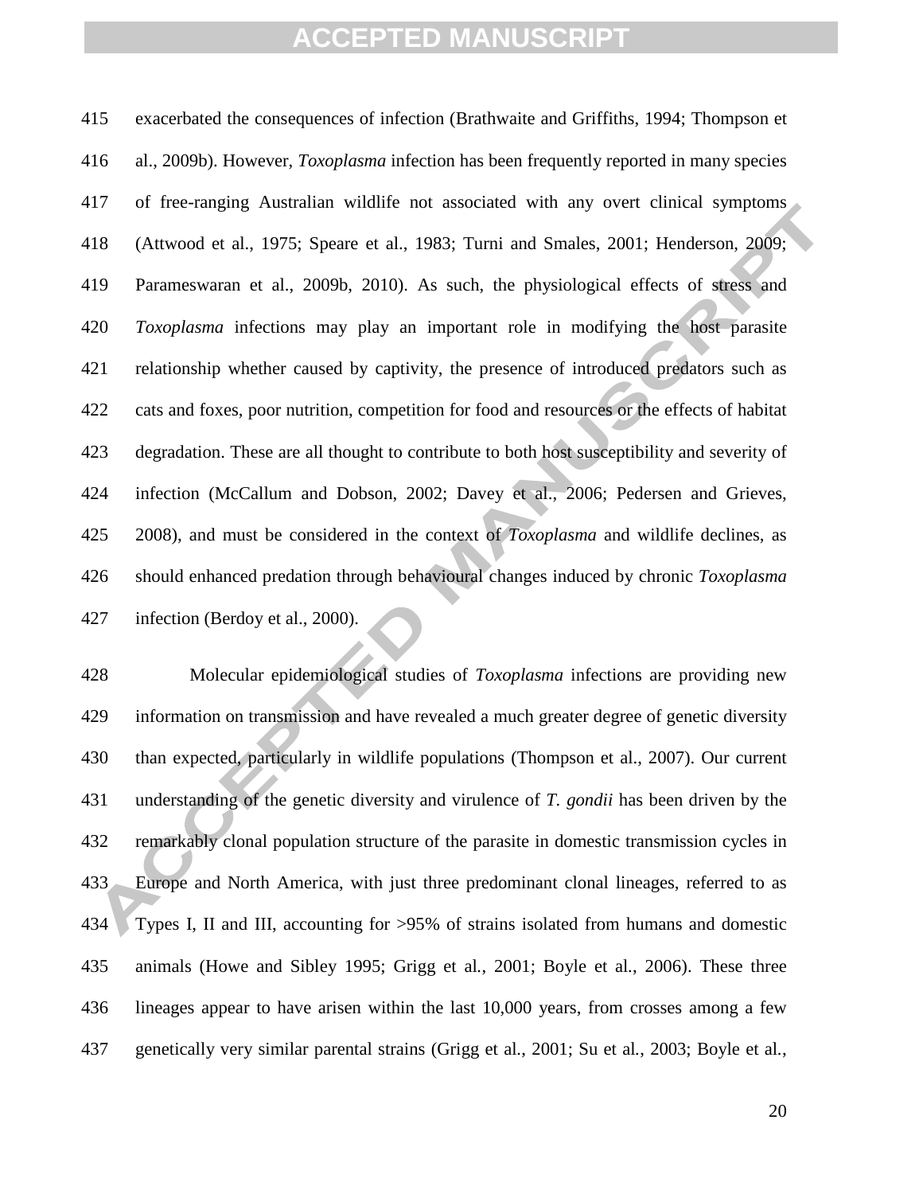exacerbated the consequences of infection (Brathwaite and Griffiths, 1994; Thompson et al., 2009b). However, *Toxoplasma* infection has been frequently reported in many species of free-ranging Australian wildlife not associated with any overt clinical symptoms (Attwood et al., 1975; Speare et al., 1983; Turni and Smales, 2001; Henderson, 2009; Parameswaran et al., 2009b, 2010). As such, the physiological effects of stress and *Toxoplasma* infections may play an important role in modifying the host parasite relationship whether caused by captivity, the presence of introduced predators such as cats and foxes, poor nutrition, competition for food and resources or the effects of habitat degradation. These are all thought to contribute to both host susceptibility and severity of infection (McCallum and Dobson, 2002; Davey et al., 2006; Pedersen and Grieves, 2008), and must be considered in the context of *Toxoplasma* and wildlife declines, as should enhanced predation through behavioural changes induced by chronic *Toxoplasma* infection (Berdoy et al., 2000).

Molecular epidemiological studies of *Toxoplasma* infections are providing new information on transmission and have revealed a much greater degree of genetic diversity than expected, particularly in wildlife populations (Thompson et al., 2007). Our current understanding of the genetic diversity and virulence of *T. gondii* has been driven by the remarkably clonal population structure of the parasite in domestic transmission cycles in Europe and North America, with just three predominant clonal lineages, referred to as Types I, II and III, accounting for >95% of strains isolated from humans and domestic animals (Howe and Sibley 1995; Grigg et al., 2001; Boyle et al., 2006). These three lineages appear to have arisen within the last 10,000 years, from crosses among a few genetically very similar parental strains (Grigg et al., 2001; Su et al., 2003; Boyle et al.,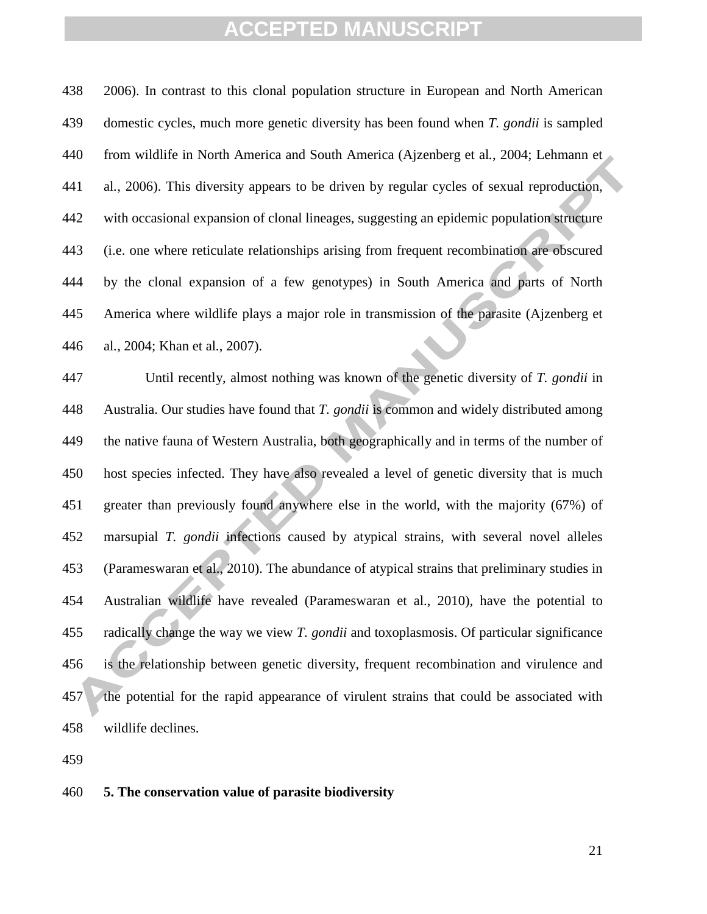2006). In contrast to this clonal population structure in European and North American domestic cycles, much more genetic diversity has been found when *T. gondii* is sampled from wildlife in North America and South America (Ajzenberg et al., 2004; Lehmann et al., 2006). This diversity appears to be driven by regular cycles of sexual reproduction, with occasional expansion of clonal lineages, suggesting an epidemic population structure (i.e. one where reticulate relationships arising from frequent recombination are obscured by the clonal expansion of a few genotypes) in South America and parts of North America where wildlife plays a major role in transmission of the parasite (Ajzenberg et al., 2004; Khan et al., 2007).

Until recently, almost nothing was known of the genetic diversity of *T. gondii* in Australia. Our studies have found that *T. gondii* is common and widely distributed among the native fauna of Western Australia, both geographically and in terms of the number of host species infected. They have also revealed a level of genetic diversity that is much greater than previously found anywhere else in the world, with the majority (67%) of marsupial *T. gondii* infections caused by atypical strains, with several novel alleles (Parameswaran et al., 2010). The abundance of atypical strains that preliminary studies in Australian wildlife have revealed (Parameswaran et al., 2010), have the potential to radically change the way we view *T. gondii* and toxoplasmosis. Of particular significance is the relationship between genetic diversity, frequent recombination and virulence and the potential for the rapid appearance of virulent strains that could be associated with wildlife declines.

## 5. The conservation value of parasite biodiversity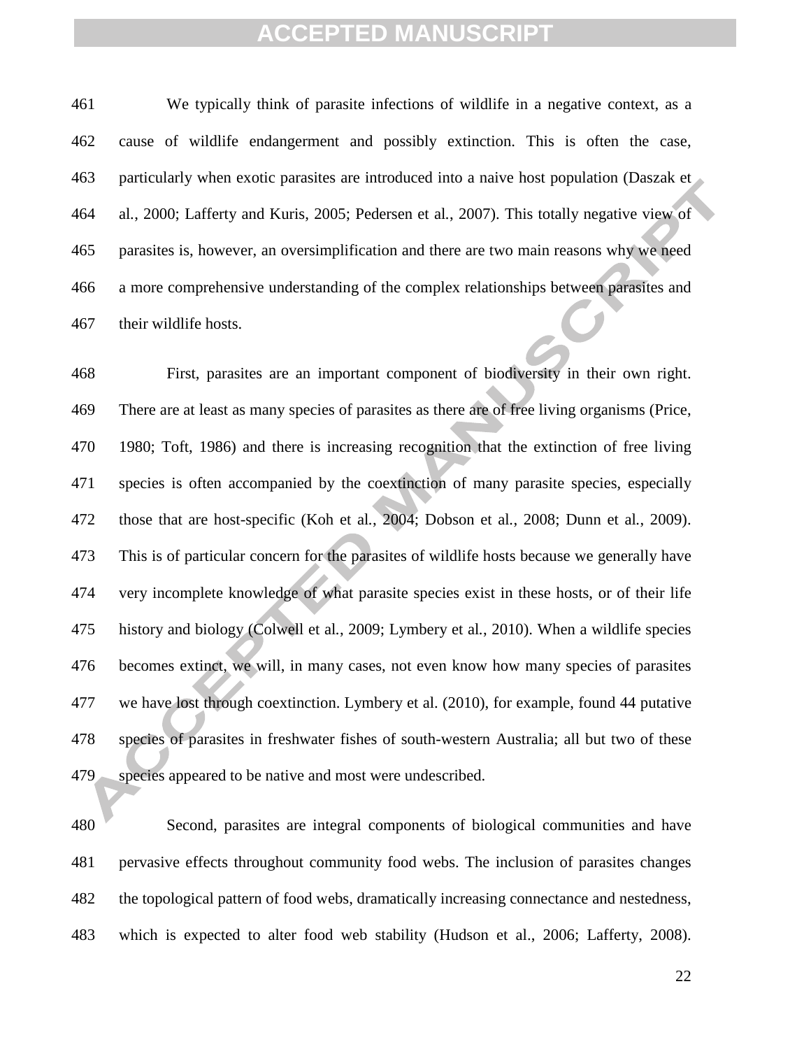We typically think of parasite infections of wildlife in a negative context, as a cause of wildlife endangerment and possibly extinction. This is often the case, particularly when exotic parasites are introduced into a naive host population (Daszak et al., 2000; Lafferty and Kuris, 2005; Pedersen et al., 2007). This totally negative view of parasites is, however, an oversimplification and there are two main reasons why we need a more comprehensive understanding of the complex relationships between parasites and their wildlife hosts.

First, parasites are an important component of biodiversity in their own right. There are at least as many species of parasites as there are of free living organisms (Price, 1980; Toft, 1986) and there is increasing recognition that the extinction of free living species is often accompanied by the coextinction of many parasite species, especially those that are host-specific (Koh et al., 2004; Dobson et al., 2008; Dunn et al., 2009). This is of particular concern for the parasites of wildlife hosts because we generally have very incomplete knowledge of what parasite species exist in these hosts, or of their life history and biology (Colwell et al., 2009; Lymbery et al., 2010). When a wildlife species becomes extinct, we will, in many cases, not even know how many species of parasites we have lost through coextinction. Lymbery et al. (2010), for example, found 44 putative species of parasites in freshwater fishes of south-western Australia; all but two of these species appeared to be native and most were undescribed.

Second, parasites are integral components of biological communities and have pervasive effects throughout community food webs. The inclusion of parasites changes the topological pattern of food webs, dramatically increasing connectance and nestedness, which is expected to alter food web stability (Hudson et al., 2006; Lafferty, 2008).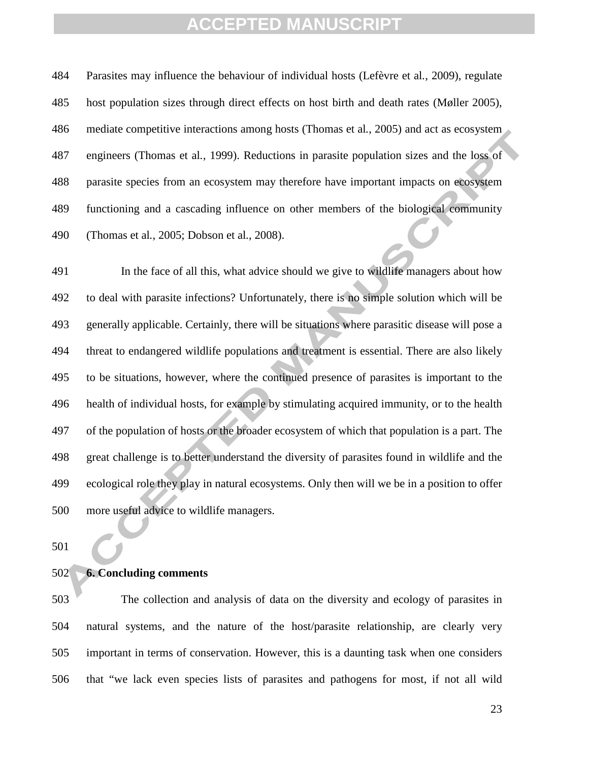Parasites may influence the behaviour of individual hosts (Lefèvre et al., 2009), regulate host population sizes through direct effects on host birth and death rates (Møller 2005), mediate competitive interactions among hosts (Thomas et al., 2005) and act as ecosystem engineers (Thomas et al., 1999). Reductions in parasite population sizes and the loss of parasite species from an ecosystem may therefore have important impacts on ecosystem functioning and a cascading influence on other members of the biological community (Thomas et al., 2005; Dobson et al., 2008).

In the face of all this, what advice should we give to wildlife managers about how to deal with parasite infections? Unfortunately, there is no simple solution which will be generally applicable. Certainly, there will be situations where parasitic disease will pose a threat to endangered wildlife populations and treatment is essential. There are also likely to be situations, however, where the continued presence of parasites is important to the health of individual hosts, for example by stimulating acquired immunity, or to the health of the population of hosts or the broader ecosystem of which that population is a part. The great challenge is to better understand the diversity of parasites found in wildlife and the ecological role they play in natural ecosystems. Only then will we be in a position to offer more useful advice to wildlife managers.

## 6. Concluding comments

The collection and analysis of data on the diversity and ecology of parasites in natural systems, and the nature of the host/parasite relationship, are clearly very important in terms of conservation. However, this is a daunting task when one considers that "we lack even species lists of parasites and pathogens for most, if not all wild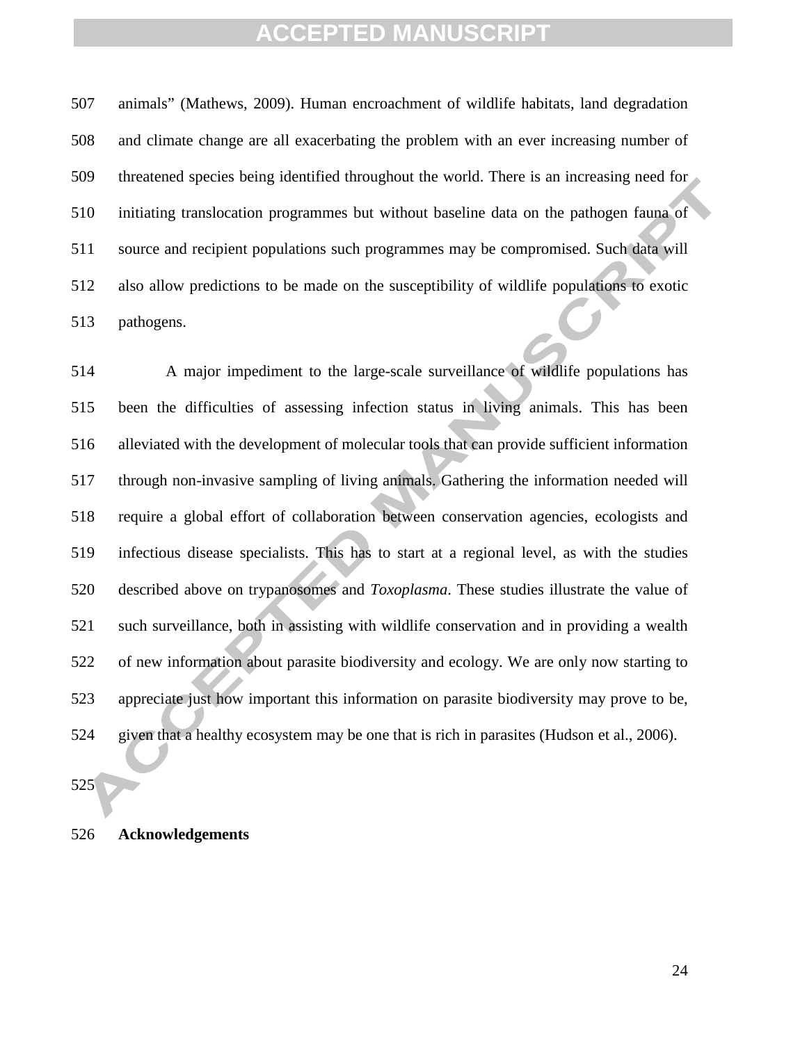animals" (Mathews, 2009). Human encroachment of wildlife habitats, land degradation and climate change are all exacerbating the problem with an ever increasing number of threatened species being identified throughout the world. There is an increasing need for initiating translocation programmes but without baseline data on the pathogen fauna of source and recipient populations such programmes may be compromised. Such data will also allow predictions to be made on the susceptibility of wildlife populations to exotic pathogens.

A major impediment to the large-scale surveillance of wildlife populations has been the difficulties of assessing infection status in living animals. This has been alleviated with the development of molecular tools that can provide sufficient information through non-invasive sampling of living animals. Gathering the information needed will require a global effort of collaboration between conservation agencies, ecologists and infectious disease specialists. This has to start at a regional level, as with the studies described above on trypanosomes and *Toxoplasma*. These studies illustrate the value of such surveillance, both in assisting with wildlife conservation and in providing a wealth of new information about parasite biodiversity and ecology. We are only now starting to appreciate just how important this information on parasite biodiversity may prove to be, given that a healthy ecosystem may be one that is rich in parasites (Hudson et al., 2006).

## Acknowledgements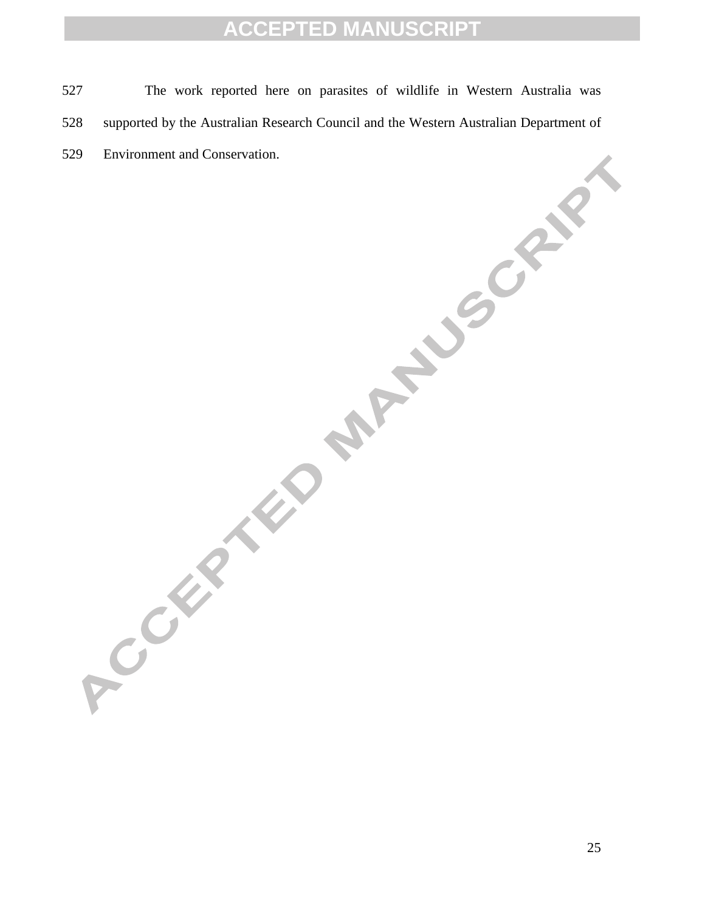The work reported here on parasites of wildlife in Western Australia was supported by the Australian Research Council and the Western Australian Department of Environment and Conservation.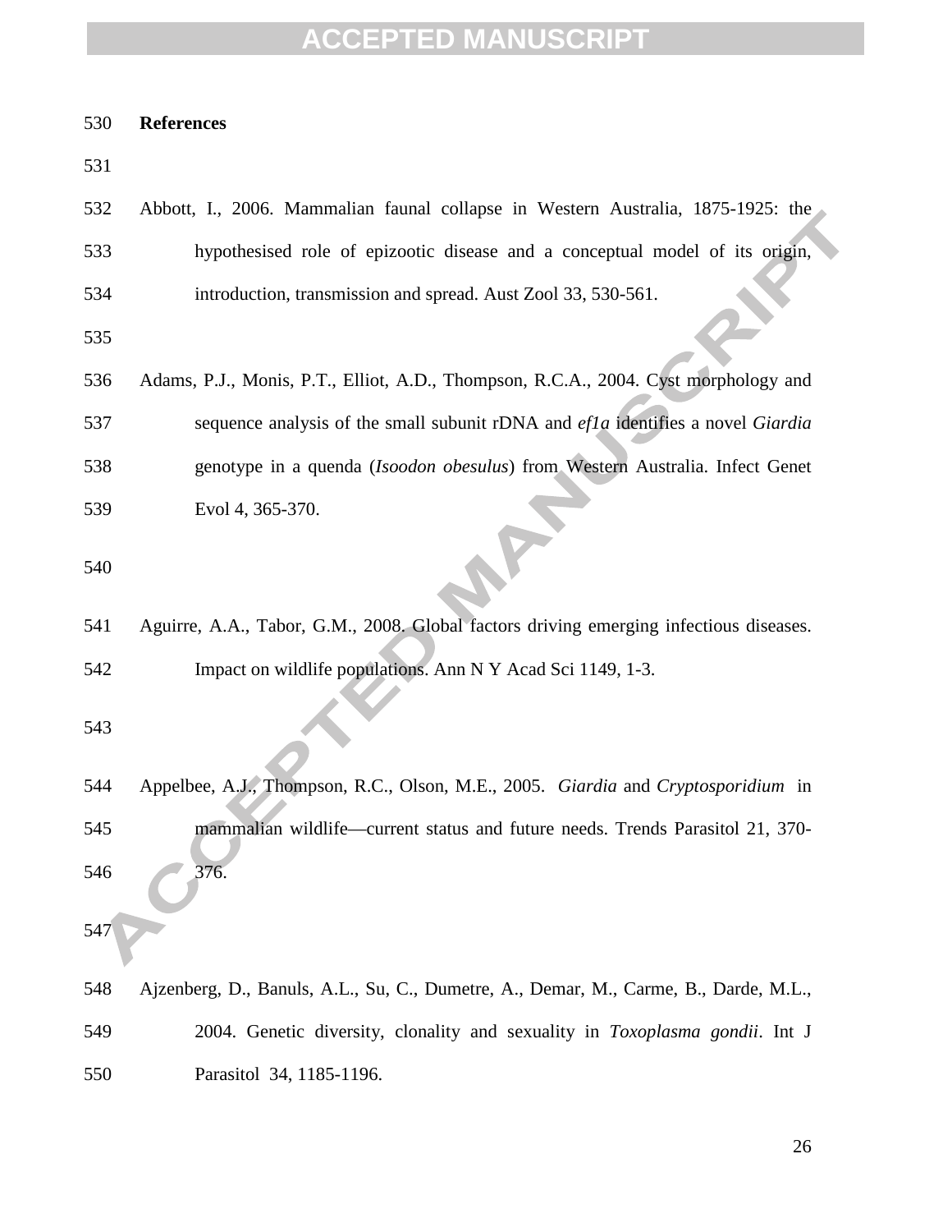## References

Abbott, I., 2006. Mammalian faunal collapse in Western Australia, 1875-1925: the hypothesised role of epizootic disease and a conceptual model of its origin, introduction, transmission and spread. Aust Zool 33, 530-561.

Adams, P.J., Monis, P.T., Elliot, A.D., Thompson, R.C.A., 2004. Cyst morphology and sequence analysis of the small subunit rDNA and *ef1a* identifies a novel *Giardia* genotype in a quenda (*Isoodon obesulus*) from Western Australia. Infect Genet Evol 4, 365-370.

Aguirre, A.A., Tabor, G.M., 2008. Global factors driving emerging infectious diseases. Impact on wildlife populations. Ann N Y Acad Sci 1149, 1-3.

Appelbee, A.J., Thompson, R.C., Olson, M.E., 2005. *Giardia* and *Cryptosporidium* in mammalian wildlife—current status and future needs. Trends Parasitol 21, 370-376.

Ajzenberg, D., Banuls, A.L., Su, C., Dumetre, A., Demar, M., Carme, B., Darde, M.L., 2004. Genetic diversity, clonality and sexuality in *Toxoplasma gondii*. Int J Parasitol 34, 1185-1196.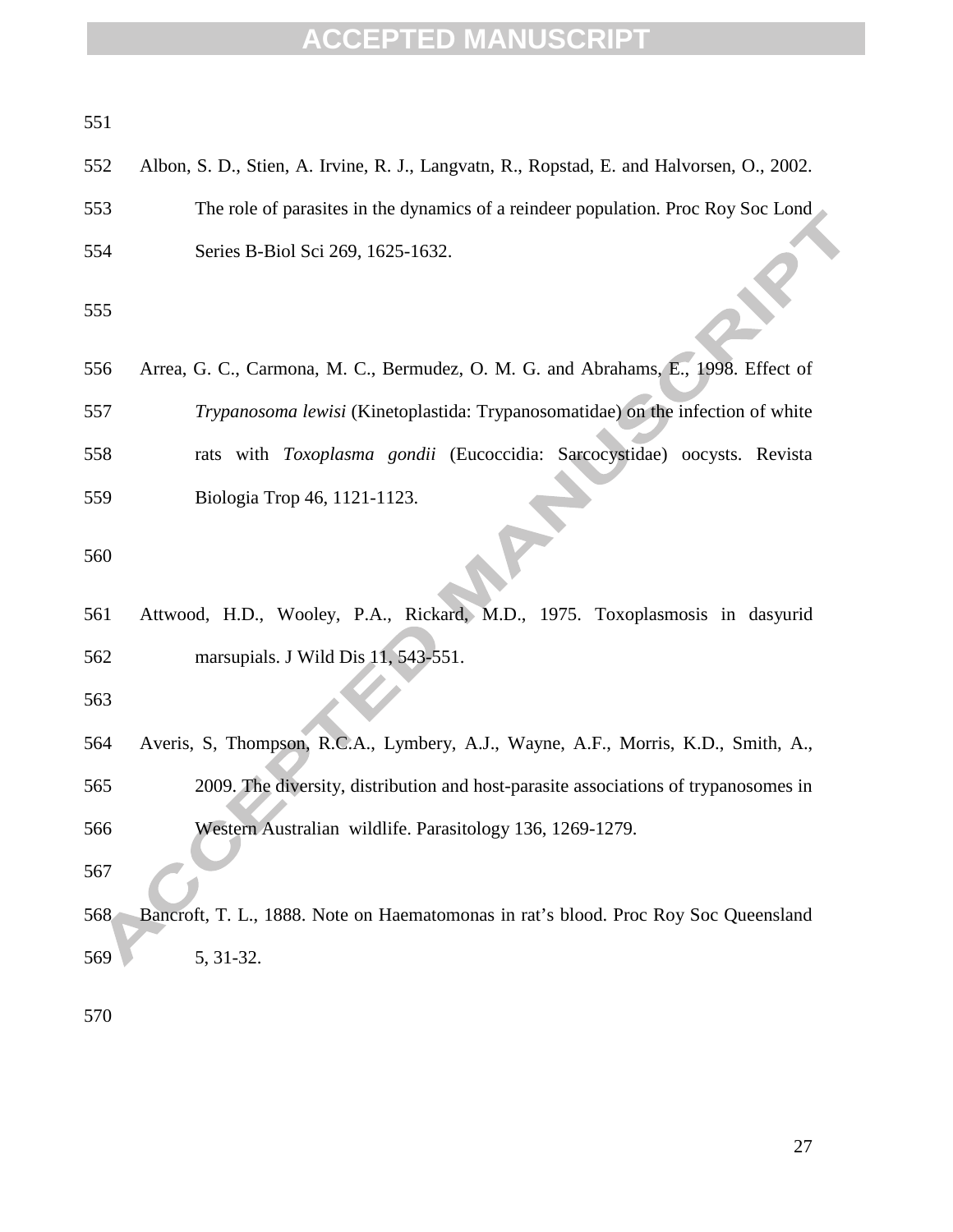Albon, S. D., Stien, A. Irvine, R. J., Langvatn, R., Ropstad, E. and Halvorsen, O., 2002. The role of parasites in the dynamics of a reindeer population. Proc Roy Soc Lond Series B-Biol Sci 269, 1625-1632.

Arrea, G. C., Carmona, M. C., Bermudez, O. M. G. and Abrahams, E., 1998. Effect of *Trypanosoma lewisi* (Kinetoplastida: Trypanosomatidae) on the infection of white rats with *Toxoplasma gondii* (Eucoccidia: Sarcocystidae) oocysts. Revista Biologia Trop 46, 1121-1123.

Attwood, H.D., Wooley, P.A., Rickard, M.D., 1975. Toxoplasmosis in dasyurid marsupials. J Wild Dis 11, 543-551.

Averis, S, Thompson, R.C.A., Lymbery, A.J., Wayne, A.F., Morris, K.D., Smith, A., 2009. The diversity, distribution and host-parasite associations of trypanosomes in Western Australian wildlife. Parasitology 136, 1269-1279.

Bancroft, T. L., 1888. Note on Haematomonas in rat's blood. Proc Roy Soc Queensland 5, 31-32.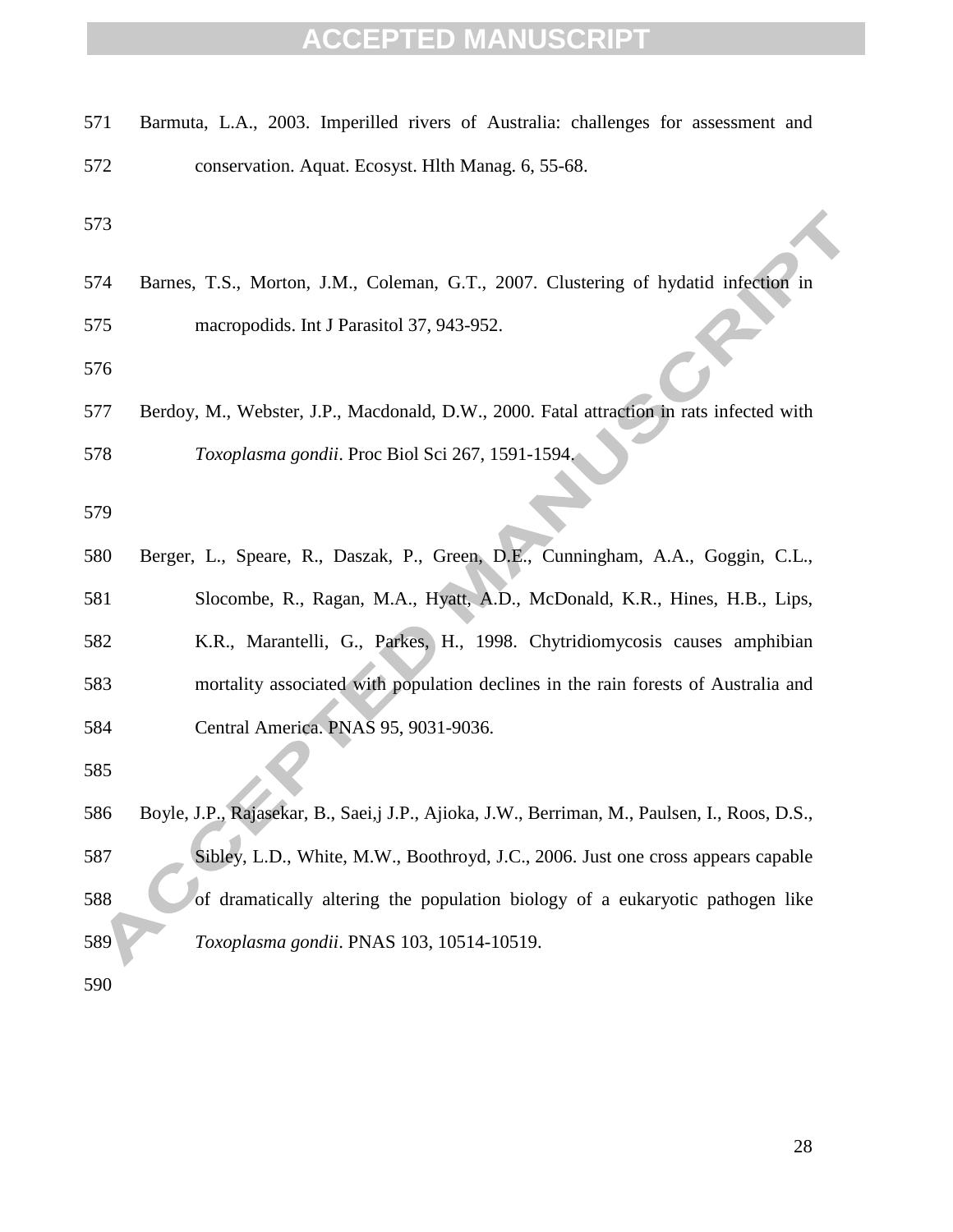Barmuta, L.A., 2003. Imperilled rivers of Australia: challenges for assessment and conservation. Aquat. Ecosyst. Hlth Manag. 6, 55-68.

Barnes, T.S., Morton, J.M., Coleman, G.T., 2007. Clustering of hydatid infection in macropodids. Int J Parasitol 37, 943-952.

Berdoy, M., Webster, J.P., Macdonald, D.W., 2000. Fatal attraction in rats infected with *Toxoplasma gondii*. Proc Biol Sci 267, 1591-1594.

Berger, L., Speare, R., Daszak, P., Green, D.E., Cunningham, A.A., Goggin, C.L., Slocombe, R., Ragan, M.A., Hyatt, A.D., McDonald, K.R., Hines, H.B., Lips, K.R., Marantelli, G., Parkes, H., 1998. Chytridiomycosis causes amphibian mortality associated with population declines in the rain forests of Australia and Central America. PNAS 95, 9031-9036.

Boyle, J.P., Rajasekar, B., Saei,j J.P., Ajioka, J.W., Berriman, M., Paulsen, I., Roos, D.S., Sibley, L.D., White, M.W., Boothroyd, J.C., 2006. Just one cross appears capable of dramatically altering the population biology of a eukaryotic pathogen like *Toxoplasma gondii*. PNAS 103, 10514-10519.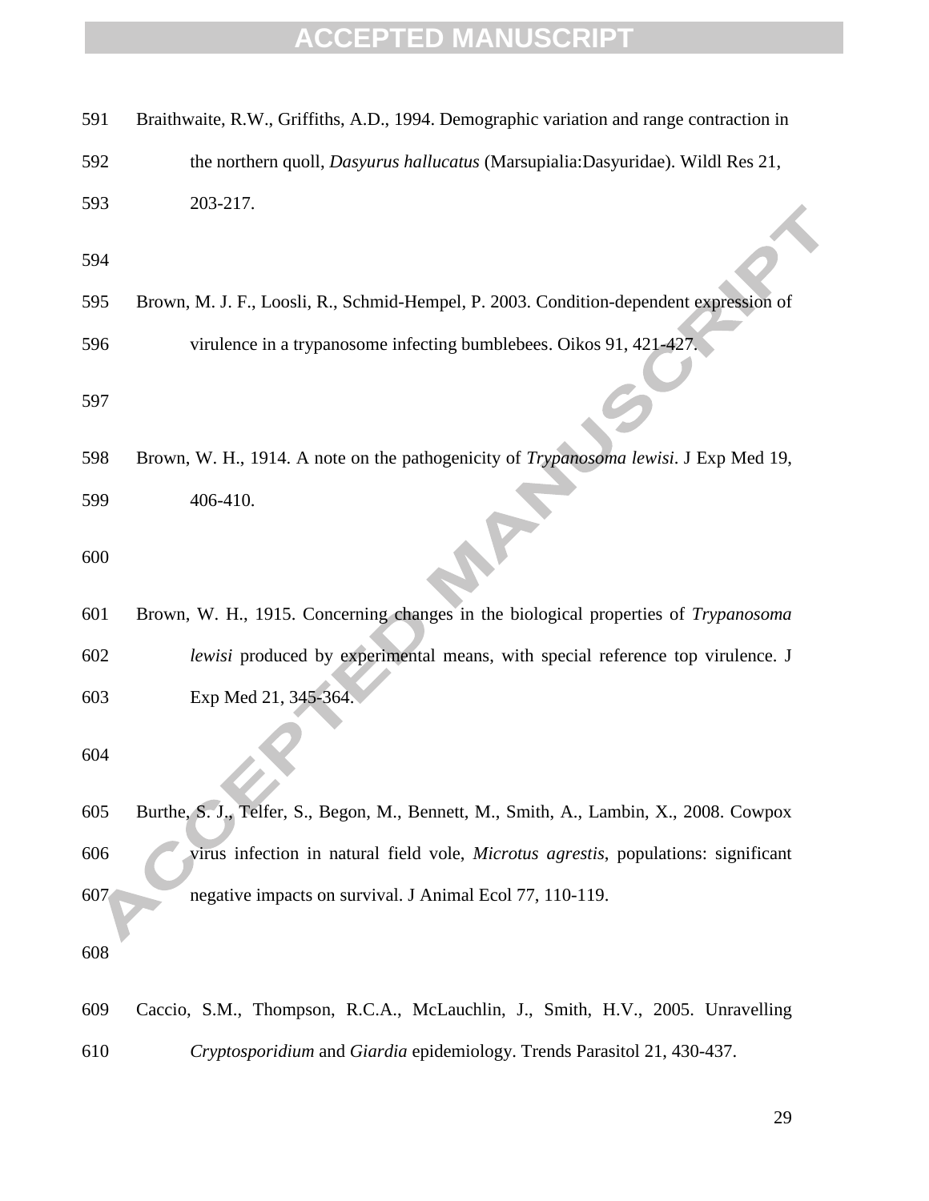Braithwaite, R.W., Griffiths, A.D., 1994. Demographic variation and range contraction in the northern quoll, *Dasyurus hallucatus* (Marsupialia:Dasyuridae). Wildl Res 21, 203-217.

Brown, M. J. F., Loosli, R., Schmid-Hempel, P. 2003. Condition-dependent expression of virulence in a trypanosome infecting bumblebees. Oikos 91, 421-427.

Brown, W. H., 1914. A note on the pathogenicity of *Trypanosoma lewisi*. J Exp Med 19, 406-410.

Brown, W. H., 1915. Concerning changes in the biological properties of *Trypanosoma lewisi* produced by experimental means, with special reference top virulence. J Exp Med 21, 345-364.

Burthe, S. J., Telfer, S., Begon, M., Bennett, M., Smith, A., Lambin, X., 2008. Cowpox virus infection in natural field vole, *Microtus agrestis*, populations: significant negative impacts on survival. J Animal Ecol 77, 110-119.

Caccio, S.M., Thompson, R.C.A., McLauchlin, J., Smith, H.V., 2005. Unravelling *Cryptosporidium* and *Giardia* epidemiology. Trends Parasitol 21, 430-437.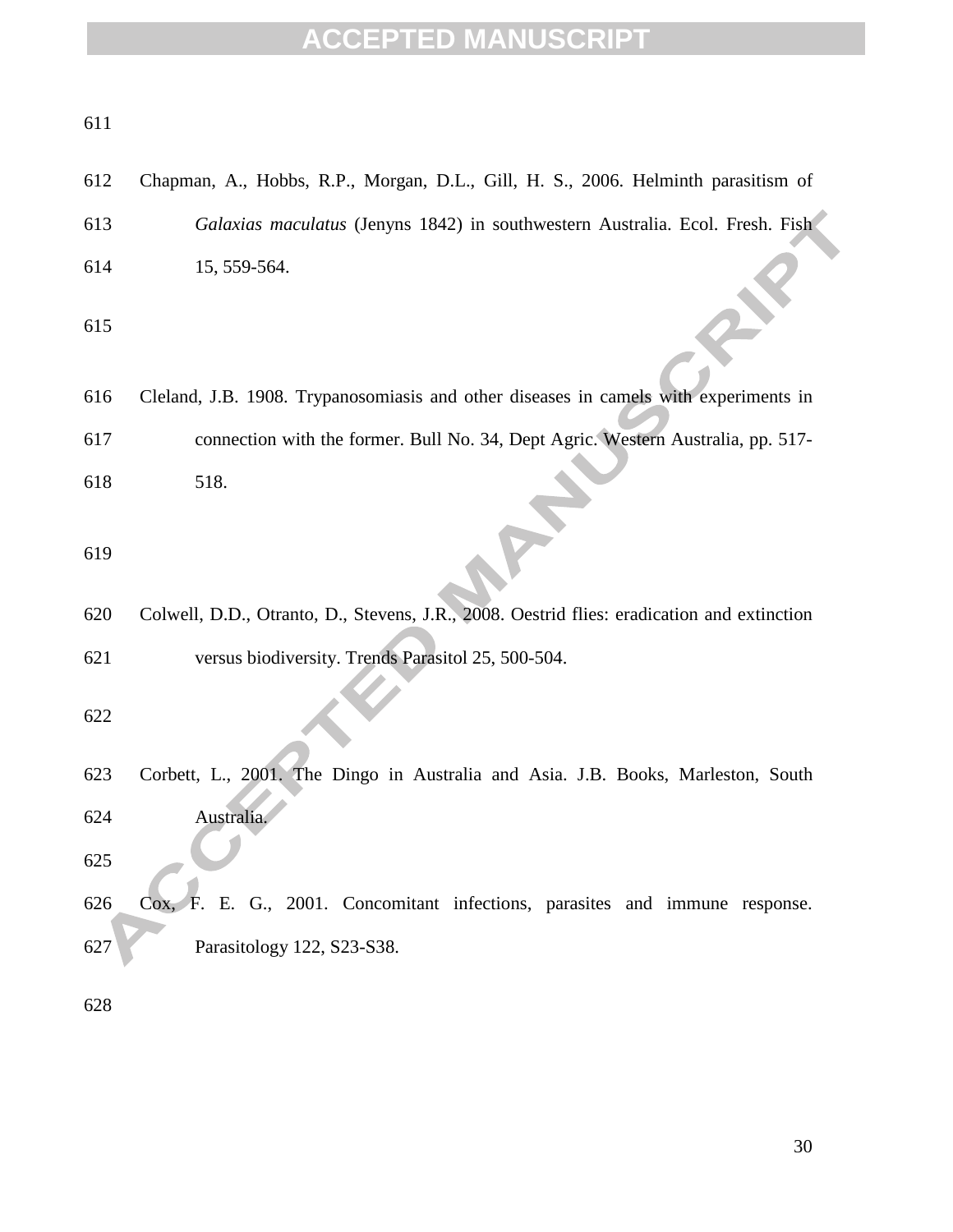Chapman, A., Hobbs, R.P., Morgan, D.L., Gill, H. S., 2006. Helminth parasitism of *Galaxias maculatus* (Jenyns 1842) in southwestern Australia. Ecol. Fresh. Fish 15, 559-564.

Cleland, J.B. 1908. Trypanosomiasis and other diseases in camels with experiments in connection with the former. Bull No. 34, Dept Agric. Western Australia, pp. 517-518.

Colwell, D.D., Otranto, D., Stevens, J.R., 2008. Oestrid flies: eradication and extinction versus biodiversity. Trends Parasitol 25, 500-504.

Corbett, L., 2001. The Dingo in Australia and Asia. J.B. Books, Marleston, South Australia.

Cox, F. E. G., 2001. Concomitant infections, parasites and immune response. Parasitology 122, S23-S38.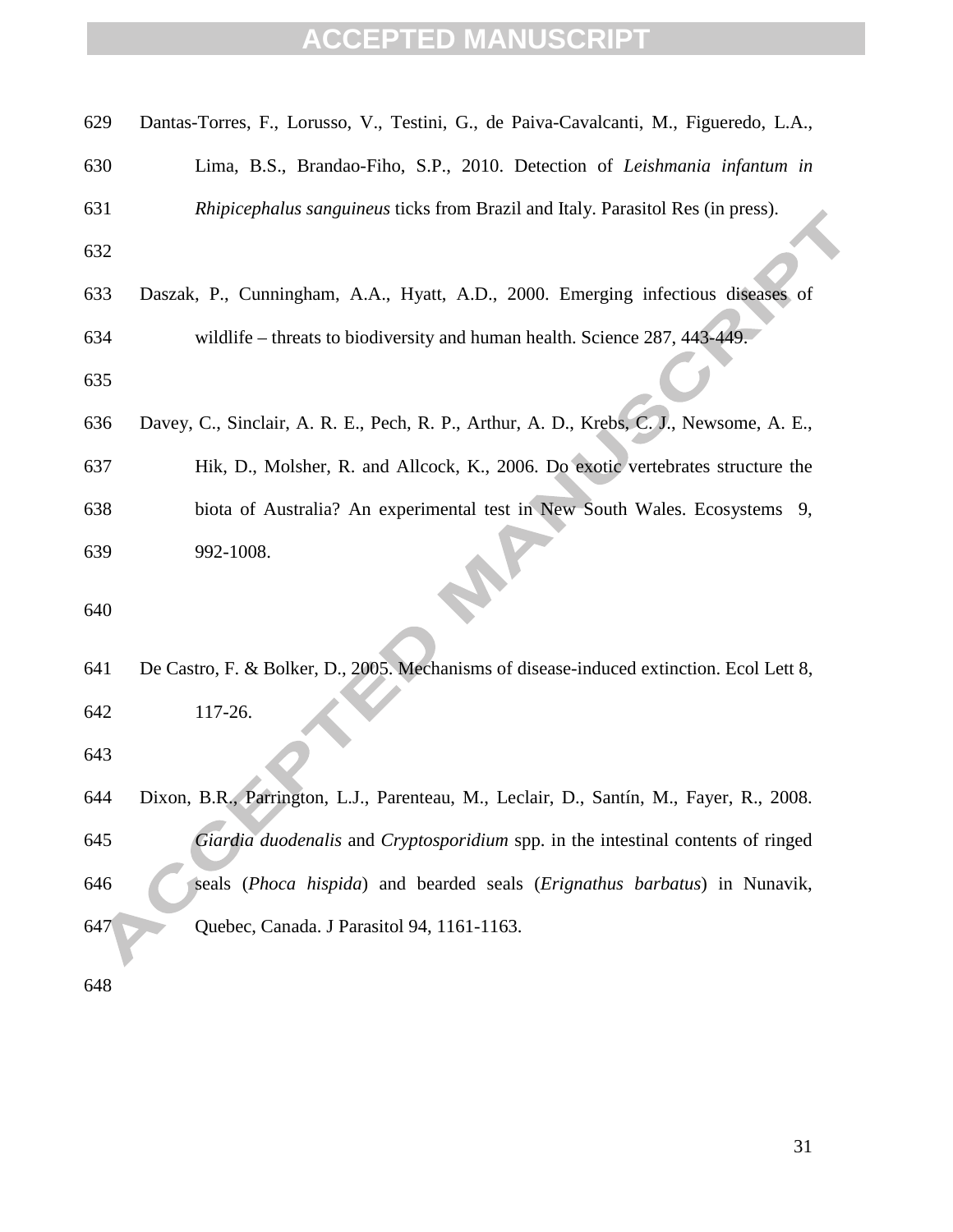Dantas-Torres, F., Lorusso, V., Testini, G., de Paiva-Cavalcanti, M., Figueredo, L.A., Lima, B.S., Brandao-Fiho, S.P., 2010. Detection of *Leishmania infantum in Rhipicephalus sanguineus* ticks from Brazil and Italy. Parasitol Res (in press).

Daszak, P., Cunningham, A.A., Hyatt, A.D., 2000. Emerging infectious diseases of wildlife – threats to biodiversity and human health. Science 287, 443-449.

Davey, C., Sinclair, A. R. E., Pech, R. P., Arthur, A. D., Krebs, C. J., Newsome, A. E., Hik, D., Molsher, R. and Allcock, K., 2006. Do exotic vertebrates structure the biota of Australia? An experimental test in New South Wales. Ecosystems 9, 992-1008.

De Castro, F. & Bolker, D., 2005. Mechanisms of disease-induced extinction. Ecol Lett 8, 117-26.

Dixon, B.R., Parrington, L.J., Parenteau, M., Leclair, D., Santín, M., Fayer, R., 2008. *Giardia duodenalis* and *Cryptosporidium* spp. in the intestinal contents of ringed seals (*Phoca hispida*) and bearded seals (*Erignathus barbatus*) in Nunavik, Quebec, Canada. J Parasitol 94, 1161-1163.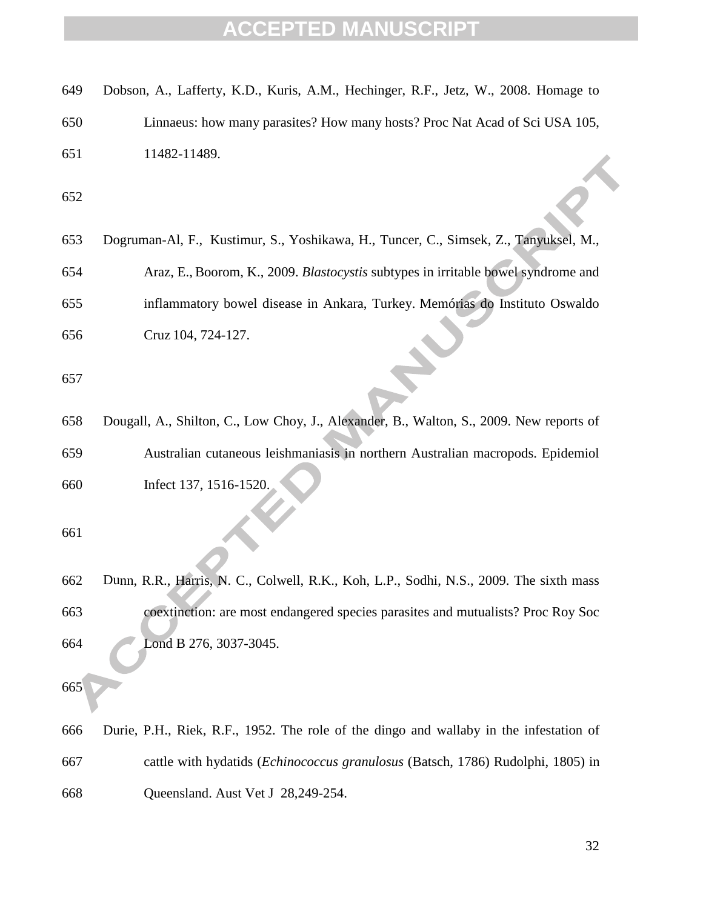Dobson, A., Lafferty, K.D., Kuris, A.M., Hechinger, R.F., Jetz, W., 2008. Homage to Linnaeus: how many parasites? How many hosts? Proc Nat Acad of Sci USA 105, 11482-11489.

Dogruman-Al, F., Kustimur, S., Yoshikawa, H., Tuncer, C., Simsek, Z., Tanyuksel, M., Araz, E., Boorom, K., 2009. *Blastocystis* subtypes in irritable bowel syndrome and inflammatory bowel disease in Ankara, Turkey. Memórias do Instituto Oswaldo Cruz 104, 724-127.

Dougall, A., Shilton, C., Low Choy, J., Alexander, B., Walton, S., 2009. New reports of Australian cutaneous leishmaniasis in northern Australian macropods. Epidemiol Infect 137, 1516-1520.

Dunn, R.R., Harris, N. C., Colwell, R.K., Koh, L.P., Sodhi, N.S., 2009. The sixth mass coextinction: are most endangered species parasites and mutualists? Proc Roy Soc Lond B 276, 3037-3045.

Durie, P.H., Riek, R.F., 1952. The role of the dingo and wallaby in the infestation of cattle with hydatids (*Echinococcus granulosus* (Batsch, 1786) Rudolphi, 1805) in Queensland. Aust Vet J 28,249-254.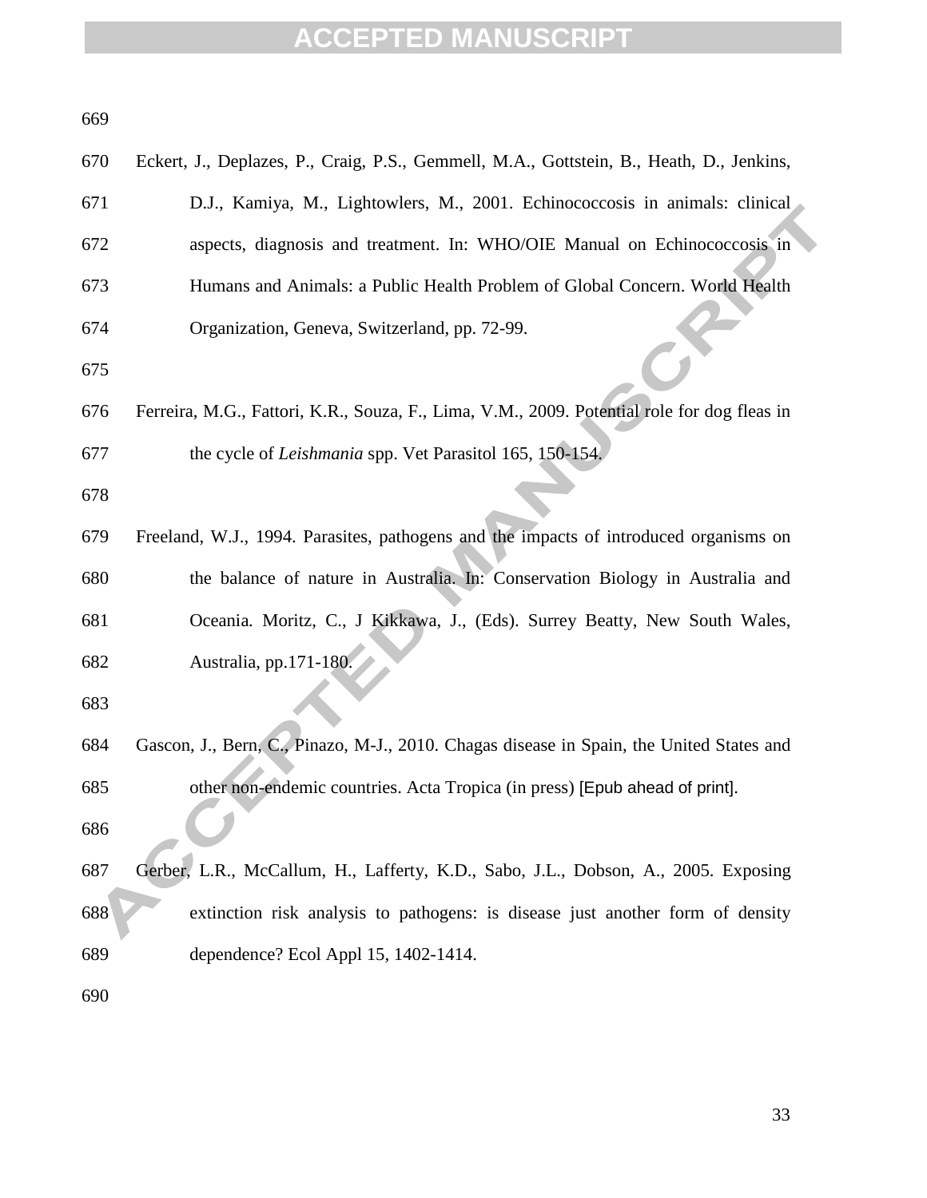Eckert, J., Deplazes, P., Craig, P.S., Gemmell, M.A., Gottstein, B., Heath, D., Jenkins, D.J., Kamiya, M., Lightowlers, M., 2001. Echinococcosis in animals: clinical aspects, diagnosis and treatment. In: WHO/OIE Manual on Echinococcosis in Humans and Animals: a Public Health Problem of Global Concern. World Health Organization, Geneva, Switzerland, pp. 72-99.

Ferreira, M.G., Fattori, K.R., Souza, F., Lima, V.M., 2009. Potential role for dog fleas in the cycle of *Leishmania* spp. Vet Parasitol 165, 150-154.

Freeland, W.J., 1994. Parasites, pathogens and the impacts of introduced organisms on the balance of nature in Australia. In: Conservation Biology in Australia and Oceania. Moritz, C., J Kikkawa, J., (Eds). Surrey Beatty, New South Wales, Australia, pp.171-180.

Gascon, J., Bern, C., Pinazo, M-J., 2010. Chagas disease in Spain, the United States and other non-endemic countries. Acta Tropica (in press) [Epub ahead of print].

Gerber, L.R., McCallum, H., Lafferty, K.D., Sabo, J.L., Dobson, A., 2005. Exposing extinction risk analysis to pathogens: is disease just another form of density dependence? Ecol Appl 15, 1402-1414.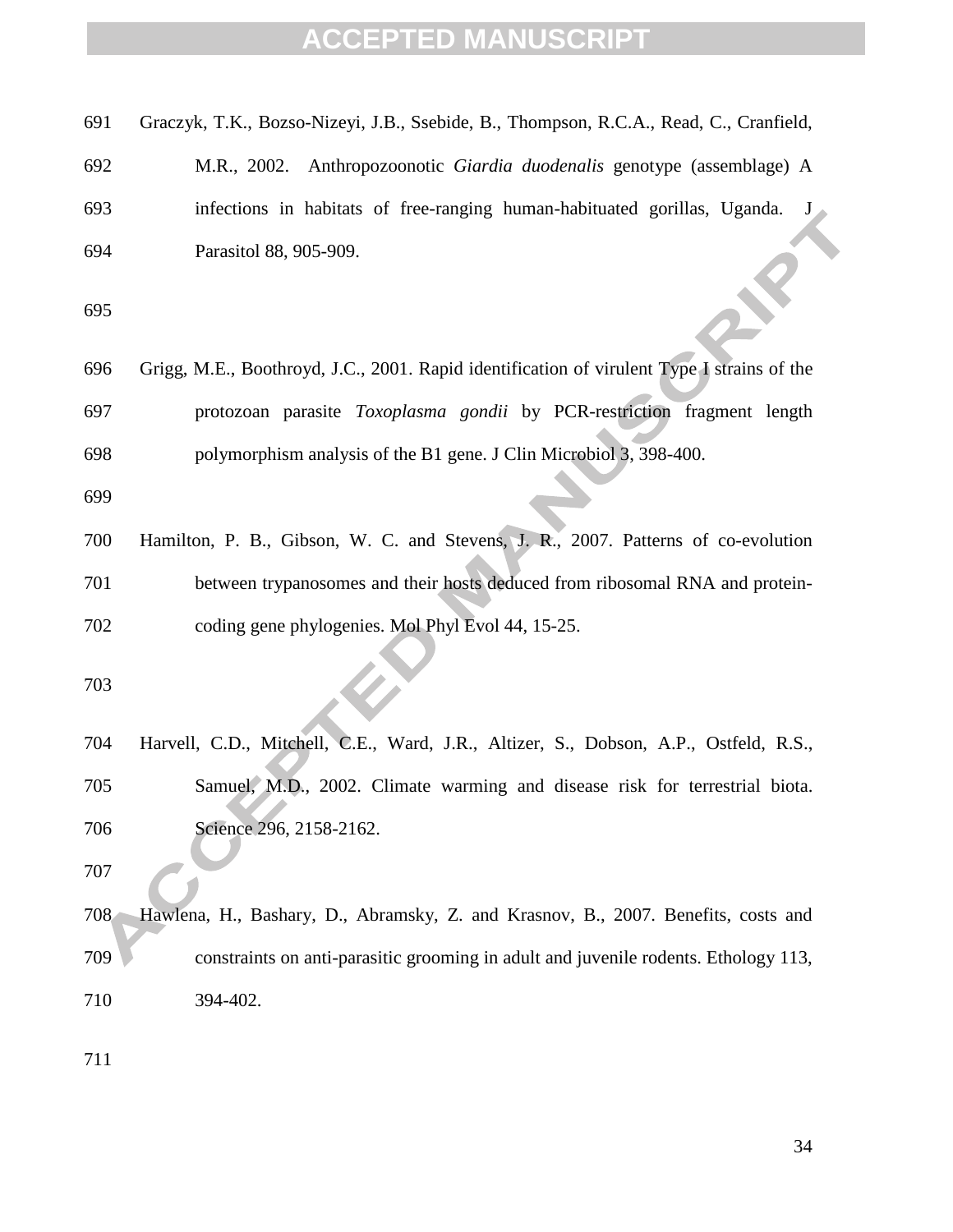Graczyk, T.K., Bozso-Nizeyi, J.B., Ssebide, B., Thompson, R.C.A., Read, C., Cranfield, M.R., 2002. Anthropozoonotic *Giardia duodenalis* genotype (assemblage) A infections in habitats of free-ranging human-habituated gorillas, Uganda. J Parasitol 88, 905-909.

Grigg, M.E., Boothroyd, J.C., 2001. Rapid identification of virulent Type I strains of the protozoan parasite *Toxoplasma gondii* by PCR-restriction fragment length polymorphism analysis of the B1 gene. J Clin Microbiol 3, 398-400.

Hamilton, P. B., Gibson, W. C. and Stevens, J. R., 2007. Patterns of co-evolution between trypanosomes and their hosts deduced from ribosomal RNA and protein-coding gene phylogenies. Mol Phyl Evol 44, 15-25.

Harvell, C.D., Mitchell, C.E., Ward, J.R., Altizer, S., Dobson, A.P., Ostfeld, R.S., Samuel, M.D., 2002. Climate warming and disease risk for terrestrial biota. Science 296, 2158-2162.

Hawlena, H., Bashary, D., Abramsky, Z. and Krasnov, B., 2007. Benefits, costs and constraints on anti-parasitic grooming in adult and juvenile rodents. Ethology 113, 394-402.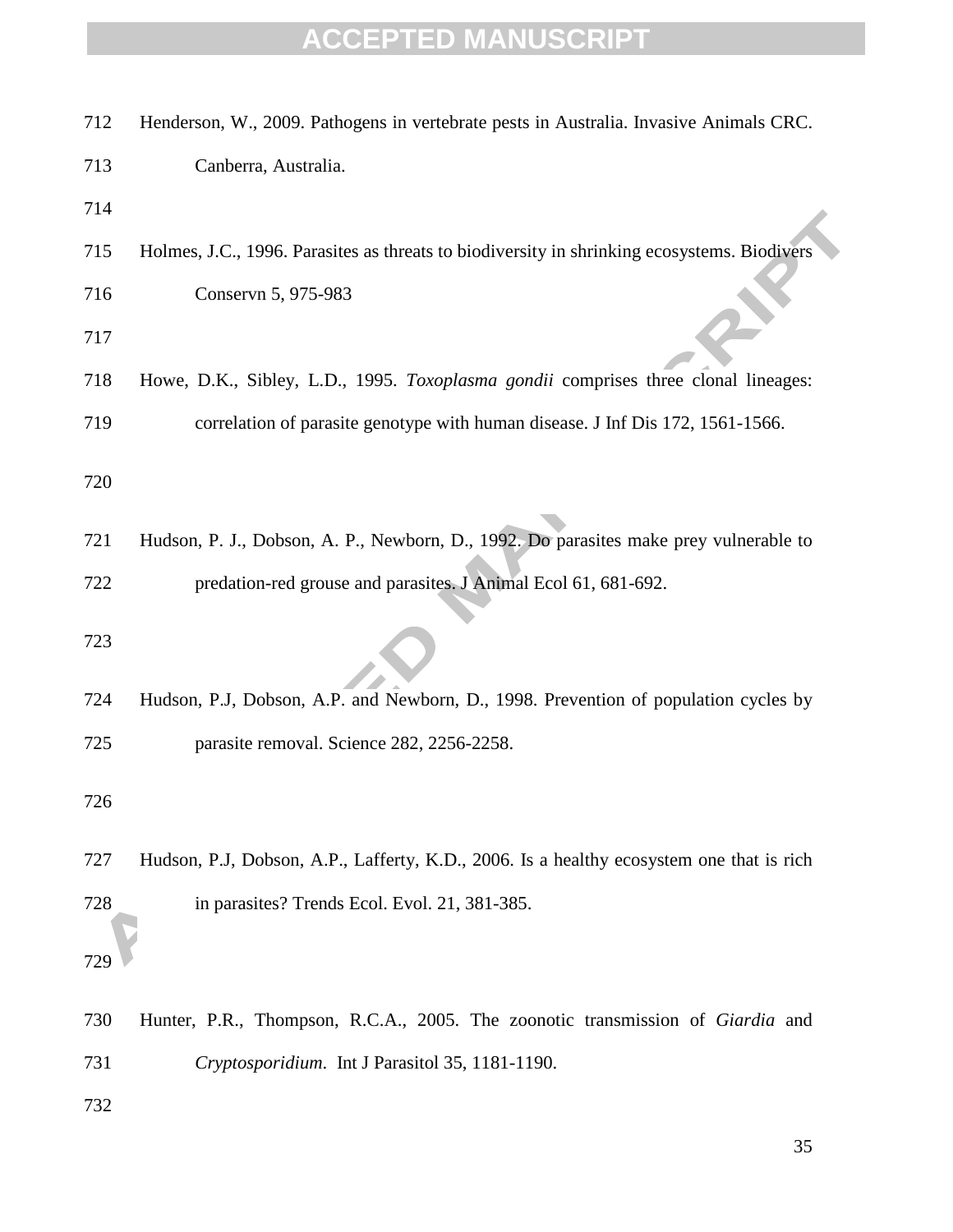Henderson, W., 2009. Pathogens in vertebrate pests in Australia. Invasive Animals CRC. Canberra, Australia.

Holmes, J.C., 1996. Parasites as threats to biodiversity in shrinking ecosystems. Biodivers Conservn 5, 975-983

Howe, D.K., Sibley, L.D., 1995. *Toxoplasma gondii* comprises three clonal lineages: correlation of parasite genotype with human disease. J Inf Dis 172, 1561-1566.

Hudson, P. J., Dobson, A. P., Newborn, D., 1992. Do parasites make prey vulnerable to predation-red grouse and parasites. J Animal Ecol 61, 681-692.

Hudson, P.J, Dobson, A.P. and Newborn, D., 1998. Prevention of population cycles by parasite removal. Science 282, 2256-2258.

Hudson, P.J, Dobson, A.P., Lafferty, K.D., 2006. Is a healthy ecosystem one that is rich in parasites? Trends Ecol. Evol. 21, 381-385.

Hunter, P.R., Thompson, R.C.A., 2005. The zoonotic transmission of *Giardia* and *Cryptosporidium*. Int J Parasitol 35, 1181-1190.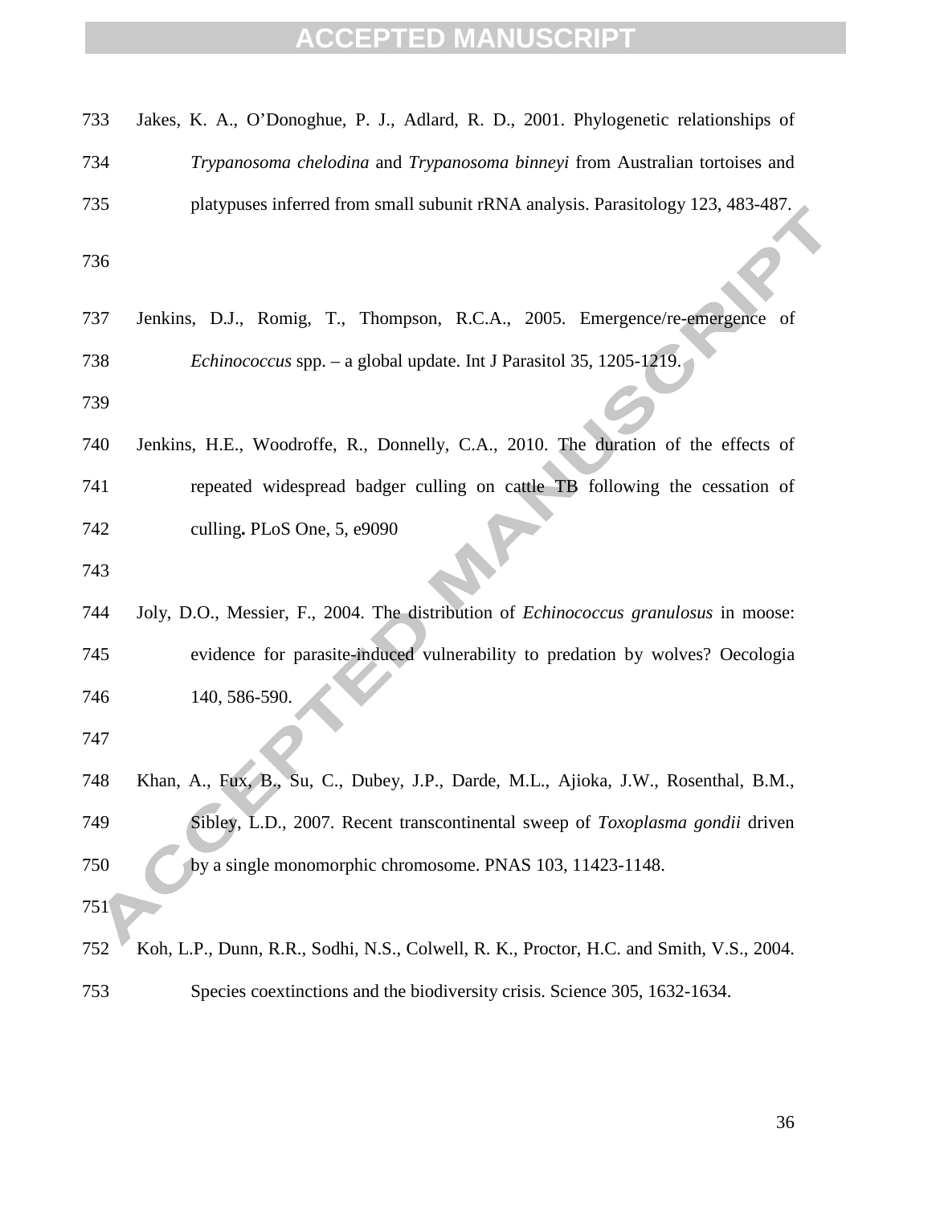Jakes, K. A., O'Donoghue, P. J., Adlard, R. D., 2001. Phylogenetic relationships of *Trypanosoma chelodina* and *Trypanosoma binneyi* from Australian tortoises and platypuses inferred from small subunit rRNA analysis. Parasitology 123, 483-487.

Jenkins, D.J., Romig, T., Thompson, R.C.A., 2005. Emergence/re-emergence of *Echinococcus* spp. – a global update. Int J Parasitol 35, 1205-1219.

Jenkins, H.E., Woodroffe, R., Donnelly, C.A., 2010. The duration of the effects of repeated widespread badger culling on cattle TB following the cessation of culling**.** PLoS One, 5, e9090

Joly, D.O., Messier, F., 2004. The distribution of *Echinococcus granulosus* in moose: evidence for parasite-induced vulnerability to predation by wolves? Oecologia 140, 586-590.

Khan, A., Fux, B., Su, C., Dubey, J.P., Darde, M.L., Ajioka, J.W., Rosenthal, B.M., Sibley, L.D., 2007. Recent transcontinental sweep of *Toxoplasma gondii* driven by a single monomorphic chromosome. PNAS 103, 11423-1148.

Koh, L.P., Dunn, R.R., Sodhi, N.S., Colwell, R. K., Proctor, H.C. and Smith, V.S., 2004. Species coextinctions and the biodiversity crisis. Science 305, 1632-1634.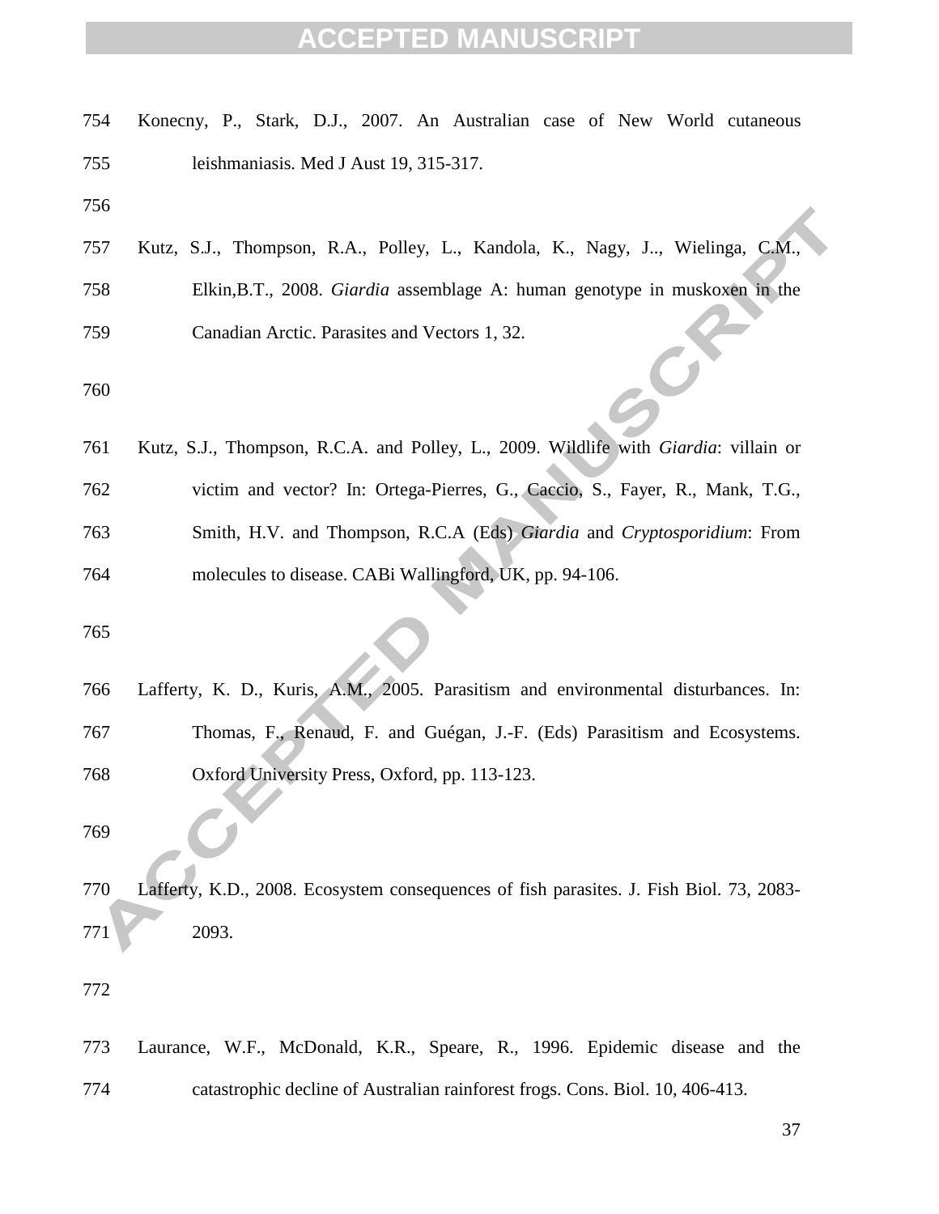Konecny, P., Stark, D.J., 2007. An Australian case of New World cutaneous leishmaniasis. Med J Aust 19, 315-317.

Kutz, S.J., Thompson, R.A., Polley, L., Kandola, K., Nagy, J.., Wielinga, C.M., Elkin,B.T., 2008. *Giardia* assemblage A: human genotype in muskoxen in the Canadian Arctic. Parasites and Vectors 1, 32.

Kutz, S.J., Thompson, R.C.A. and Polley, L., 2009. Wildlife with *Giardia*: villain or victim and vector? In: Ortega-Pierres, G., Caccio, S., Fayer, R., Mank, T.G., Smith, H.V. and Thompson, R.C.A (Eds) *Giardia* and *Cryptosporidium*: From molecules to disease. CABi Wallingford, UK, pp. 94-106.

Lafferty, K. D., Kuris, A.M., 2005. Parasitism and environmental disturbances. In: Thomas, F., Renaud, F. and Guégan, J.-F. (Eds) Parasitism and Ecosystems. Oxford University Press, Oxford, pp. 113-123.

Lafferty, K.D., 2008. Ecosystem consequences of fish parasites. J. Fish Biol. 73, 2083-2093.

Laurance, W.F., McDonald, K.R., Speare, R., 1996. Epidemic disease and the catastrophic decline of Australian rainforest frogs. Cons. Biol. 10, 406-413.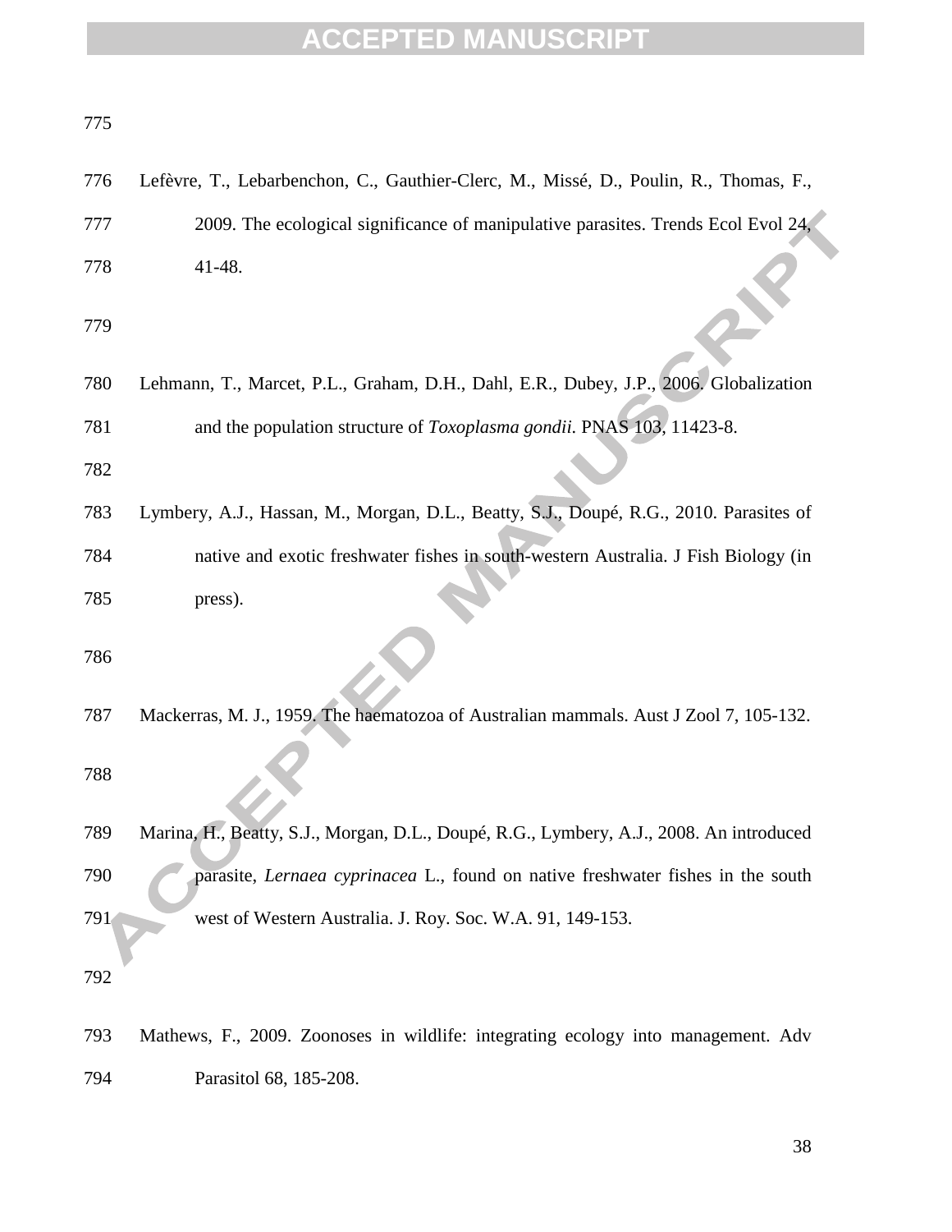Lefèvre, T., Lebarbenchon, C., Gauthier-Clerc, M., Missé, D., Poulin, R., Thomas, F., 2009. The ecological significance of manipulative parasites. Trends Ecol Evol 24, 41-48.

Lehmann, T., Marcet, P.L., Graham, D.H., Dahl, E.R., Dubey, J.P., 2006. Globalization and the population structure of *Toxoplasma gondii*. PNAS 103, 11423-8.

Lymbery, A.J., Hassan, M., Morgan, D.L., Beatty, S.J., Doupé, R.G., 2010. Parasites of native and exotic freshwater fishes in south-western Australia. J Fish Biology (in press).

Mackerras, M. J., 1959. The haematozoa of Australian mammals. Aust J Zool 7, 105-132.

Marina, H., Beatty, S.J., Morgan, D.L., Doupé, R.G., Lymbery, A.J., 2008. An introduced parasite, *Lernaea cyprinacea* L., found on native freshwater fishes in the south west of Western Australia. J. Roy. Soc. W.A. 91, 149-153.

Mathews, F., 2009. Zoonoses in wildlife: integrating ecology into management. Adv Parasitol 68, 185-208.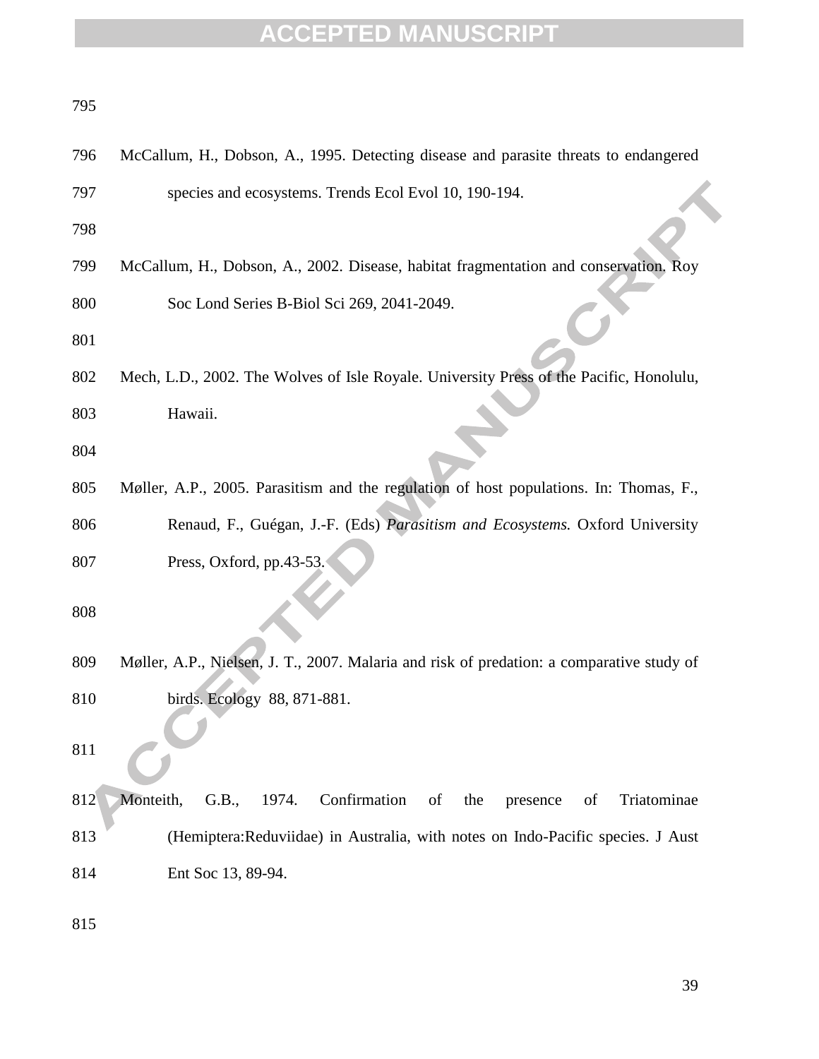McCallum, H., Dobson, A., 1995. Detecting disease and parasite threats to endangered species and ecosystems. Trends Ecol Evol 10, 190-194.

McCallum, H., Dobson, A., 2002. Disease, habitat fragmentation and conservation. Roy Soc Lond Series B-Biol Sci 269, 2041-2049.

Mech, L.D., 2002. The Wolves of Isle Royale. University Press of the Pacific, Honolulu, Hawaii.

Møller, A.P., 2005. Parasitism and the regulation of host populations. In: Thomas, F., Renaud, F., Guégan, J.-F. (Eds) *Parasitism and Ecosystems.* Oxford University Press, Oxford, pp.43-53.

Møller, A.P., Nielsen, J. T., 2007. Malaria and risk of predation: a comparative study of birds. Ecology 88, 871-881.

Monteith, G.B., 1974. Confirmation of the presence of Triatominae (Hemiptera:Reduviidae) in Australia, with notes on Indo-Pacific species. J Aust Ent Soc 13, 89-94.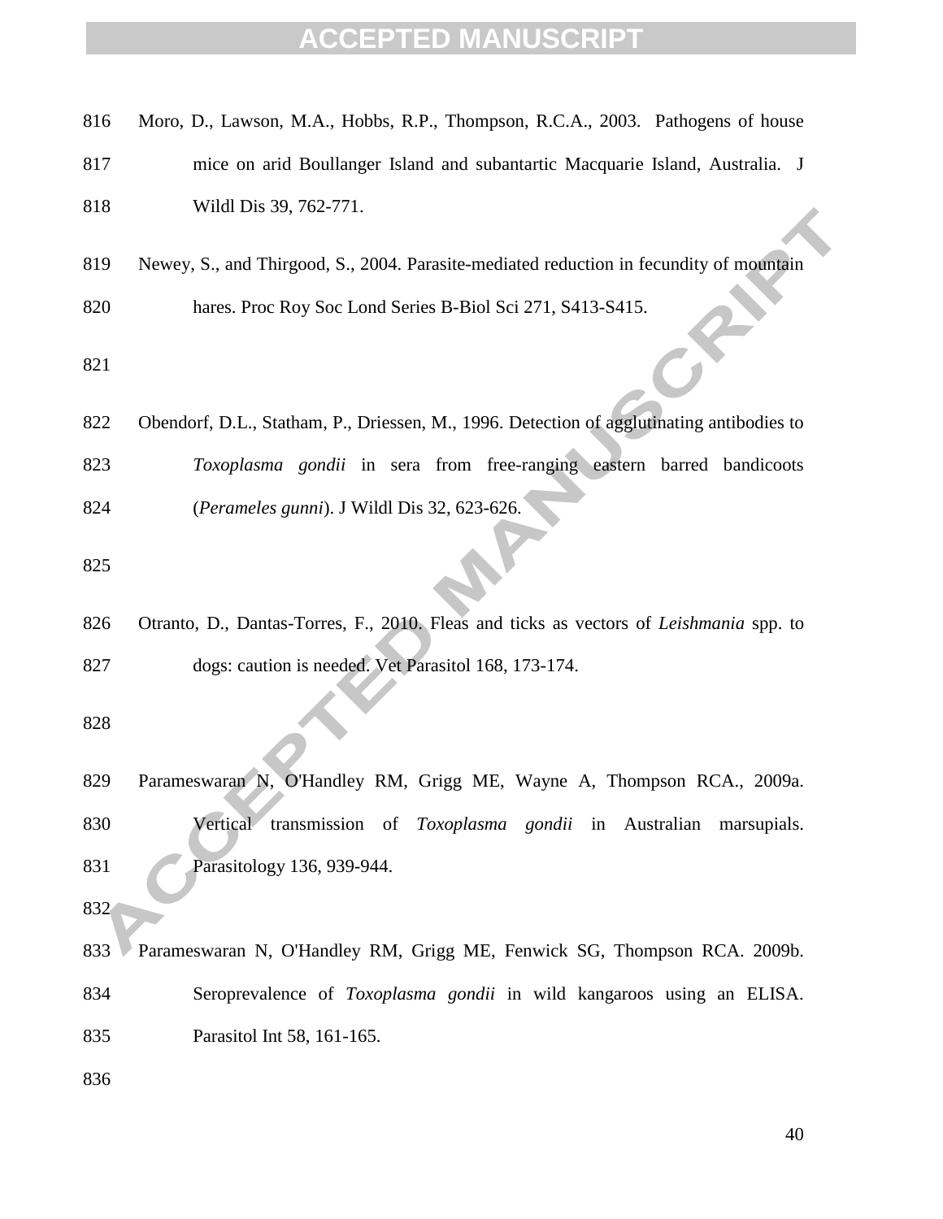Moro, D., Lawson, M.A., Hobbs, R.P., Thompson, R.C.A., 2003. Pathogens of house mice on arid Boullanger Island and subantartic Macquarie Island, Australia. J Wildl Dis 39, 762-771.

Newey, S., and Thirgood, S., 2004. Parasite-mediated reduction in fecundity of mountain hares. Proc Roy Soc Lond Series B-Biol Sci 271, S413-S415.

Obendorf, D.L., Statham, P., Driessen, M., 1996. Detection of agglutinating antibodies to *Toxoplasma gondii* in sera from free-ranging eastern barred bandicoots (*Perameles gunni*). J Wildl Dis 32, 623-626.

Otranto, D., Dantas-Torres, F., 2010. Fleas and ticks as vectors of *Leishmania* spp. to dogs: caution is needed. Vet Parasitol 168, 173-174.

Parameswaran N, O'Handley RM, Grigg ME, Wayne A, Thompson RCA., 2009a. Vertical transmission of *Toxoplasma gondii* in Australian marsupials. Parasitology 136, 939-944.

Parameswaran N, O'Handley RM, Grigg ME, Fenwick SG, Thompson RCA. 2009b. Seroprevalence of *Toxoplasma gondii* in wild kangaroos using an ELISA. Parasitol Int 58, 161-165.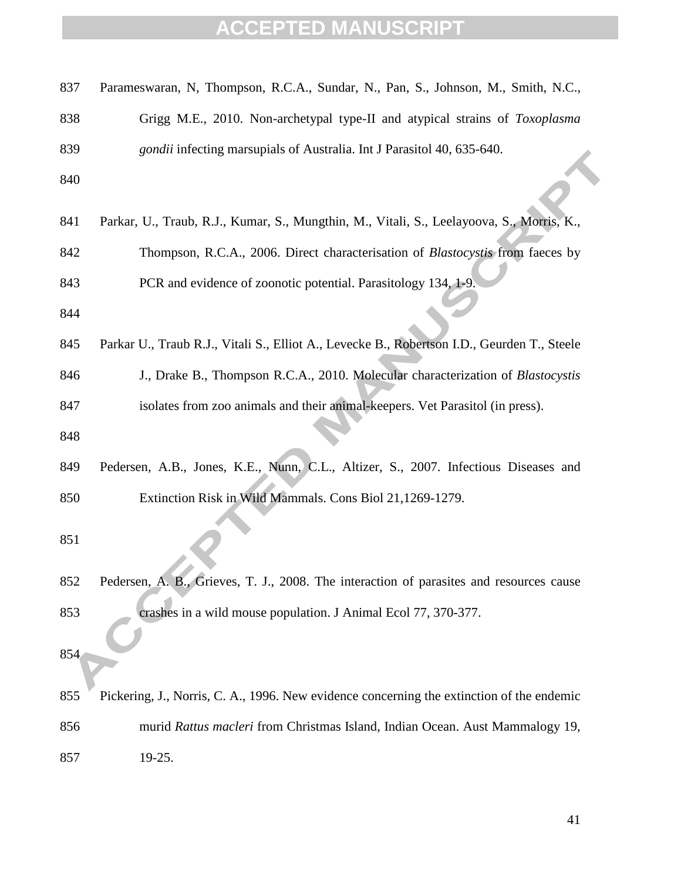Parameswaran, N, Thompson, R.C.A., Sundar, N., Pan, S., Johnson, M., Smith, N.C., Grigg M.E., 2010. Non-archetypal type-II and atypical strains of *Toxoplasma gondii* infecting marsupials of Australia. Int J Parasitol 40, 635-640.

Parkar, U., Traub, R.J., Kumar, S., Mungthin, M., Vitali, S., Leelayoova, S., Morris, K., Thompson, R.C.A., 2006. Direct characterisation of *Blastocystis* from faeces by PCR and evidence of zoonotic potential. Parasitology 134, 1-9.

Parkar U., Traub R.J., Vitali S., Elliot A., Levecke B., Robertson I.D., Geurden T., Steele J., Drake B., Thompson R.C.A., 2010. Molecular characterization of *Blastocystis* isolates from zoo animals and their animal-keepers. Vet Parasitol (in press).

Pedersen, A.B., Jones, K.E., Nunn, C.L., Altizer, S., 2007. Infectious Diseases and Extinction Risk in Wild Mammals. Cons Biol 21,1269-1279.

Pedersen, A. B., Grieves, T. J., 2008. The interaction of parasites and resources cause crashes in a wild mouse population. J Animal Ecol 77, 370-377.

Pickering, J., Norris, C. A., 1996. New evidence concerning the extinction of the endemic murid *Rattus macleri* from Christmas Island, Indian Ocean. Aust Mammalogy 19, 19-25.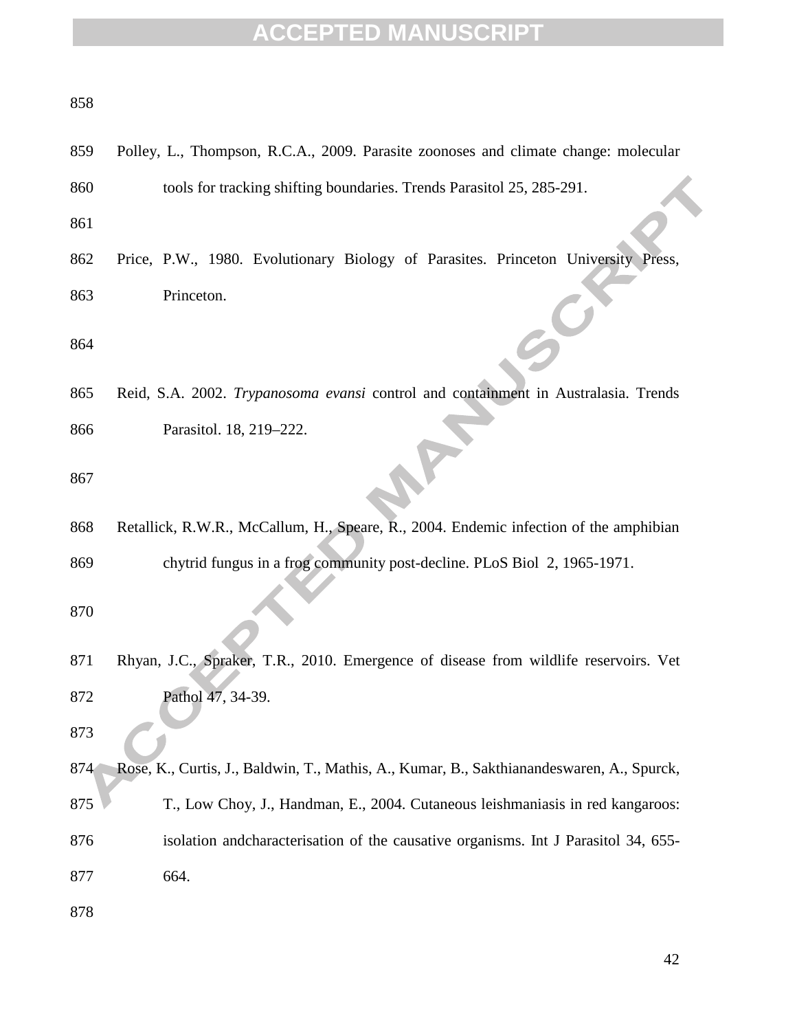Polley, L., Thompson, R.C.A., 2009. Parasite zoonoses and climate change: molecular tools for tracking shifting boundaries. Trends Parasitol 25, 285-291.

Price, P.W., 1980. Evolutionary Biology of Parasites. Princeton University Press, Princeton.

Reid, S.A. 2002. *Trypanosoma evansi* control and containment in Australasia. Trends Parasitol. 18, 219–222.

Retallick, R.W.R., McCallum, H., Speare, R., 2004. Endemic infection of the amphibian chytrid fungus in a frog community post-decline. PLoS Biol 2, 1965-1971.

Rhyan, J.C., Spraker, T.R., 2010. Emergence of disease from wildlife reservoirs. Vet Pathol 47, 34-39.

Rose, K., Curtis, J., Baldwin, T., Mathis, A., Kumar, B., Sakthianandeswaren, A., Spurck, T., Low Choy, J., Handman, E., 2004. Cutaneous leishmaniasis in red kangaroos: isolation andcharacterisation of the causative organisms. Int J Parasitol 34, 655-664.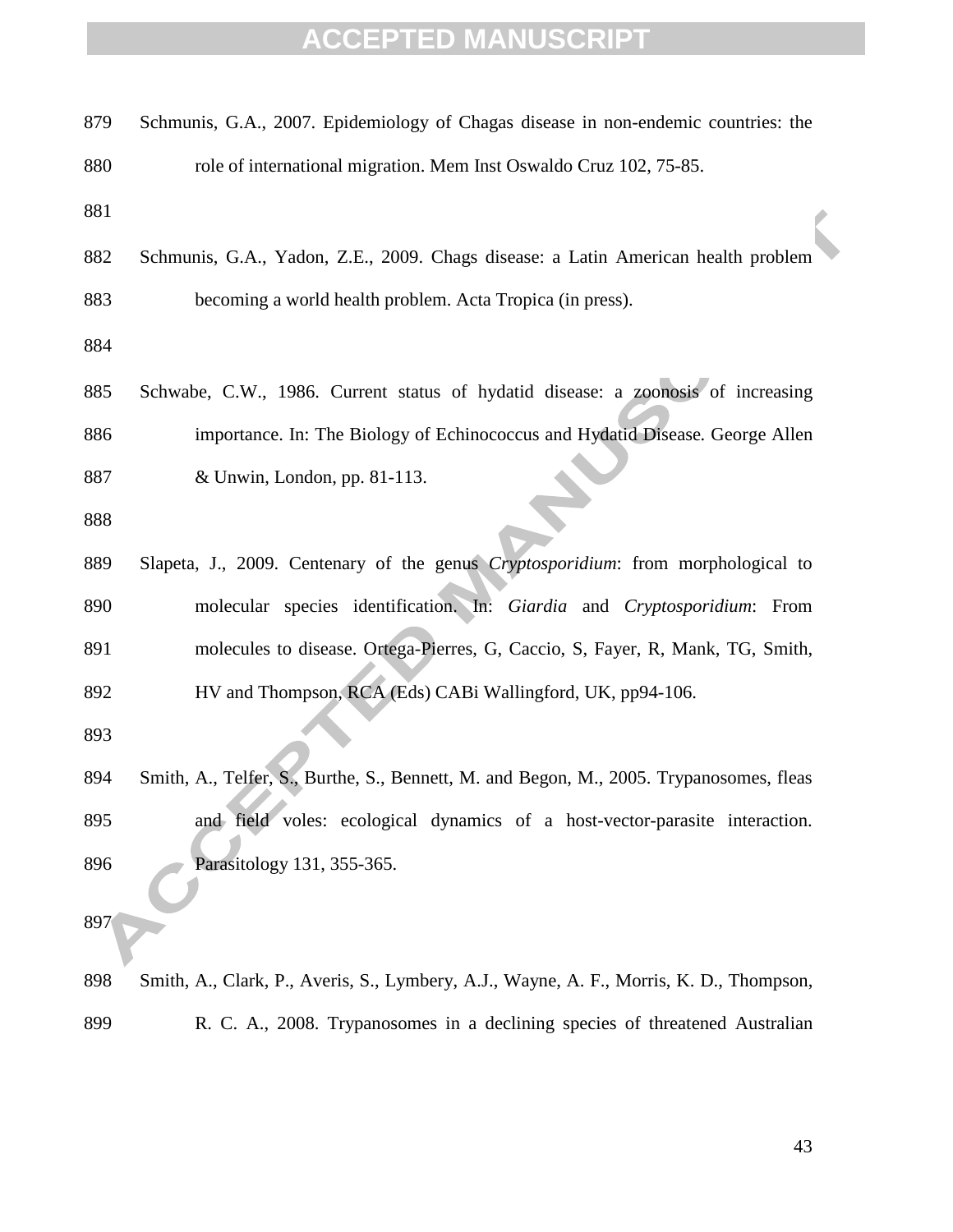Schmunis, G.A., 2007. Epidemiology of Chagas disease in non-endemic countries: the role of international migration. Mem Inst Oswaldo Cruz 102, 75-85.

Schmunis, G.A., Yadon, Z.E., 2009. Chags disease: a Latin American health problem becoming a world health problem. Acta Tropica (in press).

Schwabe, C.W., 1986. Current status of hydatid disease: a zoonosis of increasing importance. In: The Biology of Echinococcus and Hydatid Disease. George Allen & Unwin, London, pp. 81-113.

Slapeta, J., 2009. Centenary of the genus *Cryptosporidium*: from morphological to molecular species identification. In: *Giardia* and *Cryptosporidium*: From molecules to disease. Ortega-Pierres, G, Caccio, S, Fayer, R, Mank, TG, Smith, HV and Thompson, RCA (Eds) CABi Wallingford, UK, pp94-106.

Smith, A., Telfer, S., Burthe, S., Bennett, M. and Begon, M., 2005. Trypanosomes, fleas and field voles: ecological dynamics of a host-vector-parasite interaction. Parasitology 131, 355-365.

Smith, A., Clark, P., Averis, S., Lymbery, A.J., Wayne, A. F., Morris, K. D., Thompson, R. C. A., 2008. Trypanosomes in a declining species of threatened Australian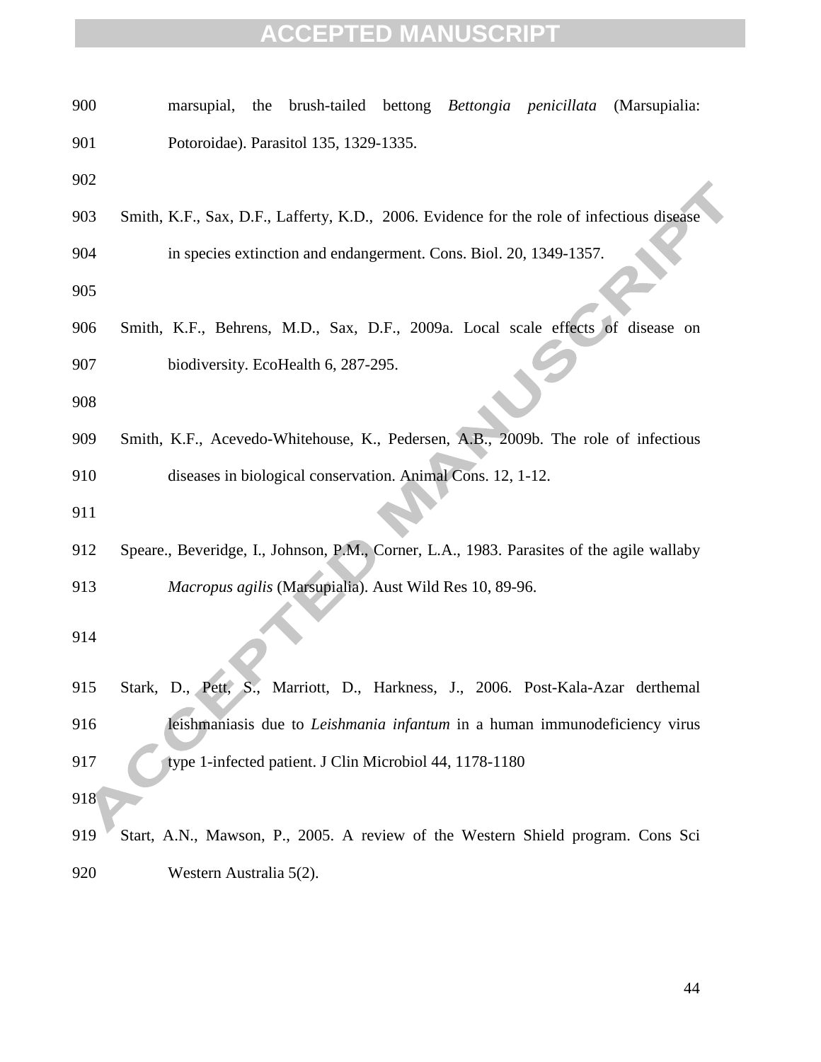marsupial, the brush-tailed bettong *Bettongia penicillata* (Marsupialia: Potoroidae). Parasitol 135, 1329-1335.

Smith, K.F., Sax, D.F., Lafferty, K.D., 2006. Evidence for the role of infectious disease in species extinction and endangerment. Cons. Biol. 20, 1349-1357.

Smith, K.F., Behrens, M.D., Sax, D.F., 2009a. Local scale effects of disease on biodiversity. EcoHealth 6, 287-295.

Smith, K.F., Acevedo-Whitehouse, K., Pedersen, A.B., 2009b. The role of infectious diseases in biological conservation. Animal Cons. 12, 1-12.

Speare., Beveridge, I., Johnson, P.M., Corner, L.A., 1983. Parasites of the agile wallaby *Macropus agilis* (Marsupialia). Aust Wild Res 10, 89-96.

Stark, D., Pett, S., Marriott, D., Harkness, J., 2006. Post-Kala-Azar derthemal leishmaniasis due to *Leishmania infantum* in a human immunodeficiency virus type 1-infected patient. J Clin Microbiol 44, 1178-1180

Start, A.N., Mawson, P., 2005. A review of the Western Shield program. Cons Sci Western Australia 5(2).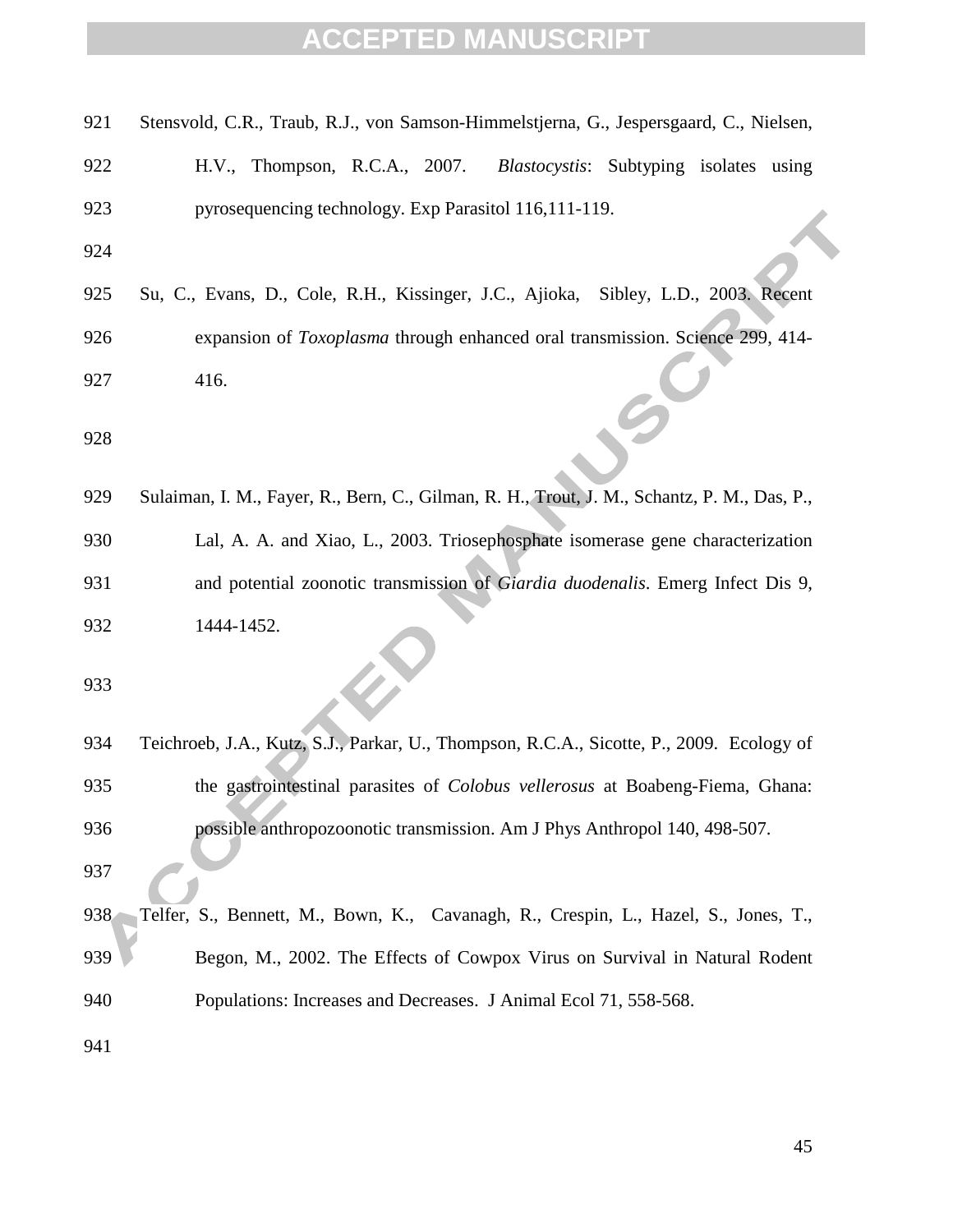Stensvold, C.R., Traub, R.J., von Samson-Himmelstjerna, G., Jespersgaard, C., Nielsen, H.V., Thompson, R.C.A., 2007. *Blastocystis*: Subtyping isolates using pyrosequencing technology. Exp Parasitol 116,111-119.

Su, C., Evans, D., Cole, R.H., Kissinger, J.C., Ajioka, Sibley, L.D., 2003. Recent expansion of *Toxoplasma* through enhanced oral transmission. Science 299, 414-416.

Sulaiman, I. M., Fayer, R., Bern, C., Gilman, R. H., Trout, J. M., Schantz, P. M., Das, P., Lal, A. A. and Xiao, L., 2003. Triosephosphate isomerase gene characterization and potential zoonotic transmission of *Giardia duodenalis*. Emerg Infect Dis 9, 1444-1452.

Teichroeb, J.A., Kutz, S.J., Parkar, U., Thompson, R.C.A., Sicotte, P., 2009. Ecology of the gastrointestinal parasites of *Colobus vellerosus* at Boabeng-Fiema, Ghana: possible anthropozoonotic transmission. Am J Phys Anthropol 140, 498-507.

Telfer, S., Bennett, M., Bown, K., Cavanagh, R., Crespin, L., Hazel, S., Jones, T., Begon, M., 2002. The Effects of Cowpox Virus on Survival in Natural Rodent Populations: Increases and Decreases. J Animal Ecol 71, 558-568.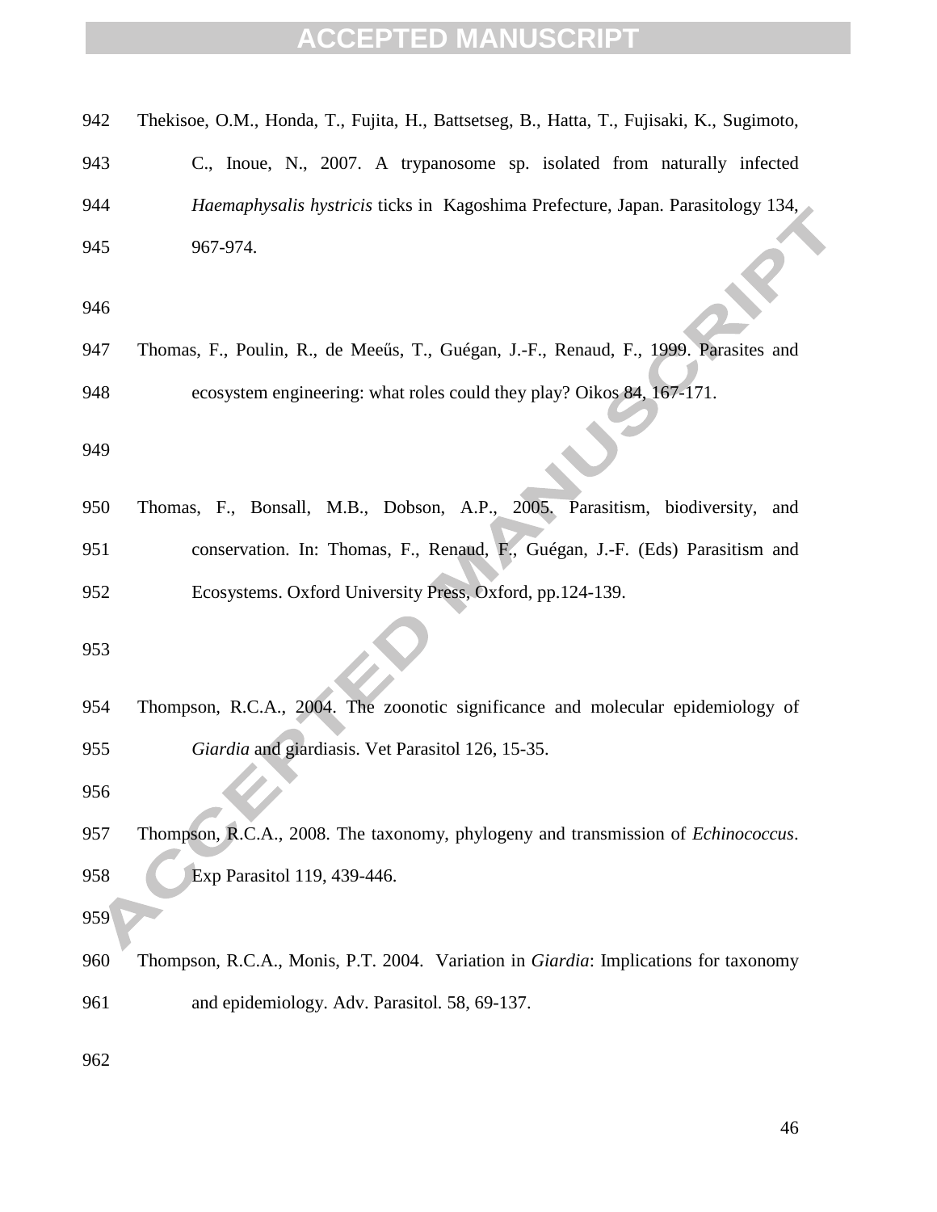Thekisoe, O.M., Honda, T., Fujita, H., Battsetseg, B., Hatta, T., Fujisaki, K., Sugimoto, C., Inoue, N., 2007. A trypanosome sp. isolated from naturally infected *Haemaphysalis hystricis* ticks in Kagoshima Prefecture, Japan. Parasitology 134, 967-974.

Thomas, F., Poulin, R., de Meeűs, T., Guégan, J.-F., Renaud, F., 1999. Parasites and ecosystem engineering: what roles could they play? Oikos 84, 167-171.

Thomas, F., Bonsall, M.B., Dobson, A.P., 2005. Parasitism, biodiversity, and conservation. In: Thomas, F., Renaud, F., Guégan, J.-F. (Eds) Parasitism and Ecosystems. Oxford University Press, Oxford, pp.124-139.

Thompson, R.C.A., 2004. The zoonotic significance and molecular epidemiology of *Giardia* and giardiasis. Vet Parasitol 126, 15-35.

Thompson, R.C.A., 2008. The taxonomy, phylogeny and transmission of *Echinococcus*. Exp Parasitol 119, 439-446.

Thompson, R.C.A., Monis, P.T. 2004. Variation in *Giardia*: Implications for taxonomy and epidemiology. Adv. Parasitol. 58, 69-137.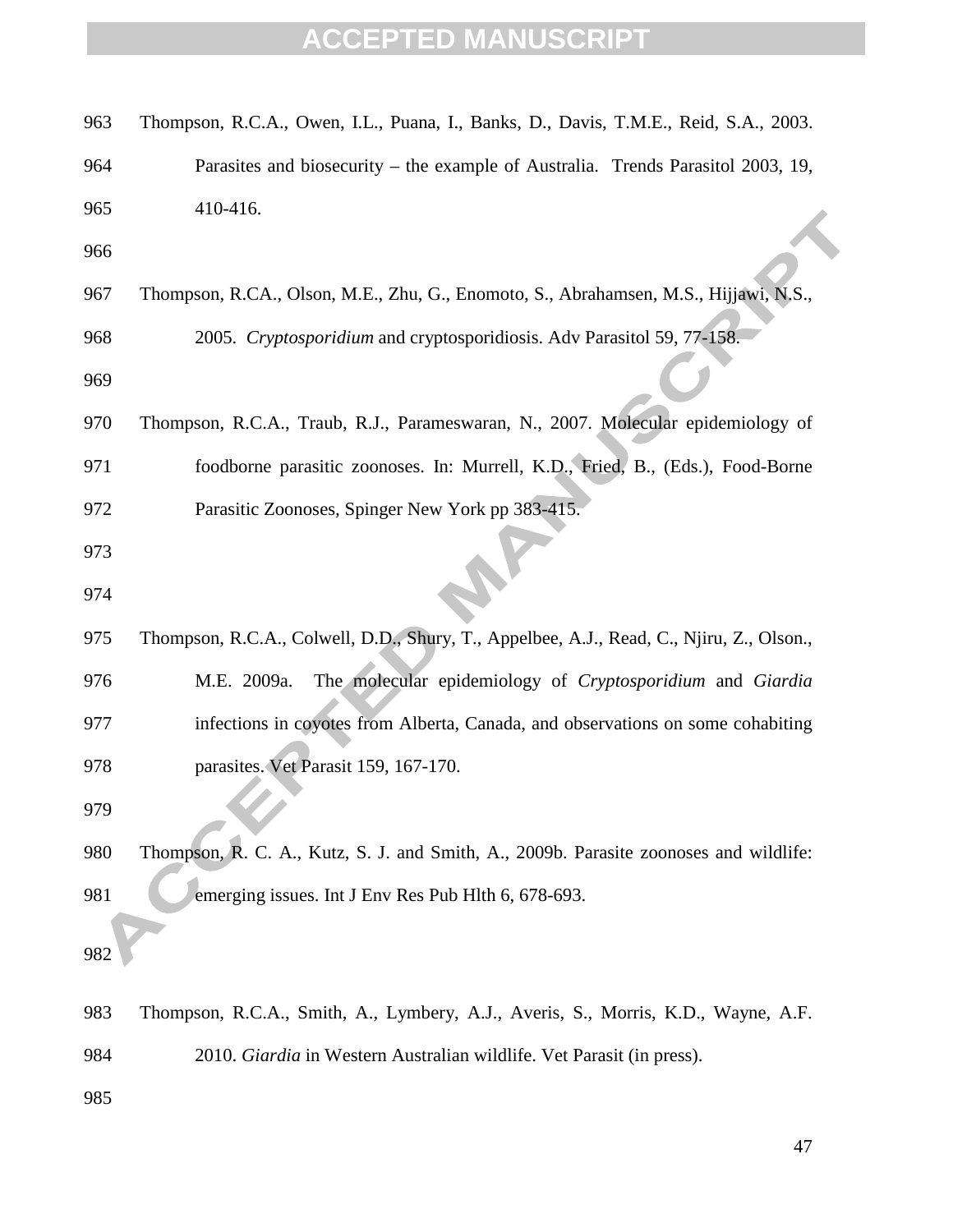Thompson, R.C.A., Owen, I.L., Puana, I., Banks, D., Davis, T.M.E., Reid, S.A., 2003. Parasites and biosecurity – the example of Australia. Trends Parasitol 2003, 19, 410-416.

Thompson, R.CA., Olson, M.E., Zhu, G., Enomoto, S., Abrahamsen, M.S., Hijjawi, N.S., 2005. *Cryptosporidium* and cryptosporidiosis. Adv Parasitol 59, 77-158.

Thompson, R.C.A., Traub, R.J., Parameswaran, N., 2007. Molecular epidemiology of foodborne parasitic zoonoses. In: Murrell, K.D., Fried, B., (Eds.), Food-Borne Parasitic Zoonoses, Spinger New York pp 383-415.

Thompson, R.C.A., Colwell, D.D., Shury, T., Appelbee, A.J., Read, C., Njiru, Z., Olson., M.E. 2009a. The molecular epidemiology of *Cryptosporidium* and *Giardia* infections in coyotes from Alberta, Canada, and observations on some cohabiting parasites. Vet Parasit 159, 167-170.

Thompson, R. C. A., Kutz, S. J. and Smith, A., 2009b. Parasite zoonoses and wildlife: emerging issues. Int J Env Res Pub Hlth 6, 678-693.

Thompson, R.C.A., Smith, A., Lymbery, A.J., Averis, S., Morris, K.D., Wayne, A.F. 2010. *Giardia* in Western Australian wildlife. Vet Parasit (in press).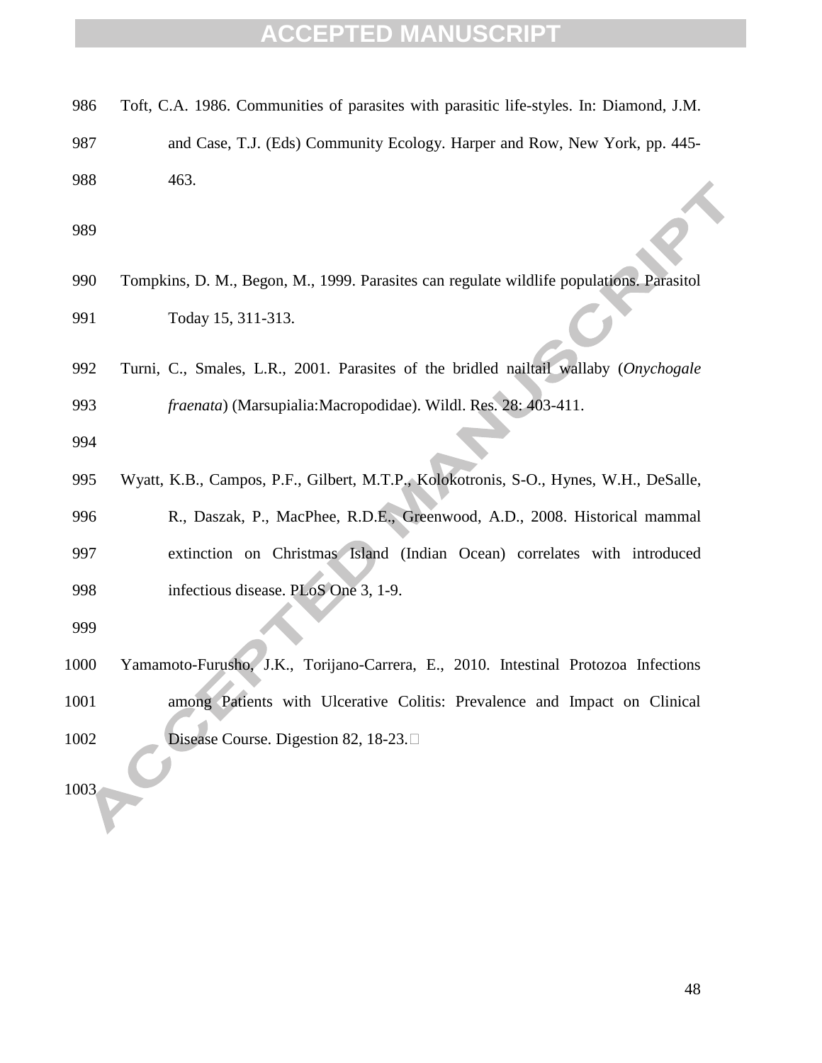Toft, C.A. 1986. Communities of parasites with parasitic life-styles. In: Diamond, J.M. and Case, T.J. (Eds) Community Ecology. Harper and Row, New York, pp. 445-463.

Tompkins, D. M., Begon, M., 1999. Parasites can regulate wildlife populations. Parasitol Today 15, 311-313.

Turni, C., Smales, L.R., 2001. Parasites of the bridled nailtail wallaby (*Onychogale fraenata*) (Marsupialia:Macropodidae). Wildl. Res. 28: 403-411.

Wyatt, K.B., Campos, P.F., Gilbert, M.T.P., Kolokotronis, S-O., Hynes, W.H., DeSalle, R., Daszak, P., MacPhee, R.D.E., Greenwood, A.D., 2008. Historical mammal extinction on Christmas Island (Indian Ocean) correlates with introduced infectious disease. PLoS One 3, 1-9.

Yamamoto-Furusho, J.K., Torijano-Carrera, E., 2010. Intestinal Protozoa Infections among Patients with Ulcerative Colitis: Prevalence and Impact on Clinical Disease Course. Digestion 82, 18-23.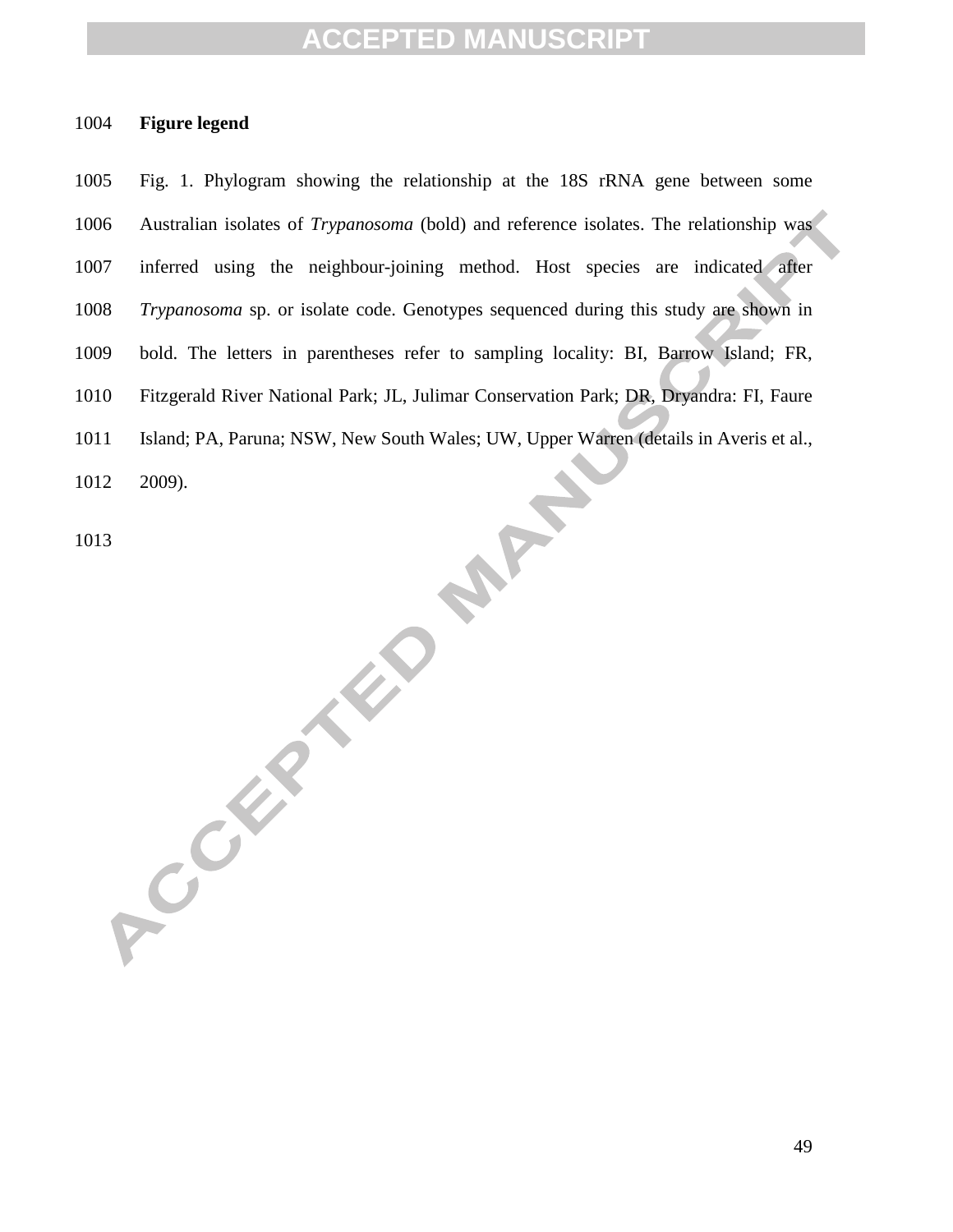**Figure legend**

Fig. 1. Phylogram showing the relationship at the 18S rRNA gene between some Australian isolates of *Trypanosoma* (bold) and reference isolates. The relationship was inferred using the neighbour-joining method. Host species are indicated after *Trypanosoma* sp. or isolate code. Genotypes sequenced during this study are shown in bold. The letters in parentheses refer to sampling locality: BI, Barrow Island; FR, Fitzgerald River National Park; JL, Julimar Conservation Park; DR, Dryandra: FI, Faure Island; PA, Paruna; NSW, New South Wales; UW, Upper Warren (details in Averis et al., 2009).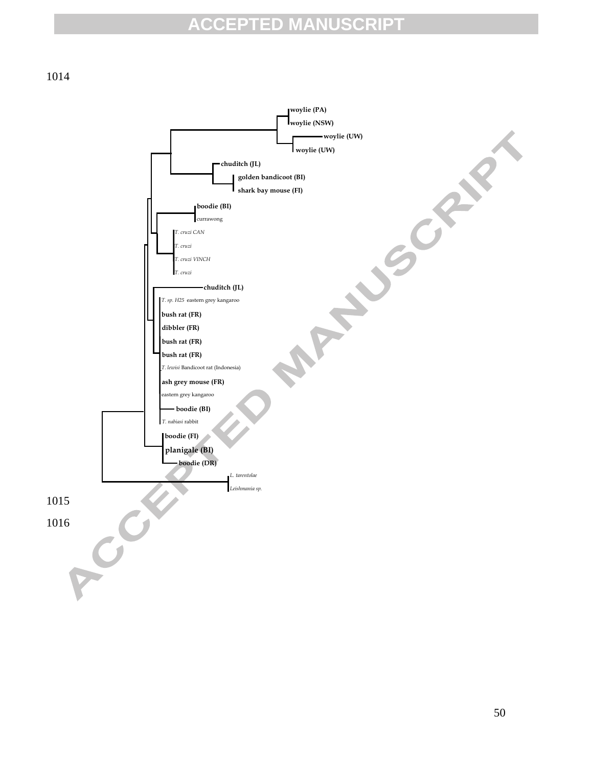woylie (PA)
woylie (NSW)
woylie (UW)
woylie (UW)
chuditch (JL)
golden bandicoot (BI)
shark bay mouse (FI)
boodie (BI)
currawong
*T. cruzi CAN*
*T. cruzi*
*T. cruzi VINCH*
*T. cruzi*
chuditch (JL)
*T. sp. H25* eastern grey kangaroo
bush rat (FR)
dibbler (FR)
bush rat (FR)
bush rat (FR)
*T. lewisi* Bandicoot rat (Indonesia)
ash grey mouse (FR)
eastern grey kangaroo
boodie (BI)
*T. nabiasi* rabbit
boodie (FI)
planigale (BI)
boodie (DR)
*L. tarentolae*
*Leishmania sp.*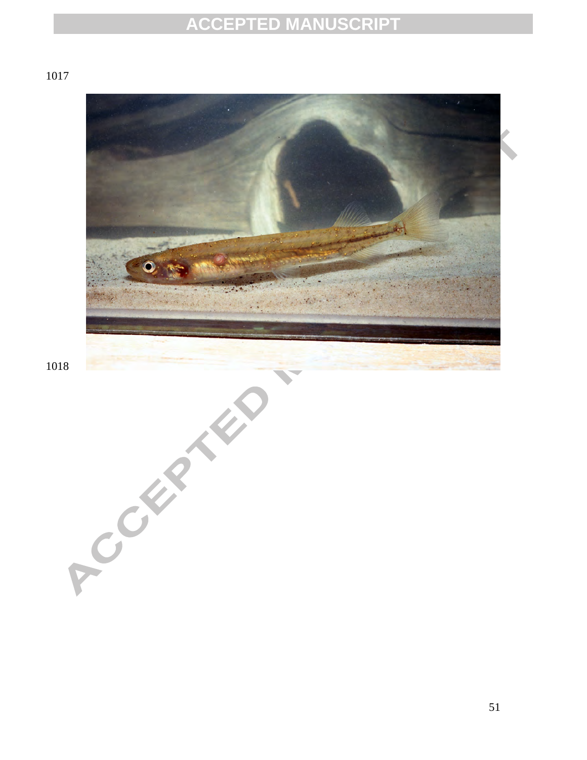1017

1018